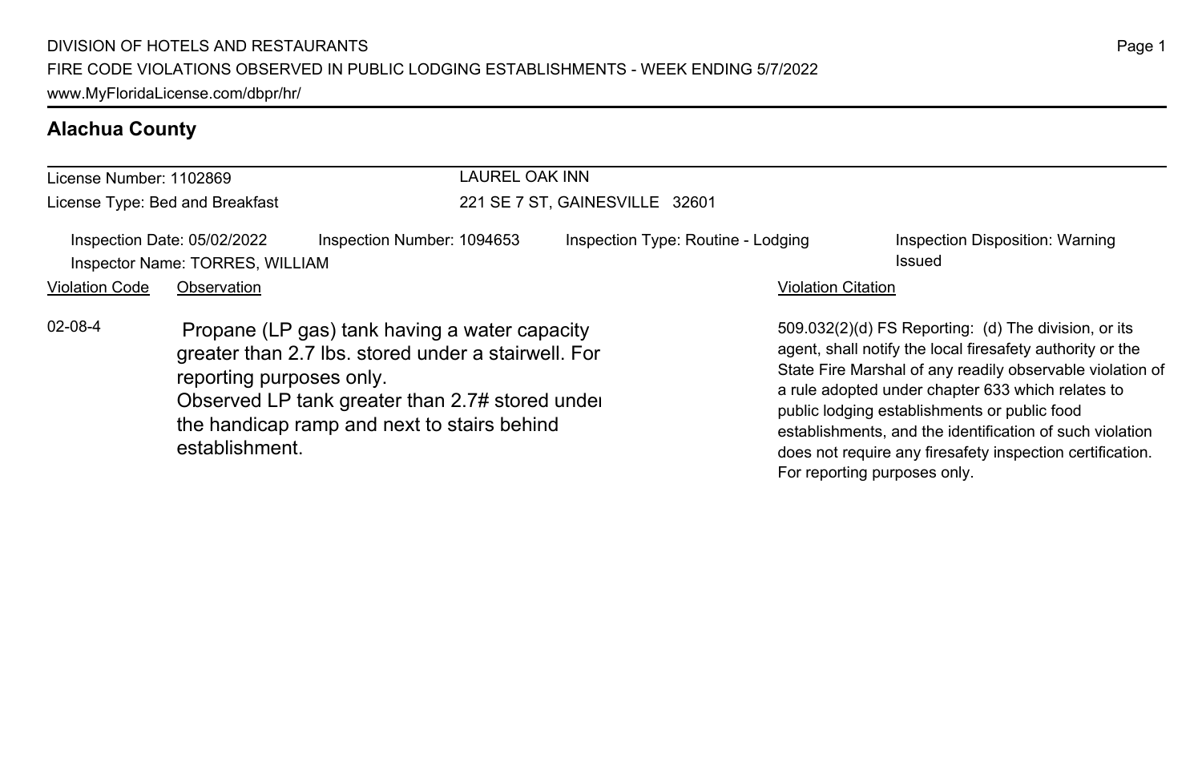DIVISION OF HOTELS AND RESTAURANTS
FIRE CODE VIOLATIONS OBSERVED IN PUBLIC LODGING ESTABLISHMENTS - WEEK ENDING 5/7/2022
www.MyFloridaLicense.com/dbpr/hr/

## Alachua County

License Number: 1102869
License Type: Bed and Breakfast

LAUREL OAK INN
221 SE 7 ST, GAINESVILLE 32601

Inspection Date: 05/02/2022
Inspector Name: TORRES, WILLIAM
Inspection Number: 1094653
Inspection Type: Routine - Lodging
Inspection Disposition: Warning Issued

| Violation Code | Observation | Violation Citation |
|---|---|---|
| 02-08-4 | Propane (LP gas) tank having a water capacity greater than 2.7 lbs. stored under a stairwell. For reporting purposes only. Observed LP tank greater than 2.7# stored under the handicap ramp and next to stairs behind establishment. | 509.032(2)(d) FS Reporting: (d) The division, or its agent, shall notify the local firesafety authority or the State Fire Marshal of any readily observable violation of a rule adopted under chapter 633 which relates to public lodging establishments or public food establishments, and the identification of such violation does not require any firesafety inspection certification. For reporting purposes only. |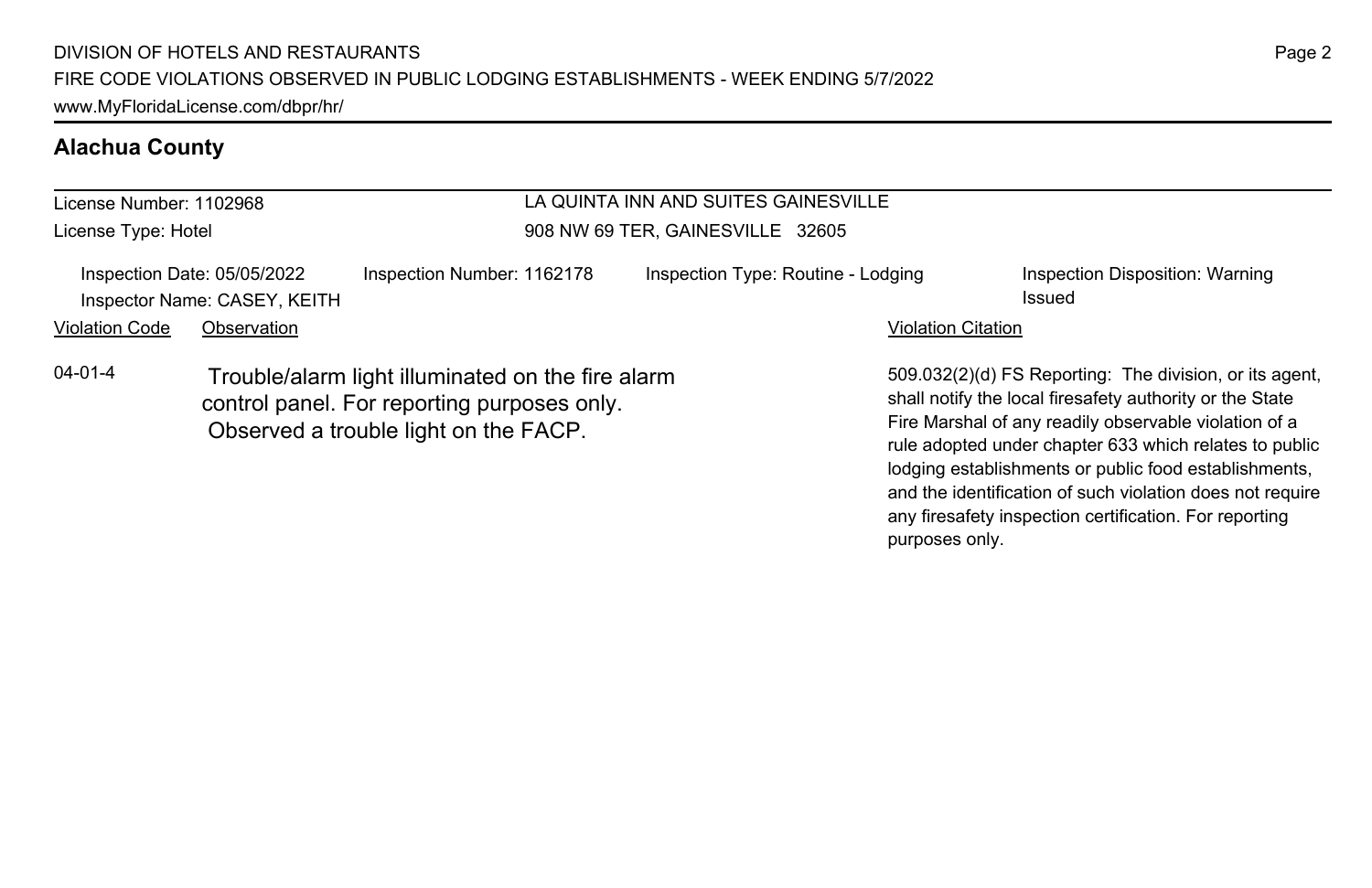## Alachua County

License Number: 1102968
License Type: Hotel

LA QUINTA INN AND SUITES GAINESVILLE
908 NW 69 TER, GAINESVILLE 32605

Inspection Date: 05/05/2022
Inspector Name: CASEY, KEITH
Inspection Number: 1162178
Inspection Type: Routine - Lodging
Inspection Disposition: Warning Issued

| Violation Code | Observation | Violation Citation |
| --- | --- | --- |
| 04-01-4 | Trouble/alarm light illuminated on the fire alarm control panel. For reporting purposes only. Observed a trouble light on the FACP. | 509.032(2)(d) FS Reporting: The division, or its agent, shall notify the local firesafety authority or the State Fire Marshal of any readily observable violation of a rule adopted under chapter 633 which relates to public lodging establishments or public food establishments, and the identification of such violation does not require any firesafety inspection certification. For reporting purposes only. |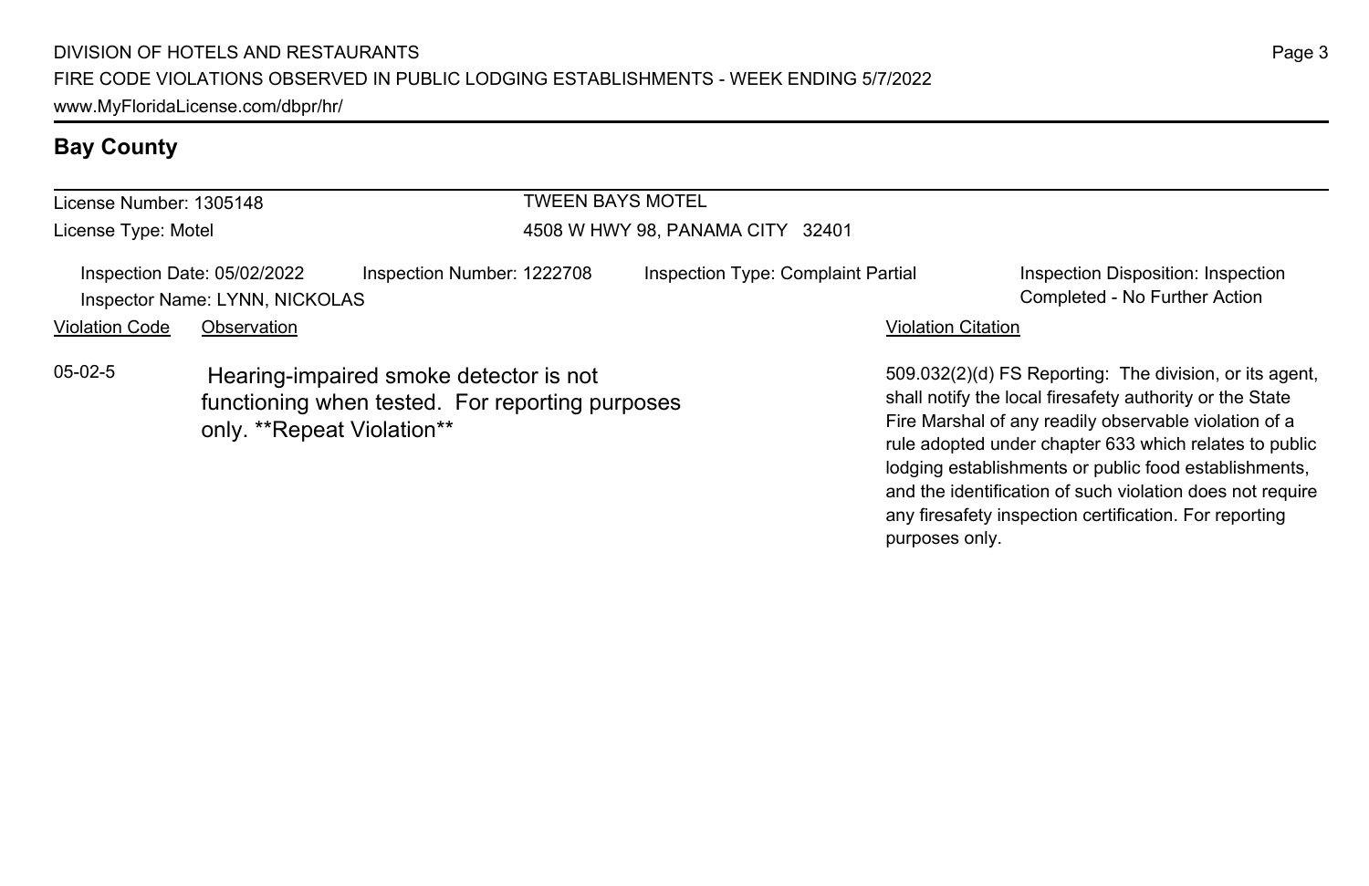## Bay County

License Number: 1305148
License Type: Motel

TWEEN BAYS MOTEL
4508 W HWY 98, PANAMA CITY 32401

Inspection Date: 05/02/2022
Inspector Name: LYNN, NICKOLAS
Inspection Number: 1222708
Inspection Type: Complaint Partial
Inspection Disposition: Inspection Completed - No Further Action

| Violation Code | Observation | Violation Citation |
| --- | --- | --- |
| 05-02-5 | Hearing-impaired smoke detector is not functioning when tested. For reporting purposes only. **Repeat Violation** | 509.032(2)(d) FS Reporting: The division, or its agent, shall notify the local firesafety authority or the State Fire Marshal of any readily observable violation of a rule adopted under chapter 633 which relates to public lodging establishments or public food establishments, and the identification of such violation does not require any firesafety inspection certification. For reporting purposes only. |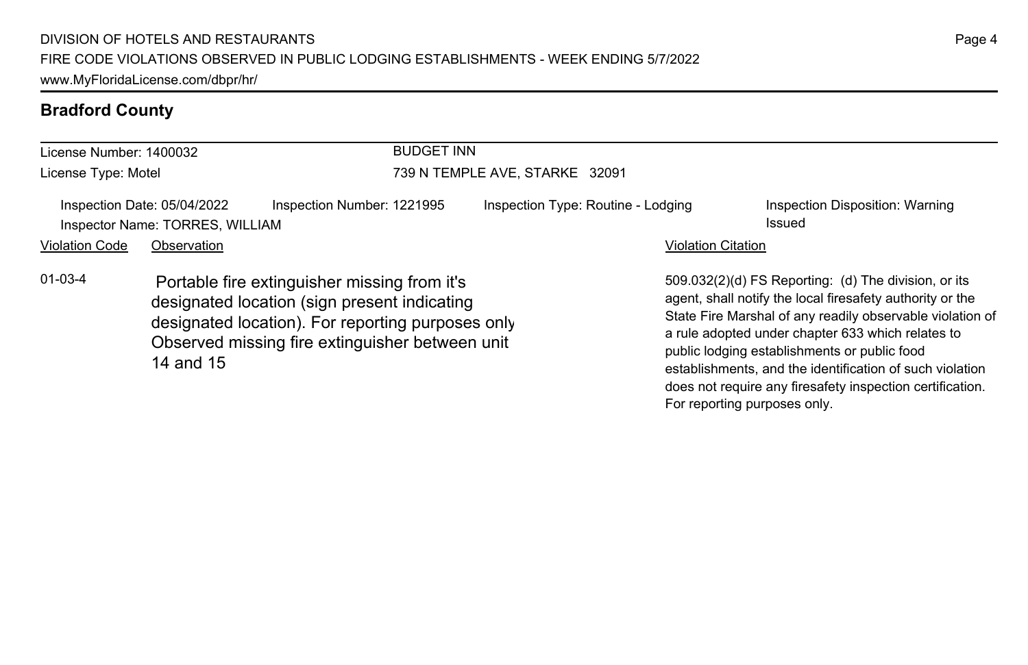## Bradford County

License Number: 1400032
License Type: Motel

BUDGET INN
739 N TEMPLE AVE, STARKE 32091

Inspection Date: 05/04/2022
Inspector Name: TORRES, WILLIAM
Inspection Number: 1221995
Inspection Type: Routine - Lodging
Inspection Disposition: Warning Issued

| Violation Code | Observation | Violation Citation |
| --- | --- | --- |
| 01-03-4 | Portable fire extinguisher missing from it's designated location (sign present indicating designated location). For reporting purposes only Observed missing fire extinguisher between unit 14 and 15 | 509.032(2)(d) FS Reporting: (d) The division, or its agent, shall notify the local firesafety authority or the State Fire Marshal of any readily observable violation of a rule adopted under chapter 633 which relates to public lodging establishments or public food establishments, and the identification of such violation does not require any firesafety inspection certification. For reporting purposes only. |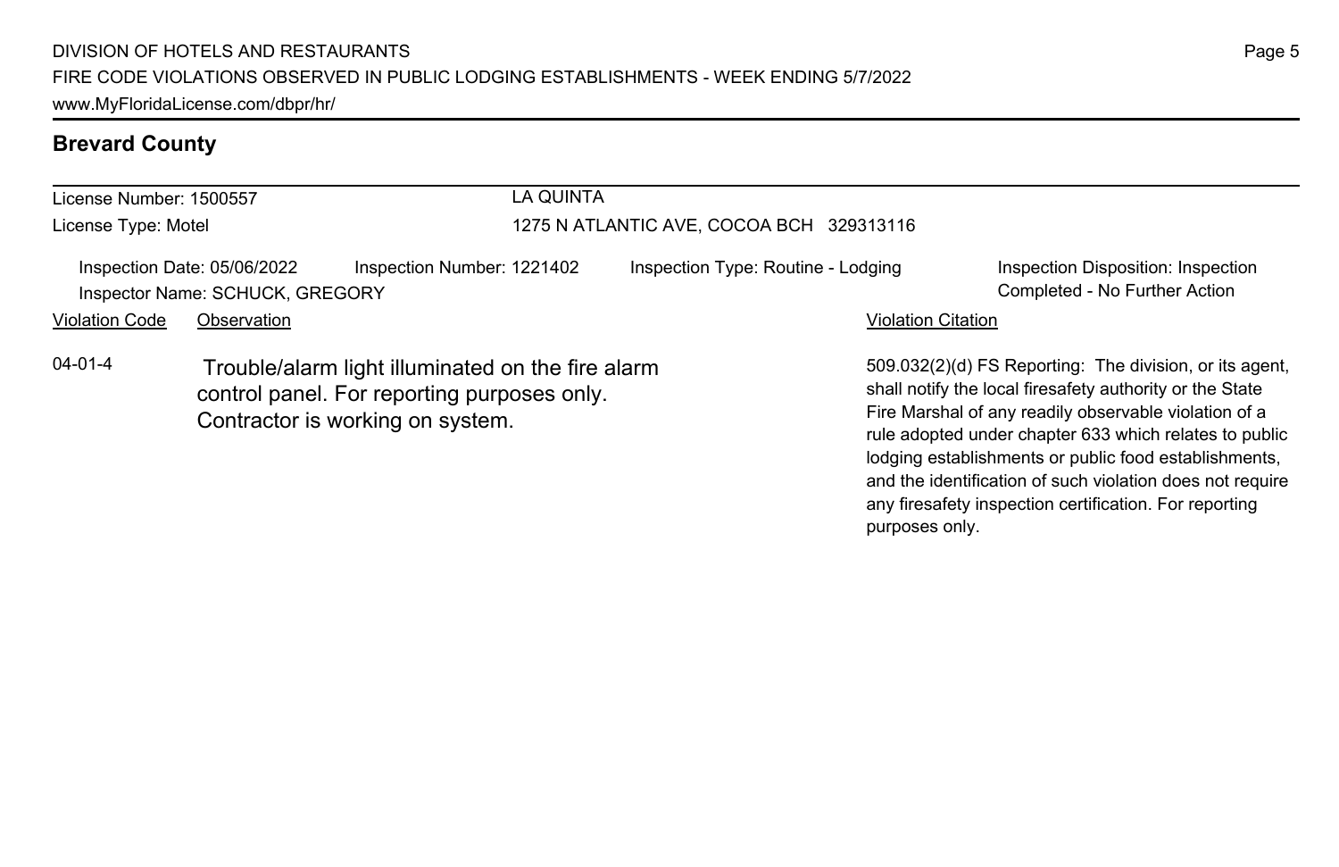## Brevard County

License Number: 1500557

License Type: Motel

LA QUINTA

1275 N ATLANTIC AVE, COCOA BCH 329313116

Inspection Date: 05/06/2022 Inspection Number: 1221402 Inspection Type: Routine - Lodging Inspection Disposition: Inspection Completed - No Further Action

Inspector Name: SCHUCK, GREGORY

| Violation Code | Observation | Violation Citation |
|---|---|---|
| 04-01-4 | Trouble/alarm light illuminated on the fire alarm control panel. For reporting purposes only. Contractor is working on system. | 509.032(2)(d) FS Reporting: The division, or its agent, shall notify the local firesafety authority or the State Fire Marshal of any readily observable violation of a rule adopted under chapter 633 which relates to public lodging establishments or public food establishments, and the identification of such violation does not require any firesafety inspection certification. For reporting purposes only. |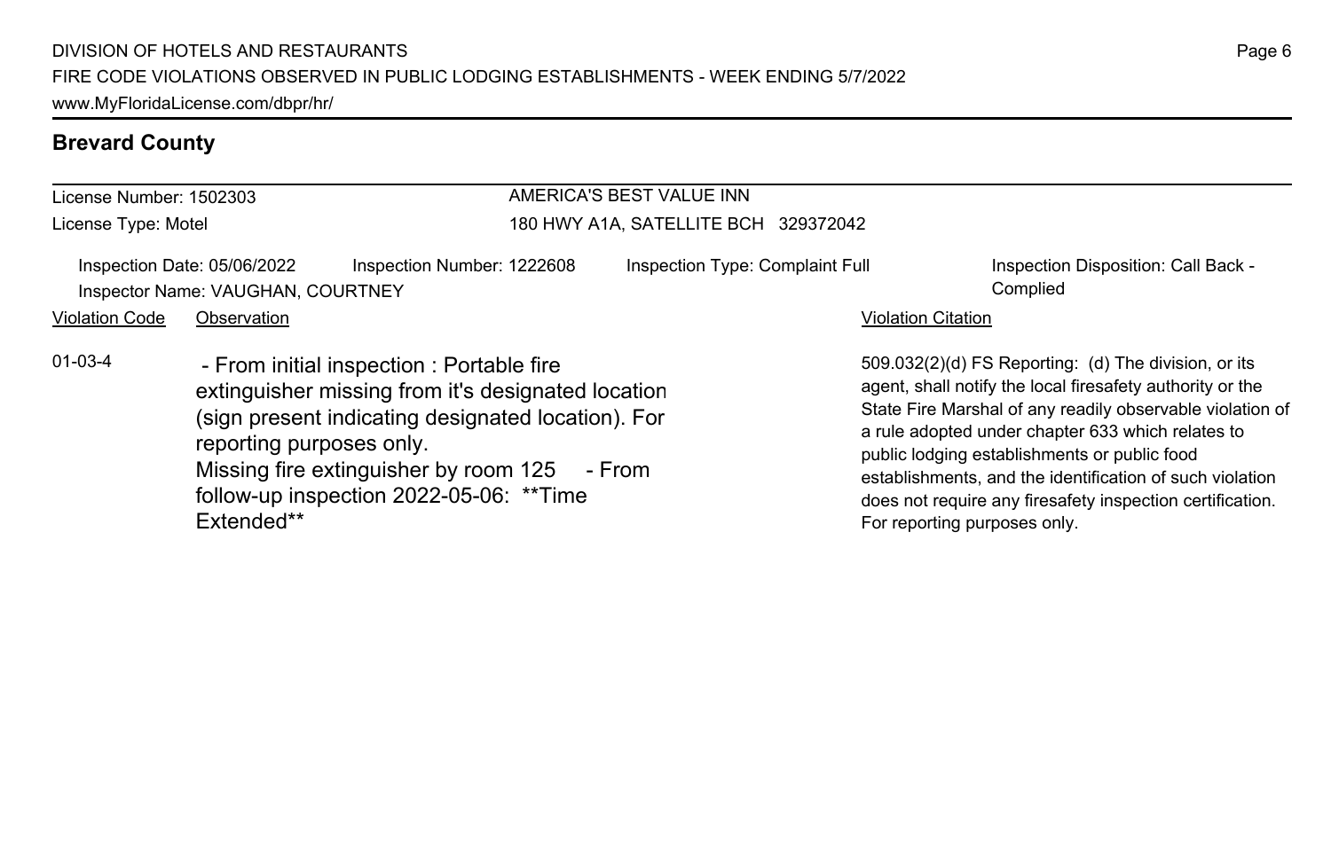## Brevard County

License Number: 1502303
License Type: Motel

AMERICA'S BEST VALUE INN
180 HWY A1A, SATELLITE BCH 329372042

Inspection Date: 05/06/2022
Inspector Name: VAUGHAN, COURTNEY
Inspection Number: 1222608
Inspection Type: Complaint Full
Inspection Disposition: Call Back - Complied

| Violation Code | Observation | Violation Citation |
| --- | --- | --- |
| 01-03-4 | - From initial inspection : Portable fire extinguisher missing from it's designated location (sign present indicating designated location). For reporting purposes only. Missing fire extinguisher by room 125 - From follow-up inspection 2022-05-06: **Time Extended** | 509.032(2)(d) FS Reporting: (d) The division, or its agent, shall notify the local firesafety authority or the State Fire Marshal of any readily observable violation of a rule adopted under chapter 633 which relates to public lodging establishments or public food establishments, and the identification of such violation does not require any firesafety inspection certification. For reporting purposes only. |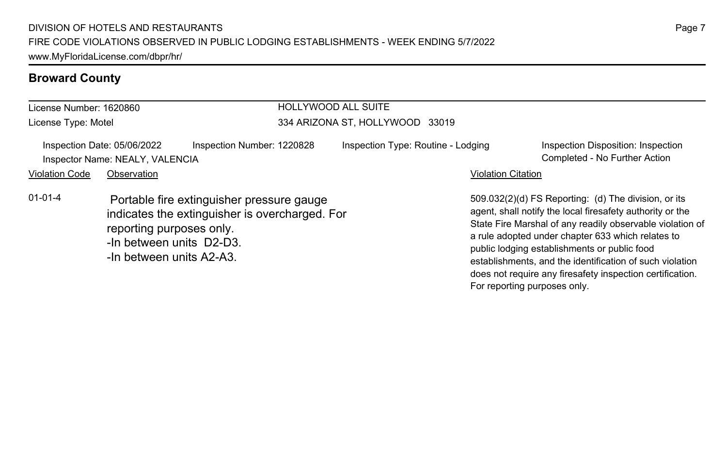## Broward County

License Number: 1620860
License Type: Motel

HOLLYWOOD ALL SUITE
334 ARIZONA ST, HOLLYWOOD 33019

Inspection Date: 05/06/2022 | Inspection Number: 1220828 | Inspection Type: Routine - Lodging | Inspection Disposition: Inspection Completed - No Further Action

Inspector Name: NEALY, VALENCIA

| Violation Code | Observation | Violation Citation |
| --- | --- | --- |
| 01-01-4 | Portable fire extinguisher pressure gauge indicates the extinguisher is overcharged. For reporting purposes only.<br>-In between units D2-D3.<br>-In between units A2-A3. | 509.032(2)(d) FS Reporting: (d) The division, or its agent, shall notify the local firesafety authority or the State Fire Marshal of any readily observable violation of a rule adopted under chapter 633 which relates to public lodging establishments or public food establishments, and the identification of such violation does not require any firesafety inspection certification. For reporting purposes only. |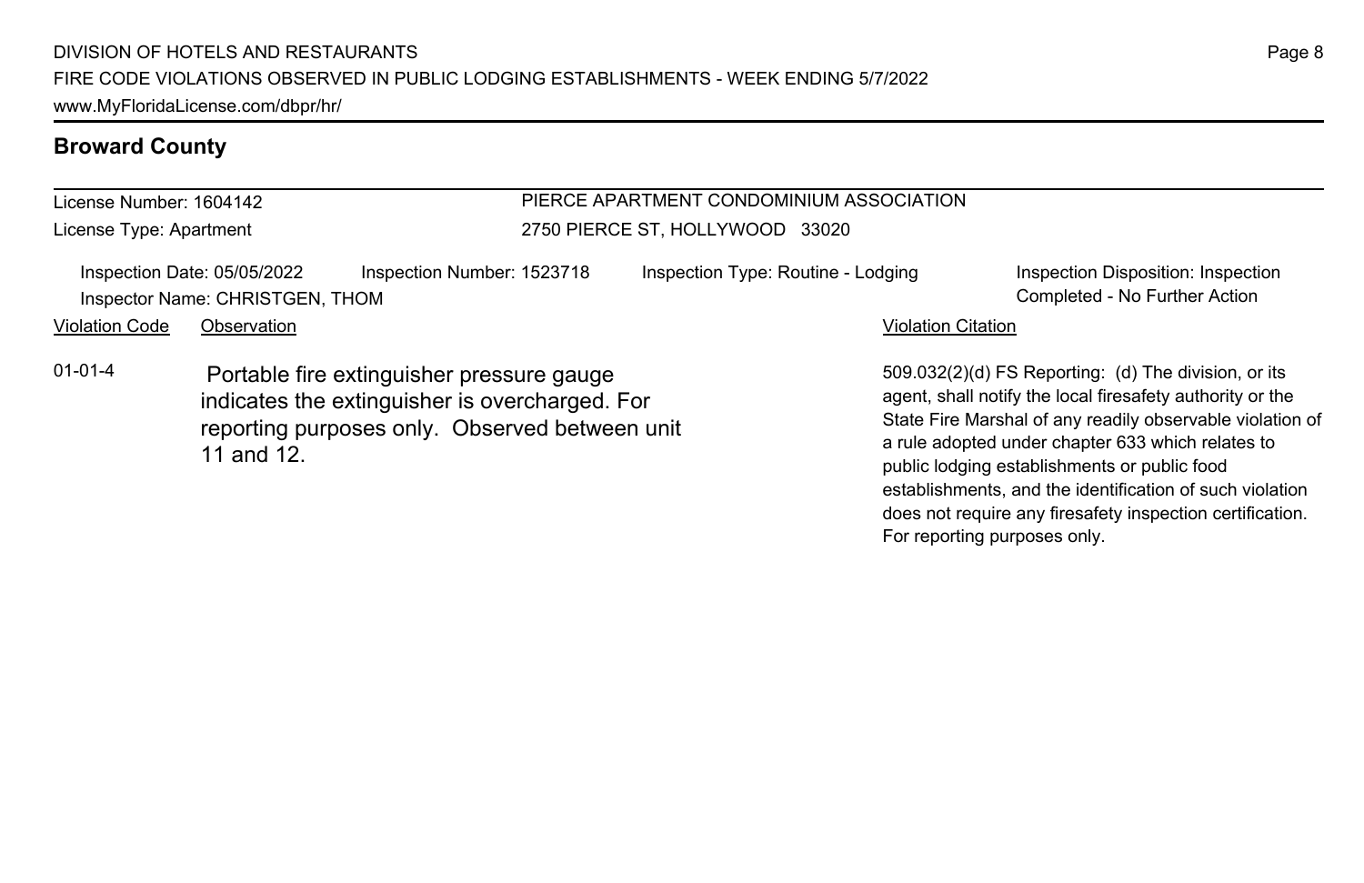## Broward County

License Number: 1604142
License Type: Apartment

PIERCE APARTMENT CONDOMINIUM ASSOCIATION
2750 PIERCE ST, HOLLYWOOD 33020

Inspection Date: 05/05/2022
Inspector Name: CHRISTGEN, THOM
Inspection Number: 1523718
Inspection Type: Routine - Lodging
Inspection Disposition: Inspection Completed - No Further Action

| Violation Code | Observation | Violation Citation |
| --- | --- | --- |
| 01-01-4 | Portable fire extinguisher pressure gauge indicates the extinguisher is overcharged. For reporting purposes only. Observed between unit 11 and 12. | 509.032(2)(d) FS Reporting: (d) The division, or its agent, shall notify the local firesafety authority or the State Fire Marshal of any readily observable violation of a rule adopted under chapter 633 which relates to public lodging establishments or public food establishments, and the identification of such violation does not require any firesafety inspection certification. For reporting purposes only. |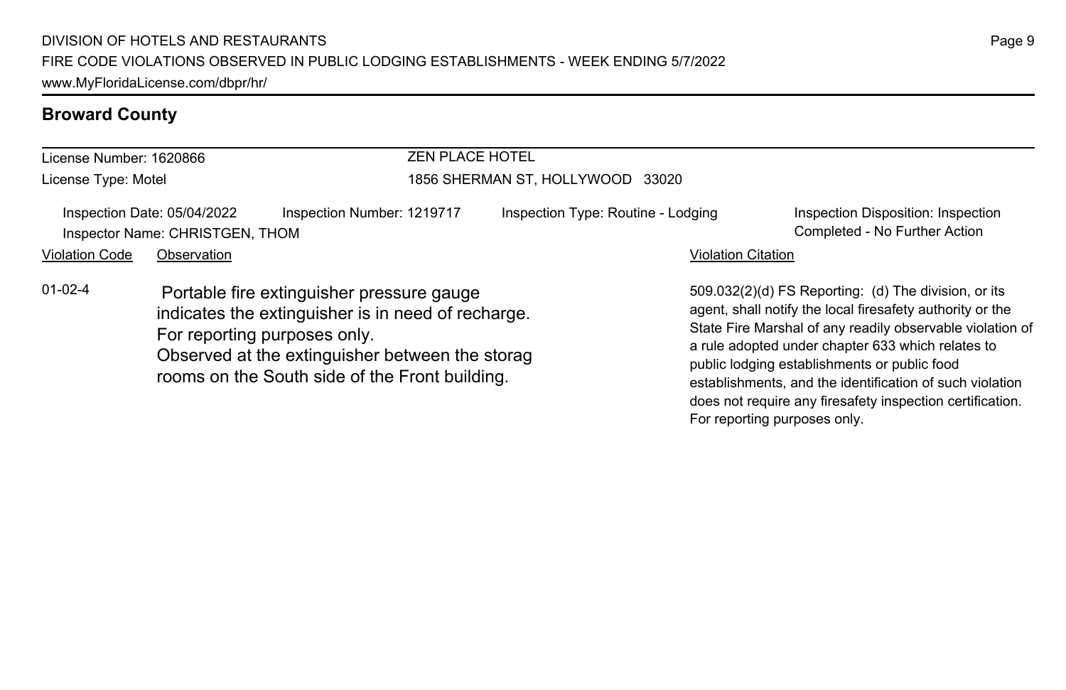## Broward County

| License Number: 1620866 | ZEN PLACE HOTEL |
| --- | --- |
| License Type: Motel | 1856 SHERMAN ST, HOLLYWOOD 33020 |

Inspection Date: 05/04/2022 | Inspection Number: 1219717 | Inspection Type: Routine - Lodging | Inspection Disposition: Inspection Completed - No Further Action

Inspector Name: CHRISTGEN, THOM

| Violation Code | Observation | Violation Citation |
| --- | --- | --- |
| 01-02-4 | Portable fire extinguisher pressure gauge indicates the extinguisher is in need of recharge. For reporting purposes only. Observed at the extinguisher between the storag rooms on the South side of the Front building. | 509.032(2)(d) FS Reporting: (d) The division, or its agent, shall notify the local firesafety authority or the State Fire Marshal of any readily observable violation of a rule adopted under chapter 633 which relates to public lodging establishments or public food establishments, and the identification of such violation does not require any firesafety inspection certification. For reporting purposes only. |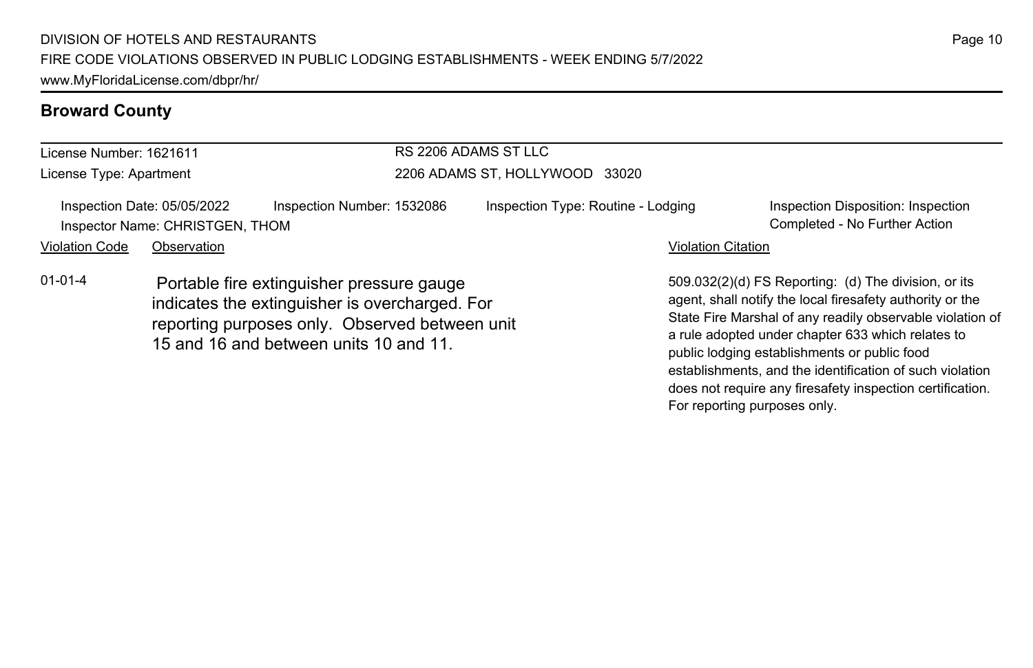## Broward County

License Number: 1621611
License Type: Apartment

RS 2206 ADAMS ST LLC
2206 ADAMS ST, HOLLYWOOD 33020

Inspection Date: 05/05/2022
Inspector Name: CHRISTGEN, THOM
Inspection Number: 1532086
Inspection Type: Routine - Lodging
Inspection Disposition: Inspection Completed - No Further Action

| Violation Code | Observation | Violation Citation |
|---|---|---|
| 01-01-4 | Portable fire extinguisher pressure gauge indicates the extinguisher is overcharged. For reporting purposes only. Observed between unit 15 and 16 and between units 10 and 11. | 509.032(2)(d) FS Reporting: (d) The division, or its agent, shall notify the local firesafety authority or the State Fire Marshal of any readily observable violation of a rule adopted under chapter 633 which relates to public lodging establishments or public food establishments, and the identification of such violation does not require any firesafety inspection certification. For reporting purposes only. |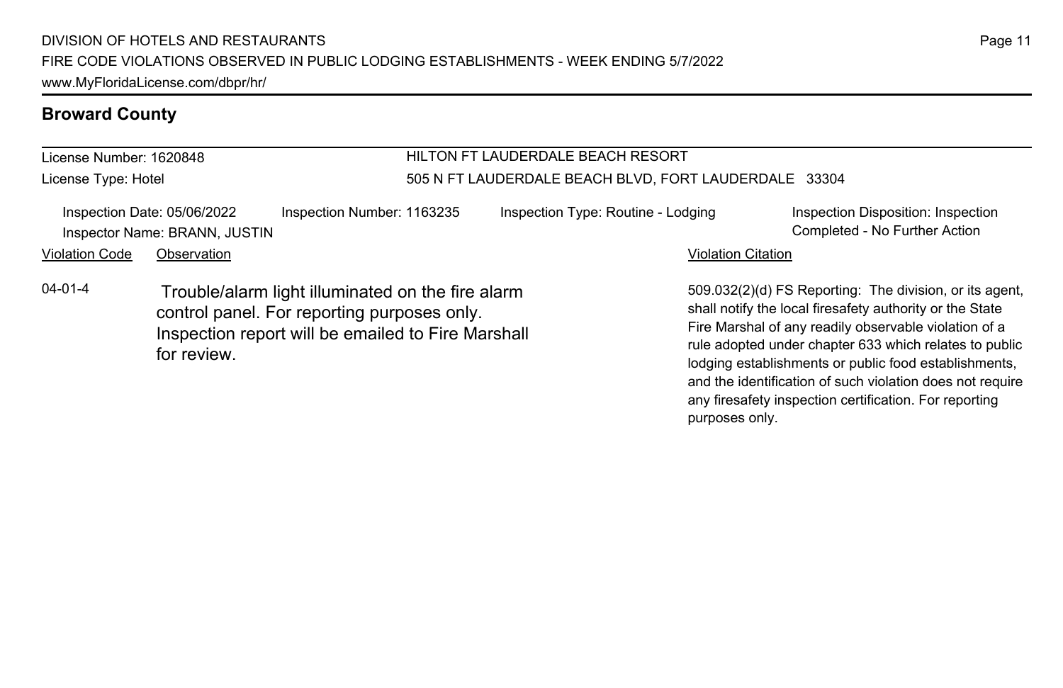## Broward County

License Number: 1620848

License Type: Hotel

HILTON FT LAUDERDALE BEACH RESORT

505 N FT LAUDERDALE BEACH BLVD, FORT LAUDERDALE 33304

Inspection Date: 05/06/2022 | Inspection Number: 1163235 | Inspection Type: Routine - Lodging | Inspection Disposition: Inspection Completed - No Further Action

Inspector Name: BRANN, JUSTIN

| Violation Code | Observation | Violation Citation |
| --- | --- | --- |
| 04-01-4 | Trouble/alarm light illuminated on the fire alarm control panel. For reporting purposes only. Inspection report will be emailed to Fire Marshall for review. | 509.032(2)(d) FS Reporting: The division, or its agent, shall notify the local firesafety authority or the State Fire Marshal of any readily observable violation of a rule adopted under chapter 633 which relates to public lodging establishments or public food establishments, and the identification of such violation does not require any firesafety inspection certification. For reporting purposes only. |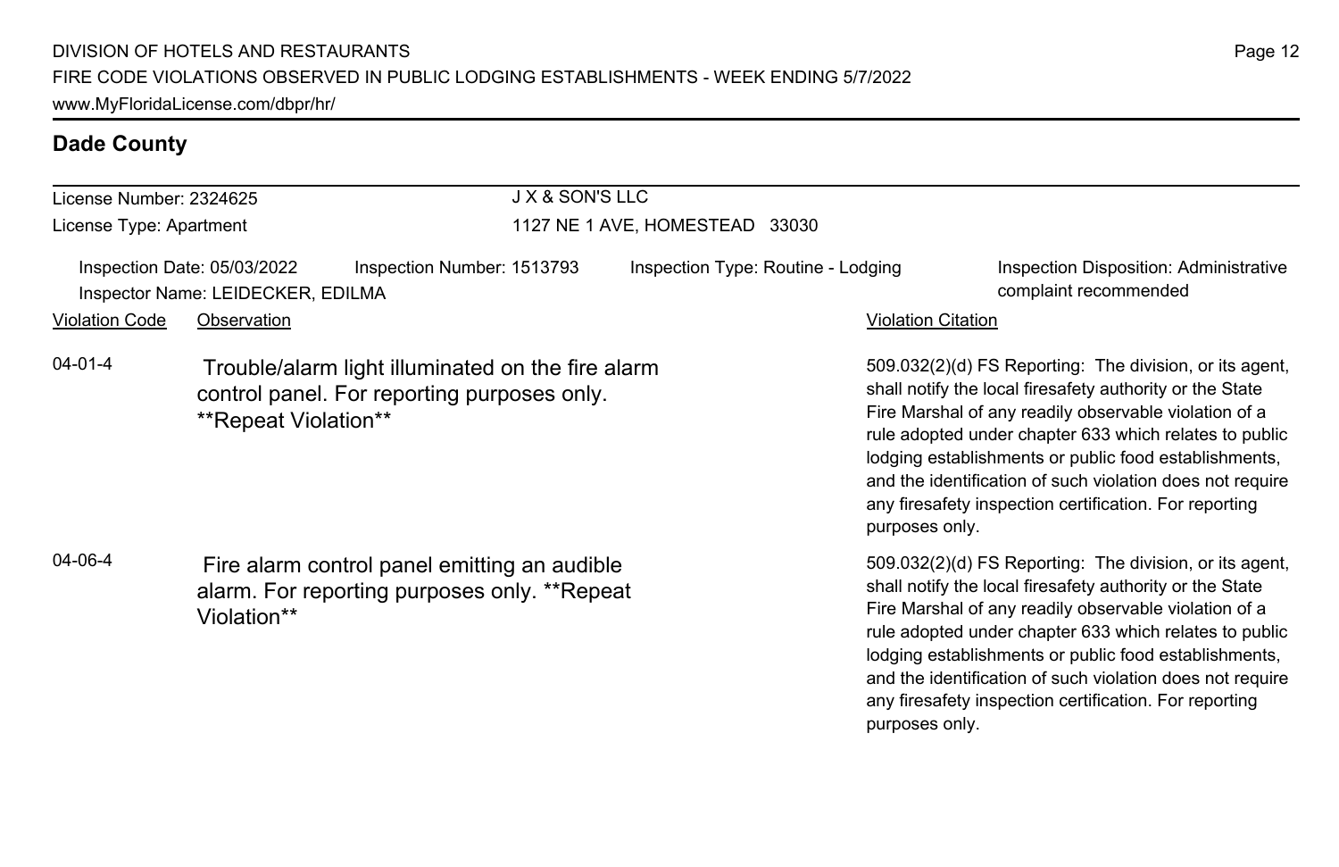## Dade County

License Number: 2324625

License Type: Apartment

J X & SON'S LLC

1127 NE 1 AVE, HOMESTEAD 33030

Inspection Date: 05/03/2022 | Inspection Number: 1513793 | Inspection Type: Routine - Lodging | Inspection Disposition: Administrative complaint recommended

Inspector Name: LEIDECKER, EDILMA

| Violation Code | Observation | Violation Citation |
| --- | --- | --- |
| 04-01-4 | Trouble/alarm light illuminated on the fire alarm control panel. For reporting purposes only. **Repeat Violation** | 509.032(2)(d) FS Reporting: The division, or its agent, shall notify the local firesafety authority or the State Fire Marshal of any readily observable violation of a rule adopted under chapter 633 which relates to public lodging establishments or public food establishments, and the identification of such violation does not require any firesafety inspection certification. For reporting purposes only. |
| 04-06-4 | Fire alarm control panel emitting an audible alarm. For reporting purposes only. **Repeat Violation** | 509.032(2)(d) FS Reporting: The division, or its agent, shall notify the local firesafety authority or the State Fire Marshal of any readily observable violation of a rule adopted under chapter 633 which relates to public lodging establishments or public food establishments, and the identification of such violation does not require any firesafety inspection certification. For reporting purposes only. |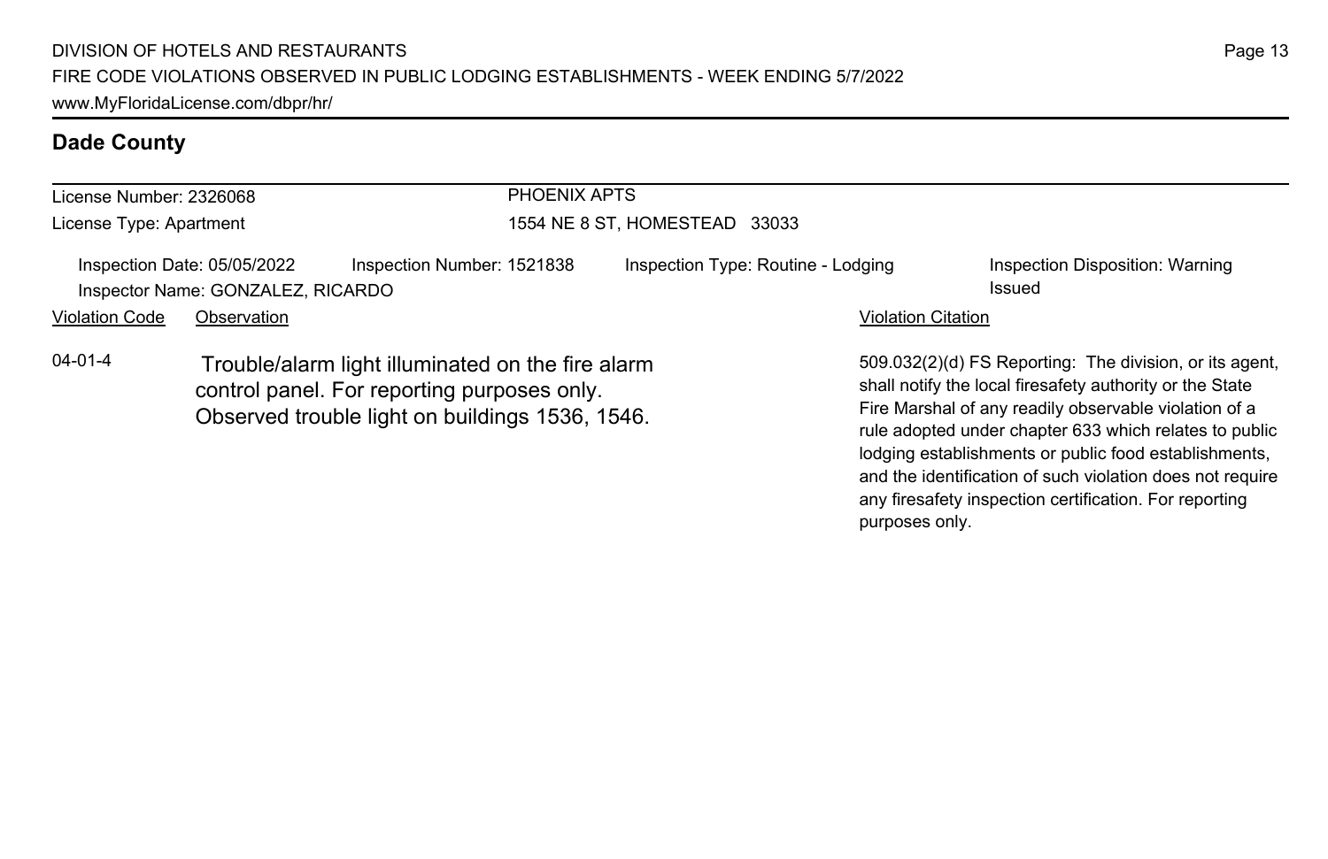## Dade County

License Number: 2326068

License Type: Apartment

PHOENIX APTS

1554 NE 8 ST, HOMESTEAD 33033

Inspection Date: 05/05/2022 | Inspection Number: 1521838 | Inspection Type: Routine - Lodging | Inspection Disposition: Warning Issued

Inspector Name: GONZALEZ, RICARDO

| Violation Code | Observation | Violation Citation |
|---|---|---|
| 04-01-4 | Trouble/alarm light illuminated on the fire alarm control panel. For reporting purposes only. Observed trouble light on buildings 1536, 1546. | 509.032(2)(d) FS Reporting: The division, or its agent, shall notify the local firesafety authority or the State Fire Marshal of any readily observable violation of a rule adopted under chapter 633 which relates to public lodging establishments or public food establishments, and the identification of such violation does not require any firesafety inspection certification. For reporting purposes only. |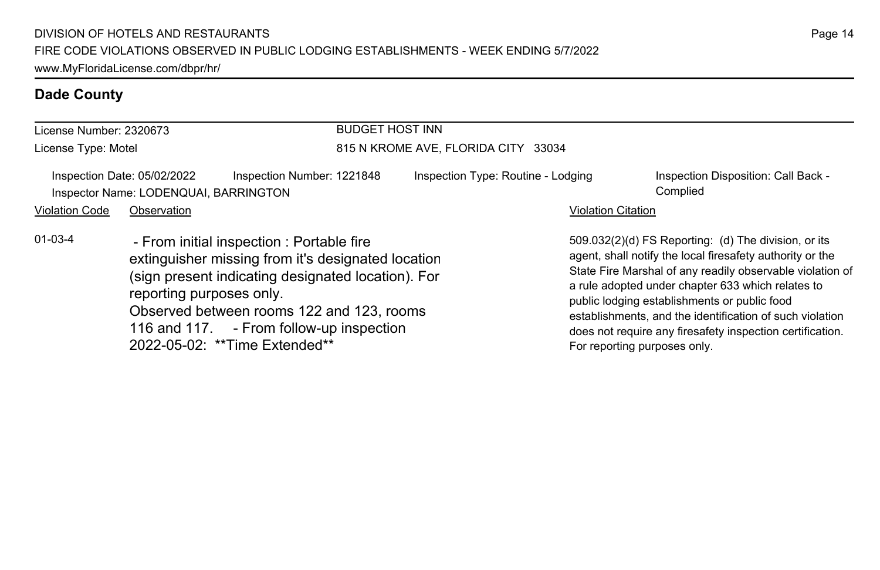## Dade County

License Number: 2320673
License Type: Motel

BUDGET HOST INN
815 N KROME AVE, FLORIDA CITY 33034

Inspection Date: 05/02/2022 | Inspection Number: 1221848 | Inspection Type: Routine - Lodging | Inspection Disposition: Call Back - Complied
Inspector Name: LODENQUAI, BARRINGTON

| Violation Code | Observation | Violation Citation |
|---|---|---|
| 01-03-4 | - From initial inspection : Portable fire extinguisher missing from it's designated location (sign present indicating designated location). For reporting purposes only. Observed between rooms 122 and 123, rooms 116 and 117. - From follow-up inspection 2022-05-02: **Time Extended** | 509.032(2)(d) FS Reporting: (d) The division, or its agent, shall notify the local firesafety authority or the State Fire Marshal of any readily observable violation of a rule adopted under chapter 633 which relates to public lodging establishments or public food establishments, and the identification of such violation does not require any firesafety inspection certification. For reporting purposes only. |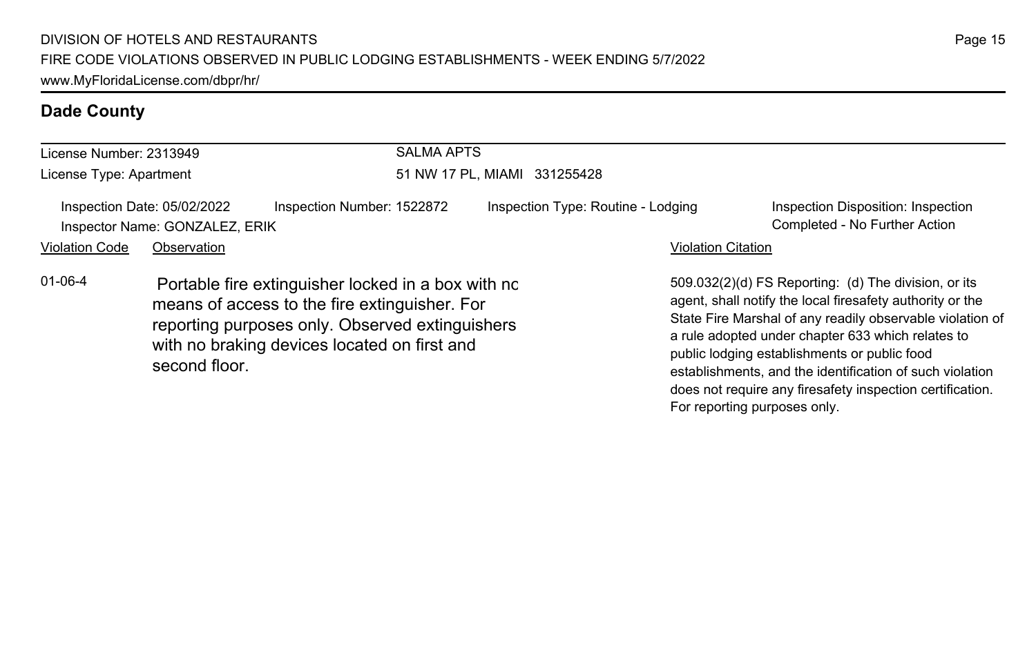## Dade County

| License Number: 2313949 | SALMA APTS |
|---|---|
| License Type: Apartment | 51 NW 17 PL, MIAMI 331255428 |

| Inspection Date: 05/02/2022 | Inspection Number: 1522872 | Inspection Type: Routine - Lodging | Inspection Disposition: Inspection Completed - No Further Action |
|---|---|---|---|
| Inspector Name: GONZALEZ, ERIK | | | |

| Violation Code | Observation | Violation Citation |
|---|---|---|
| 01-06-4 | Portable fire extinguisher locked in a box with no means of access to the fire extinguisher. For reporting purposes only. Observed extinguishers with no braking devices located on first and second floor. | 509.032(2)(d) FS Reporting: (d) The division, or its agent, shall notify the local firesafety authority or the State Fire Marshal of any readily observable violation of a rule adopted under chapter 633 which relates to public lodging establishments or public food establishments, and the identification of such violation does not require any firesafety inspection certification. For reporting purposes only. |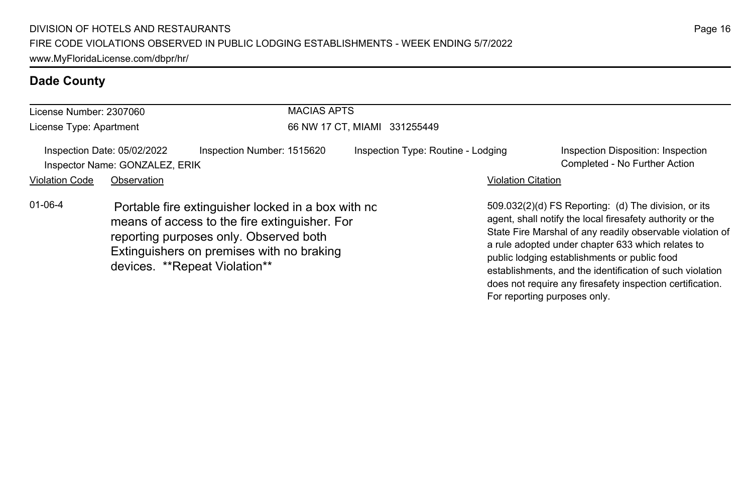## Dade County

License Number: 2307060
License Type: Apartment

MACIAS APTS
66 NW 17 CT, MIAMI 331255449

Inspection Date: 05/02/2022
Inspection Number: 1515620
Inspection Type: Routine - Lodging
Inspection Disposition: Inspection Completed - No Further Action
Inspector Name: GONZALEZ, ERIK

| Violation Code | Observation | Violation Citation |
|---|---|---|
| 01-06-4 | Portable fire extinguisher locked in a box with no means of access to the fire extinguisher. For reporting purposes only. Observed both Extinguishers on premises with no braking devices. **Repeat Violation** | 509.032(2)(d) FS Reporting: (d) The division, or its agent, shall notify the local firesafety authority or the State Fire Marshal of any readily observable violation of a rule adopted under chapter 633 which relates to public lodging establishments or public food establishments, and the identification of such violation does not require any firesafety inspection certification. For reporting purposes only. |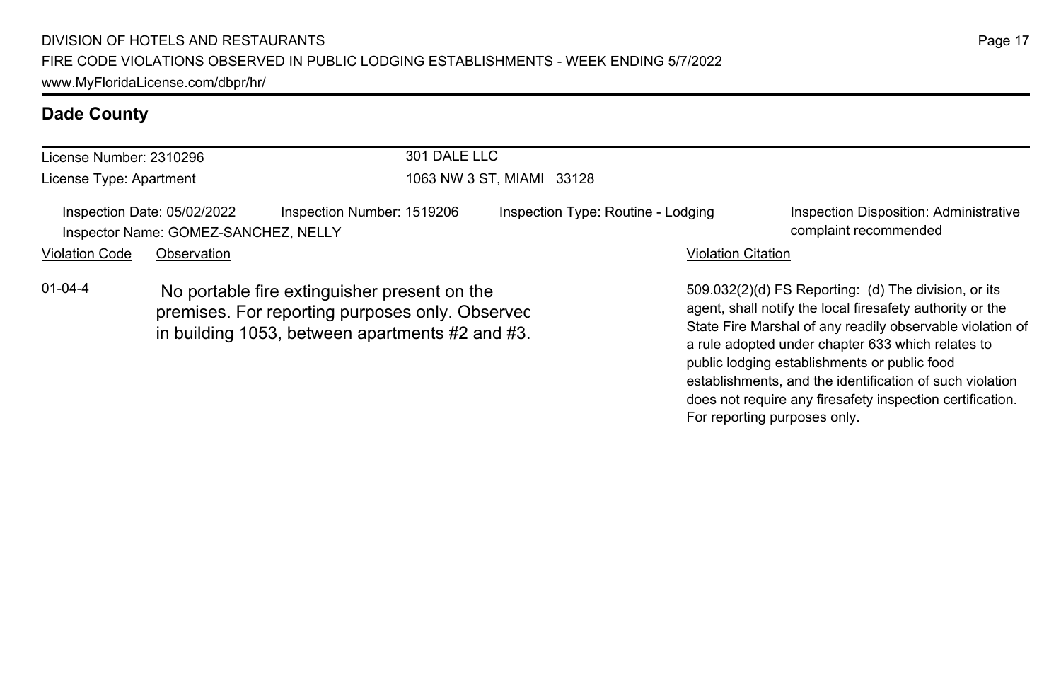## Dade County

License Number: 2310296
License Type: Apartment

301 DALE LLC
1063 NW 3 ST, MIAMI 33128

Inspection Date: 05/02/2022 | Inspection Number: 1519206 | Inspection Type: Routine - Lodging | Inspection Disposition: Administrative complaint recommended
Inspector Name: GOMEZ-SANCHEZ, NELLY

| Violation Code | Observation | Violation Citation |
| --- | --- | --- |
| 01-04-4 | No portable fire extinguisher present on the premises. For reporting purposes only. Observed in building 1053, between apartments #2 and #3. | 509.032(2)(d) FS Reporting: (d) The division, or its agent, shall notify the local firesafety authority or the State Fire Marshal of any readily observable violation of a rule adopted under chapter 633 which relates to public lodging establishments or public food establishments, and the identification of such violation does not require any firesafety inspection certification. For reporting purposes only. |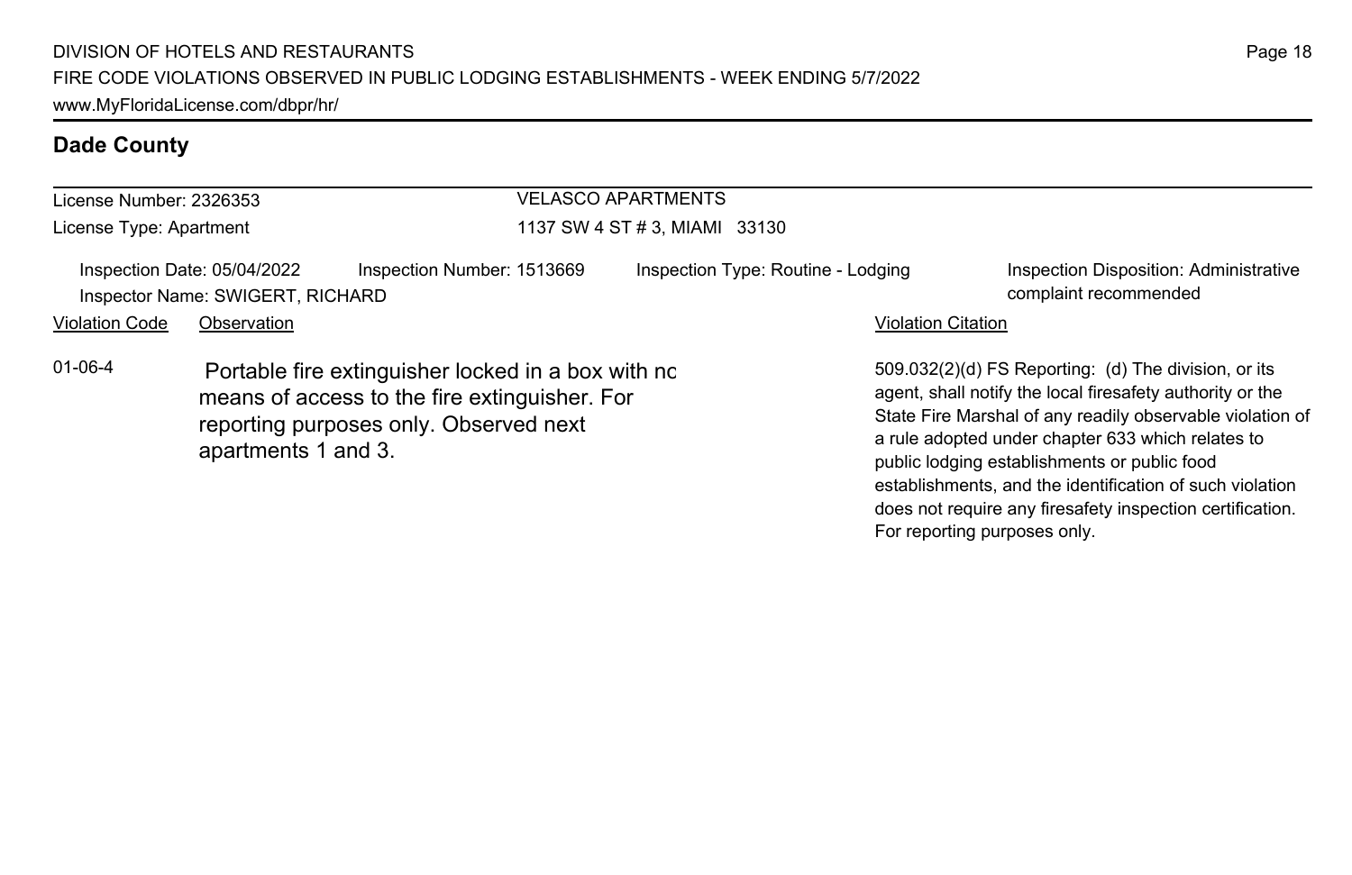## Dade County

License Number: 2326353

License Type: Apartment

VELASCO APARTMENTS

1137 SW 4 ST # 3, MIAMI 33130

Inspection Date: 05/04/2022 | Inspection Number: 1513669 | Inspection Type: Routine - Lodging | Inspection Disposition: Administrative complaint recommended

Inspector Name: SWIGERT, RICHARD

| Violation Code | Observation | Violation Citation |
|---|---|---|
| 01-06-4 | Portable fire extinguisher locked in a box with no means of access to the fire extinguisher. For reporting purposes only. Observed next apartments 1 and 3. | 509.032(2)(d) FS Reporting: (d) The division, or its agent, shall notify the local firesafety authority or the State Fire Marshal of any readily observable violation of a rule adopted under chapter 633 which relates to public lodging establishments or public food establishments, and the identification of such violation does not require any firesafety inspection certification. For reporting purposes only. |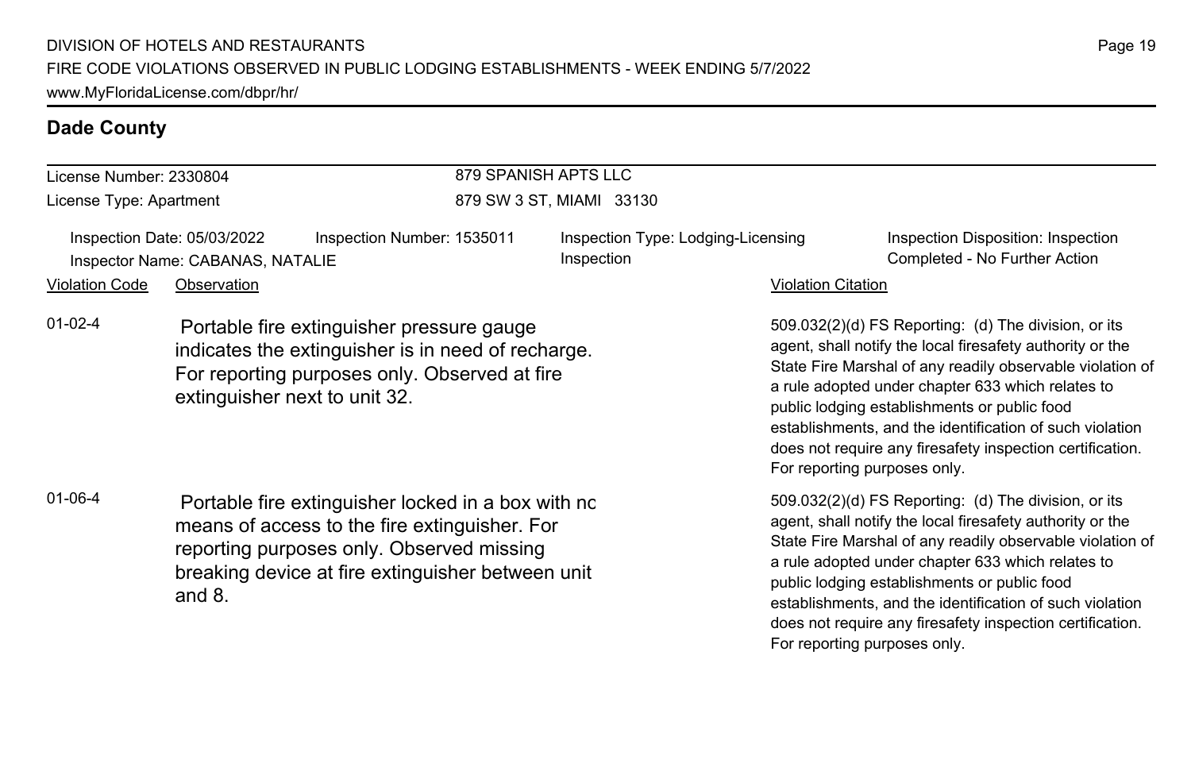## Dade County

License Number: 2330804
License Type: Apartment

879 SPANISH APTS LLC
879 SW 3 ST, MIAMI 33130

Inspection Date: 05/03/2022
Inspector Name: CABANAS, NATALIE
Inspection Number: 1535011
Inspection Type: Lodging-Licensing Inspection
Inspection Disposition: Inspection Completed - No Further Action

| Violation Code | Observation | Violation Citation |
| --- | --- | --- |
| 01-02-4 | Portable fire extinguisher pressure gauge indicates the extinguisher is in need of recharge. For reporting purposes only. Observed at fire extinguisher next to unit 32. | 509.032(2)(d) FS Reporting: (d) The division, or its agent, shall notify the local firesafety authority or the State Fire Marshal of any readily observable violation of a rule adopted under chapter 633 which relates to public lodging establishments or public food establishments, and the identification of such violation does not require any firesafety inspection certification. For reporting purposes only. |
| 01-06-4 | Portable fire extinguisher locked in a box with no means of access to the fire extinguisher. For reporting purposes only. Observed missing breaking device at fire extinguisher between unit and 8. | 509.032(2)(d) FS Reporting: (d) The division, or its agent, shall notify the local firesafety authority or the State Fire Marshal of any readily observable violation of a rule adopted under chapter 633 which relates to public lodging establishments or public food establishments, and the identification of such violation does not require any firesafety inspection certification. For reporting purposes only. |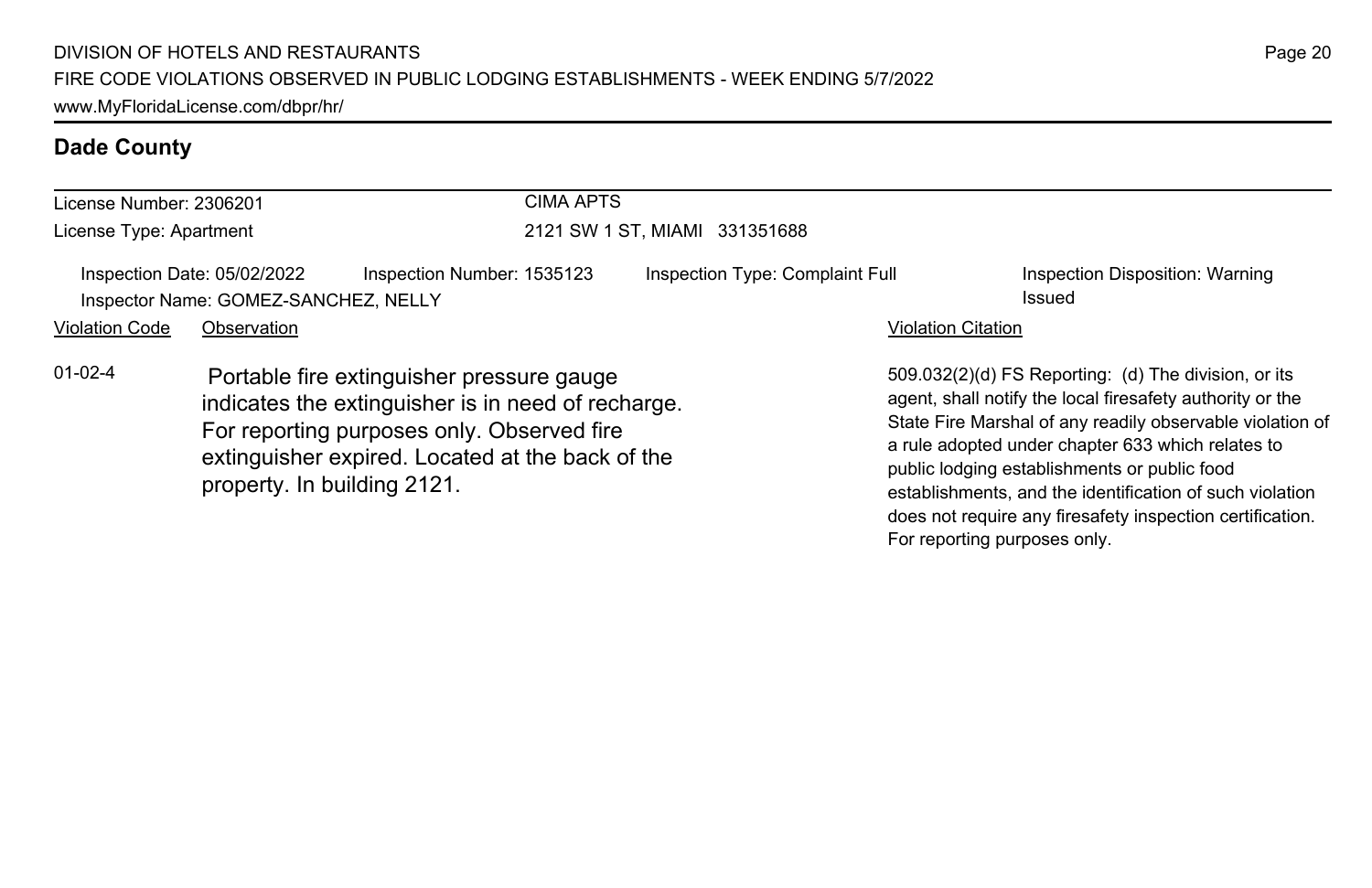## Dade County

License Number: 2306201
License Type: Apartment

CIMA APTS
2121 SW 1 ST, MIAMI 331351688

Inspection Date: 05/02/2022
Inspection Number: 1535123
Inspection Type: Complaint Full
Inspection Disposition: Warning Issued
Inspector Name: GOMEZ-SANCHEZ, NELLY

| Violation Code | Observation | Violation Citation |
| --- | --- | --- |
| 01-02-4 | Portable fire extinguisher pressure gauge indicates the extinguisher is in need of recharge. For reporting purposes only. Observed fire extinguisher expired. Located at the back of the property. In building 2121. | 509.032(2)(d) FS Reporting: (d) The division, or its agent, shall notify the local firesafety authority or the State Fire Marshal of any readily observable violation of a rule adopted under chapter 633 which relates to public lodging establishments or public food establishments, and the identification of such violation does not require any firesafety inspection certification. For reporting purposes only. |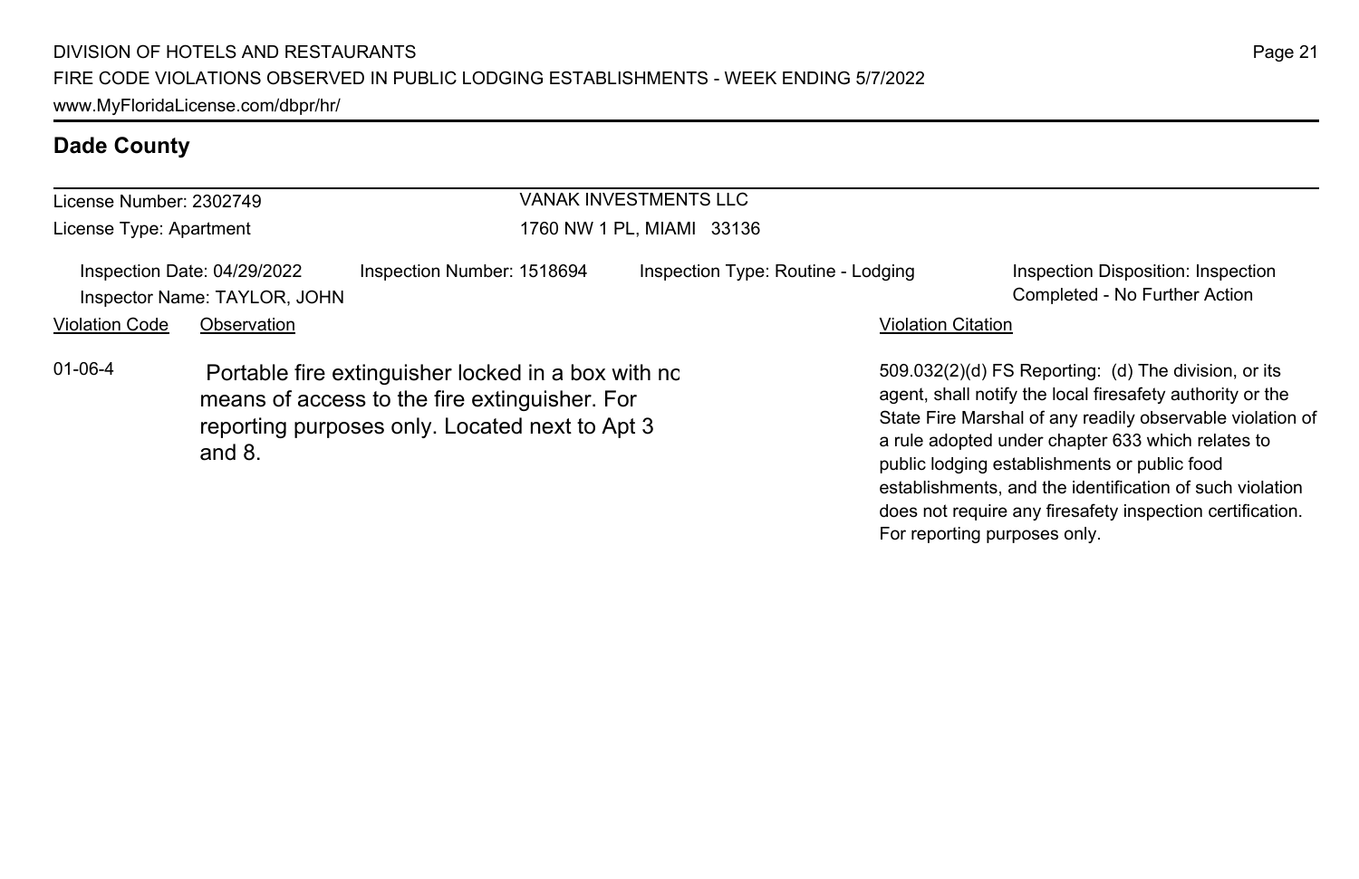## Dade County

License Number: 2302749
License Type: Apartment

VANAK INVESTMENTS LLC
1760 NW 1 PL, MIAMI 33136

Inspection Date: 04/29/2022
Inspector Name: TAYLOR, JOHN
Inspection Number: 1518694
Inspection Type: Routine - Lodging
Inspection Disposition: Inspection Completed - No Further Action

| Violation Code | Observation | Violation Citation |
| --- | --- | --- |
| 01-06-4 | Portable fire extinguisher locked in a box with no means of access to the fire extinguisher. For reporting purposes only. Located next to Apt 3 and 8. | 509.032(2)(d) FS Reporting: (d) The division, or its agent, shall notify the local firesafety authority or the State Fire Marshal of any readily observable violation of a rule adopted under chapter 633 which relates to public lodging establishments or public food establishments, and the identification of such violation does not require any firesafety inspection certification. For reporting purposes only. |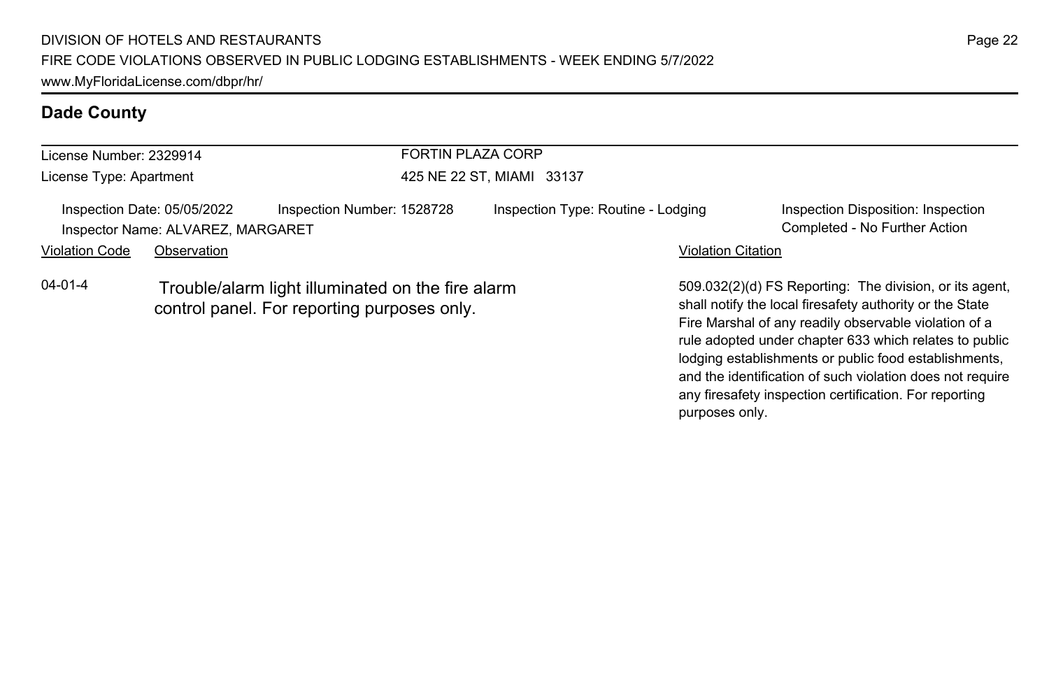## Dade County

License Number: 2329914
License Type: Apartment

FORTIN PLAZA CORP
425 NE 22 ST, MIAMI 33137

Inspection Date: 05/05/2022
Inspector Name: ALVAREZ, MARGARET

Inspection Number: 1528728

Inspection Type: Routine - Lodging

Inspection Disposition: Inspection Completed - No Further Action

| Violation Code | Observation | Violation Citation |
|---|---|---|
| 04-01-4 | Trouble/alarm light illuminated on the fire alarm control panel. For reporting purposes only. | 509.032(2)(d) FS Reporting: The division, or its agent, shall notify the local firesafety authority or the State Fire Marshal of any readily observable violation of a rule adopted under chapter 633 which relates to public lodging establishments or public food establishments, and the identification of such violation does not require any firesafety inspection certification. For reporting purposes only. |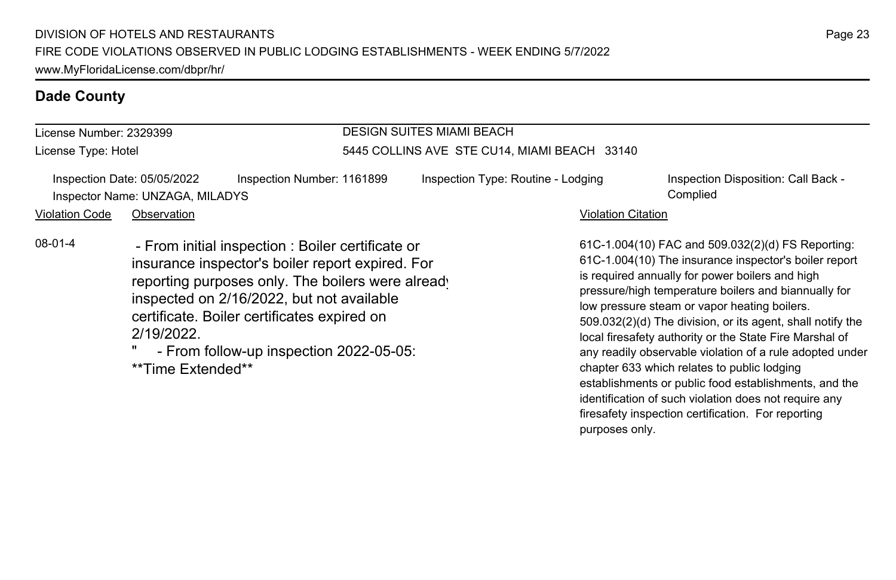## Dade County

**License Number:** 2329399
**License Type:** Hotel

**DESIGN SUITES MIAMI BEACH**
5445 COLLINS AVE STE CU14, MIAMI BEACH 33140

Inspection Date: 05/05/2022 | Inspection Number: 1161899 | Inspection Type: Routine - Lodging | Inspection Disposition: Call Back - Complied
Inspector Name: UNZAGA, MILADYS

| Violation Code | Observation | Violation Citation |
|---|---|---|
| 08-01-4 | - From initial inspection : Boiler certificate or insurance inspector's boiler report expired. For reporting purposes only. The boilers were already inspected on 2/16/2022, but not available certificate. Boiler certificates expired on 2/19/2022. " - From follow-up inspection 2022-05-05: **Time Extended** | 61C-1.004(10) FAC and 509.032(2)(d) FS Reporting: 61C-1.004(10) The insurance inspector's boiler report is required annually for power boilers and high pressure/high temperature boilers and biannually for low pressure steam or vapor heating boilers. 509.032(2)(d) The division, or its agent, shall notify the local firesafety authority or the State Fire Marshal of any readily observable violation of a rule adopted under chapter 633 which relates to public lodging establishments or public food establishments, and the identification of such violation does not require any firesafety inspection certification. For reporting purposes only. |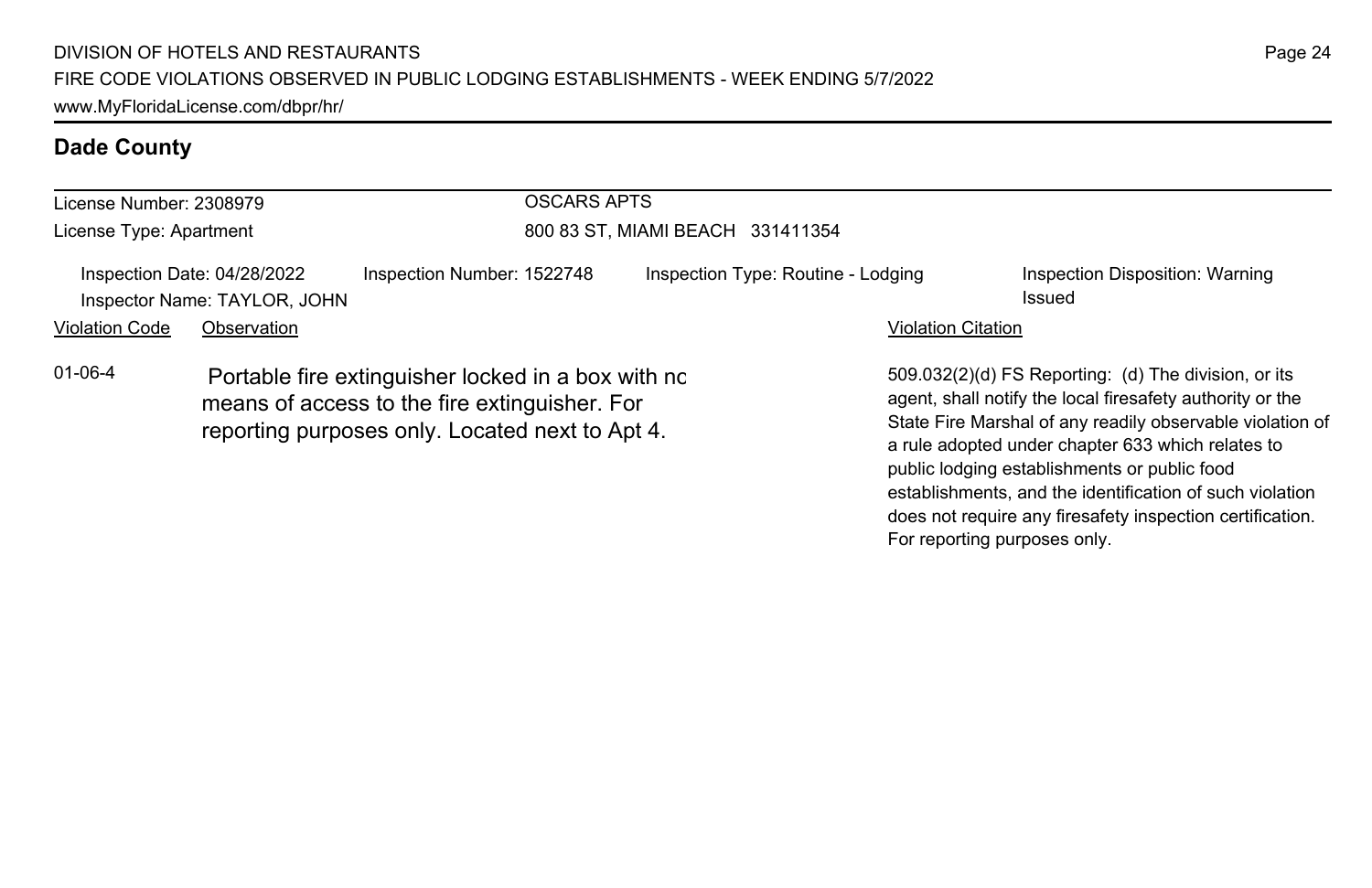## Dade County

**License Number:** 2308979
**License Type:** Apartment

**OSCARS APTS**
800 83 ST, MIAMI BEACH 331411354

Inspection Date: 04/28/2022 | Inspection Number: 1522748 | Inspection Type: Routine - Lodging | Inspection Disposition: Warning Issued

Inspector Name: TAYLOR, JOHN

| Violation Code | Observation | Violation Citation |
| --- | --- | --- |
| 01-06-4 | Portable fire extinguisher locked in a box with nc means of access to the fire extinguisher. For reporting purposes only. Located next to Apt 4. | 509.032(2)(d) FS Reporting: (d) The division, or its agent, shall notify the local firesafety authority or the State Fire Marshal of any readily observable violation of a rule adopted under chapter 633 which relates to public lodging establishments or public food establishments, and the identification of such violation does not require any firesafety inspection certification. For reporting purposes only. |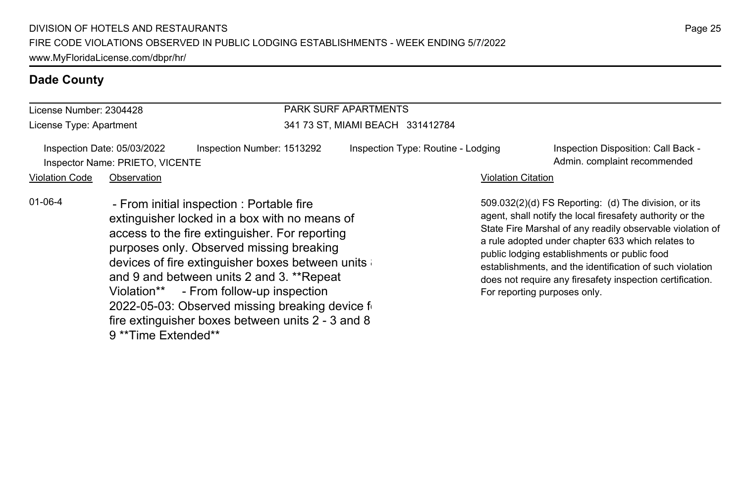## Dade County

| License Number: 2304428 | PARK SURF APARTMENTS |
| --- | --- |
| License Type: Apartment | 341 73 ST, MIAMI BEACH 331412784 |

Inspection Date: 05/03/2022 | Inspection Number: 1513292 | Inspection Type: Routine - Lodging | Inspection Disposition: Call Back - Admin. complaint recommended

Inspector Name: PRIETO, VICENTE

| Violation Code | Observation | Violation Citation |
| --- | --- | --- |
| 01-06-4 | - From initial inspection : Portable fire extinguisher locked in a box with no means of access to the fire extinguisher. For reporting purposes only. Observed missing breaking devices of fire extinguisher boxes between units 8 and 9 and between units 2 and 3. **Repeat Violation** - From follow-up inspection 2022-05-03: Observed missing breaking device for fire extinguisher boxes between units 2 - 3 and 8 9 **Time Extended** | 509.032(2)(d) FS Reporting: (d) The division, or its agent, shall notify the local firesafety authority or the State Fire Marshal of any readily observable violation of a rule adopted under chapter 633 which relates to public lodging establishments or public food establishments, and the identification of such violation does not require any firesafety inspection certification. For reporting purposes only. |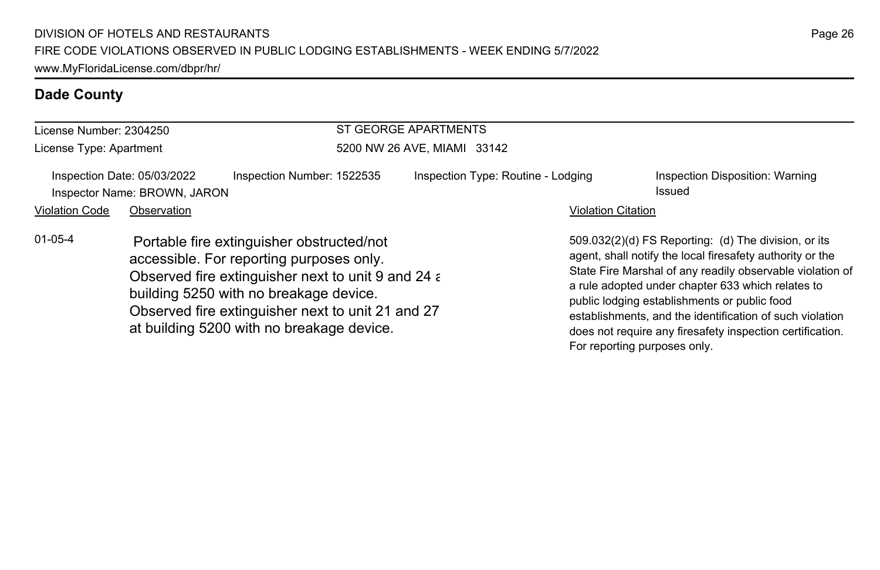## Dade County

License Number: 2304250

License Type: Apartment

ST GEORGE APARTMENTS

5200 NW 26 AVE, MIAMI 33142

Inspection Date: 05/03/2022 | Inspection Number: 1522535 | Inspection Type: Routine - Lodging | Inspection Disposition: Warning Issued

Inspector Name: BROWN, JARON

| Violation Code | Observation | Violation Citation |
| --- | --- | --- |
| 01-05-4 | Portable fire extinguisher obstructed/not accessible. For reporting purposes only. Observed fire extinguisher next to unit 9 and 24 a building 5250 with no breakage device. Observed fire extinguisher next to unit 21 and 27 at building 5200 with no breakage device. | 509.032(2)(d) FS Reporting: (d) The division, or its agent, shall notify the local firesafety authority or the State Fire Marshal of any readily observable violation of a rule adopted under chapter 633 which relates to public lodging establishments or public food establishments, and the identification of such violation does not require any firesafety inspection certification. For reporting purposes only. |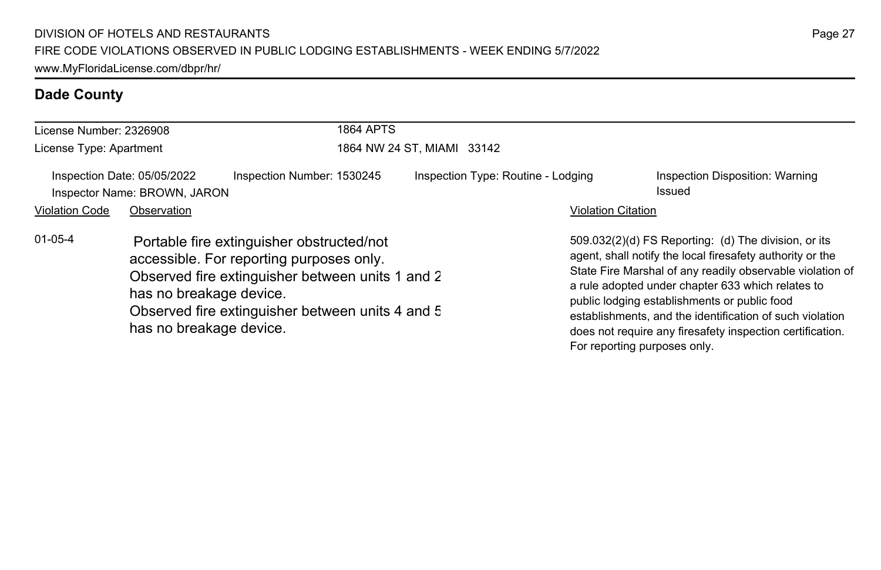## Dade County

| License Number: 2326908 | 1864 APTS |
|---|---|
| License Type: Apartment | 1864 NW 24 ST, MIAMI 33142 |

Inspection Date: 05/05/2022 | Inspection Number: 1530245 | Inspection Type: Routine - Lodging | Inspection Disposition: Warning Issued

Inspector Name: BROWN, JARON

| Violation Code | Observation | Violation Citation |
|---|---|---|
| 01-05-4 | Portable fire extinguisher obstructed/not accessible. For reporting purposes only. Observed fire extinguisher between units 1 and 2 has no breakage device. Observed fire extinguisher between units 4 and 5 has no breakage device. | 509.032(2)(d) FS Reporting: (d) The division, or its agent, shall notify the local firesafety authority or the State Fire Marshal of any readily observable violation of a rule adopted under chapter 633 which relates to public lodging establishments or public food establishments, and the identification of such violation does not require any firesafety inspection certification. For reporting purposes only. |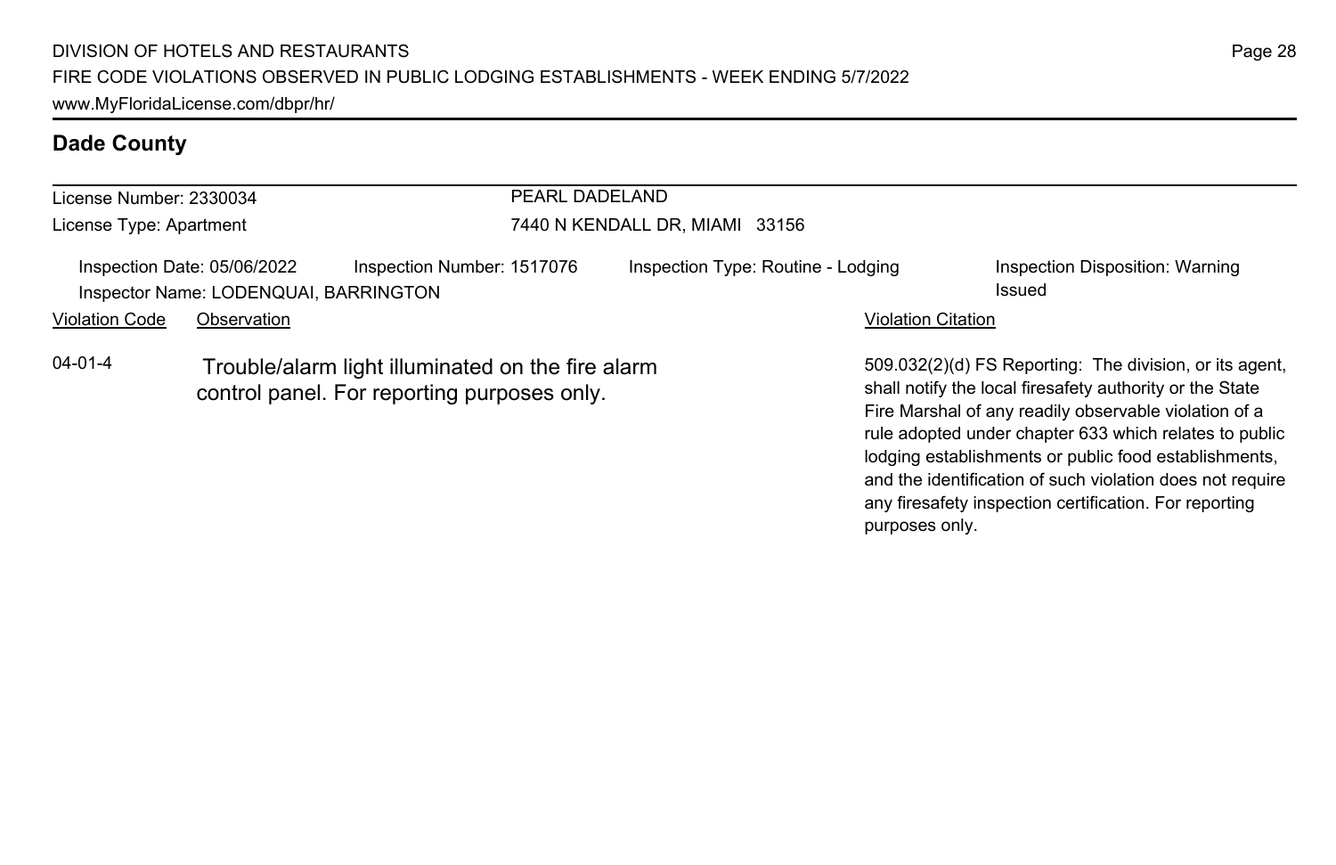## Dade County

License Number: 2330034
License Type: Apartment

PEARL DADELAND
7440 N KENDALL DR, MIAMI 33156

Inspection Date: 05/06/2022 | Inspection Number: 1517076 | Inspection Type: Routine - Lodging | Inspection Disposition: Warning Issued
Inspector Name: LODENQUAI, BARRINGTON

| Violation Code | Observation | Violation Citation |
|---|---|---|
| 04-01-4 | Trouble/alarm light illuminated on the fire alarm control panel. For reporting purposes only. | 509.032(2)(d) FS Reporting: The division, or its agent, shall notify the local firesafety authority or the State Fire Marshal of any readily observable violation of a rule adopted under chapter 633 which relates to public lodging establishments or public food establishments, and the identification of such violation does not require any firesafety inspection certification. For reporting purposes only. |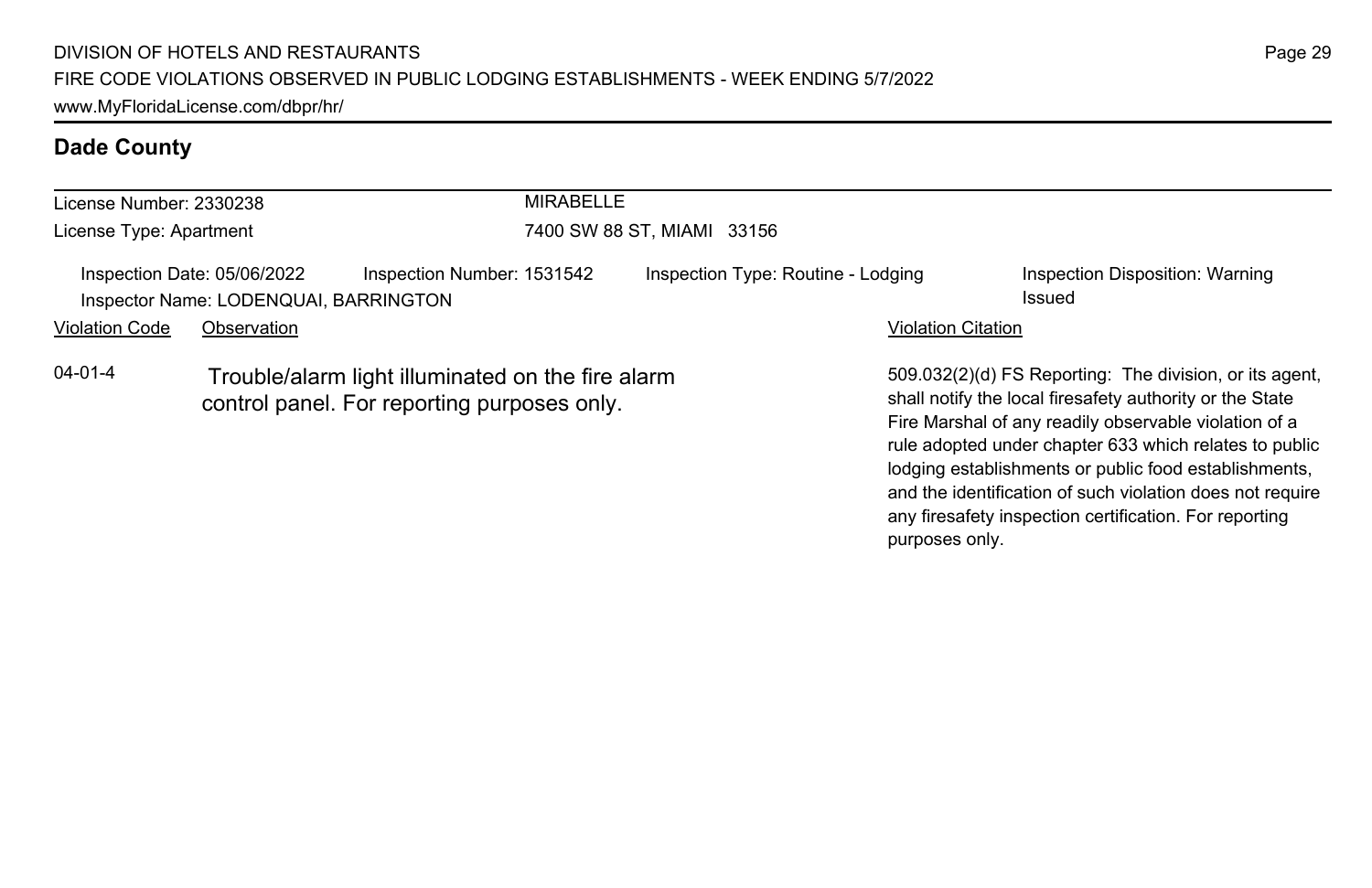## Dade County

License Number: 2330238
License Type: Apartment

MIRABELLE
7400 SW 88 ST, MIAMI 33156

Inspection Date: 05/06/2022 | Inspection Number: 1531542 | Inspection Type: Routine - Lodging | Inspection Disposition: Warning Issued
Inspector Name: LODENQUAI, BARRINGTON

| Violation Code | Observation | Violation Citation |
| --- | --- | --- |
| 04-01-4 | Trouble/alarm light illuminated on the fire alarm control panel. For reporting purposes only. | 509.032(2)(d) FS Reporting: The division, or its agent, shall notify the local firesafety authority or the State Fire Marshal of any readily observable violation of a rule adopted under chapter 633 which relates to public lodging establishments or public food establishments, and the identification of such violation does not require any firesafety inspection certification. For reporting purposes only. |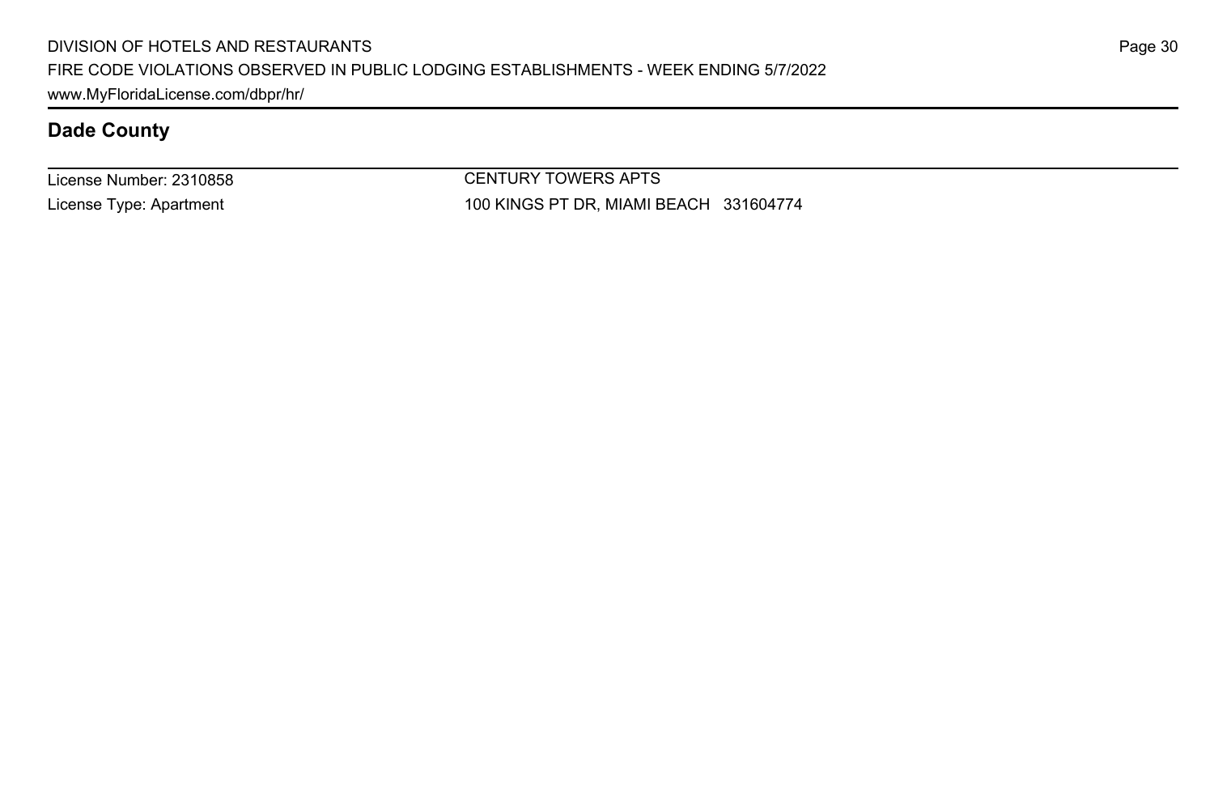## Dade County

License Number: 2310858

License Type: Apartment

CENTURY TOWERS APTS

100 KINGS PT DR, MIAMI BEACH 331604774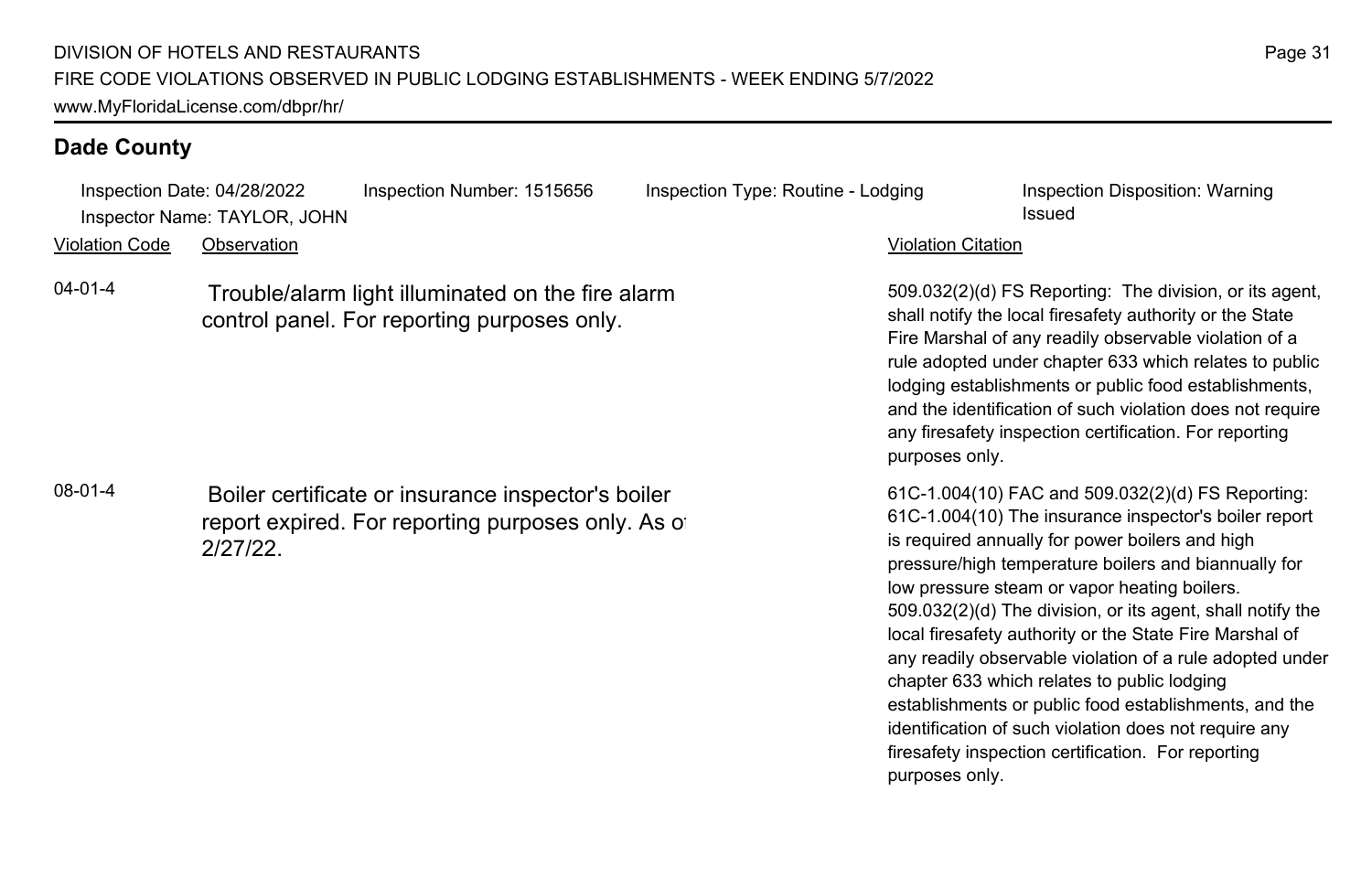## Dade County

Inspection Date: 04/28/2022 Inspection Number: 1515656 Inspection Type: Routine - Lodging Inspection Disposition: Warning Issued
Inspector Name: TAYLOR, JOHN

| Violation Code | Observation | Violation Citation |
| --- | --- | --- |
| 04-01-4 | Trouble/alarm light illuminated on the fire alarm control panel. For reporting purposes only. | 509.032(2)(d) FS Reporting: The division, or its agent, shall notify the local firesafety authority or the State Fire Marshal of any readily observable violation of a rule adopted under chapter 633 which relates to public lodging establishments or public food establishments, and the identification of such violation does not require any firesafety inspection certification. For reporting purposes only. |
| 08-01-4 | Boiler certificate or insurance inspector's boiler report expired. For reporting purposes only. As of 2/27/22. | 61C-1.004(10) FAC and 509.032(2)(d) FS Reporting: 61C-1.004(10) The insurance inspector's boiler report is required annually for power boilers and high pressure/high temperature boilers and biannually for low pressure steam or vapor heating boilers. 509.032(2)(d) The division, or its agent, shall notify the local firesafety authority or the State Fire Marshal of any readily observable violation of a rule adopted under chapter 633 which relates to public lodging establishments or public food establishments, and the identification of such violation does not require any firesafety inspection certification. For reporting purposes only. |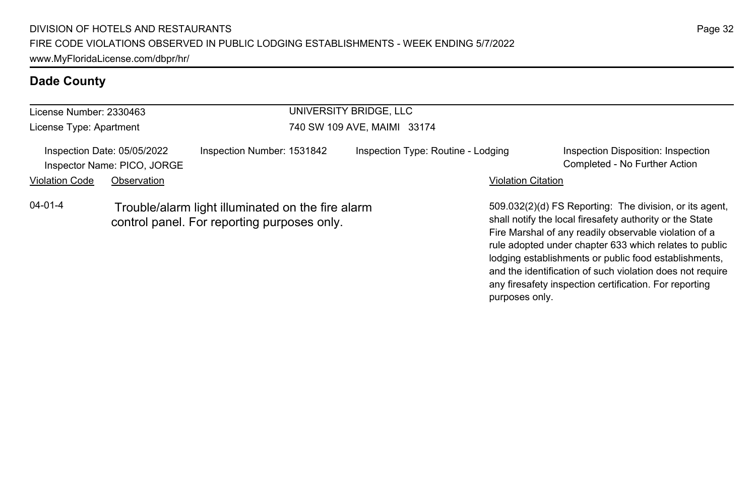## Dade County

License Number: 2330463
License Type: Apartment

UNIVERSITY BRIDGE, LLC
740 SW 109 AVE, MAIMI 33174

Inspection Date: 05/05/2022
Inspector Name: PICO, JORGE
Inspection Number: 1531842
Inspection Type: Routine - Lodging
Inspection Disposition: Inspection Completed - No Further Action

| Violation Code | Observation | Violation Citation |
| --- | --- | --- |
| 04-01-4 | Trouble/alarm light illuminated on the fire alarm control panel. For reporting purposes only. | 509.032(2)(d) FS Reporting: The division, or its agent, shall notify the local firesafety authority or the State Fire Marshal of any readily observable violation of a rule adopted under chapter 633 which relates to public lodging establishments or public food establishments, and the identification of such violation does not require any firesafety inspection certification. For reporting purposes only. |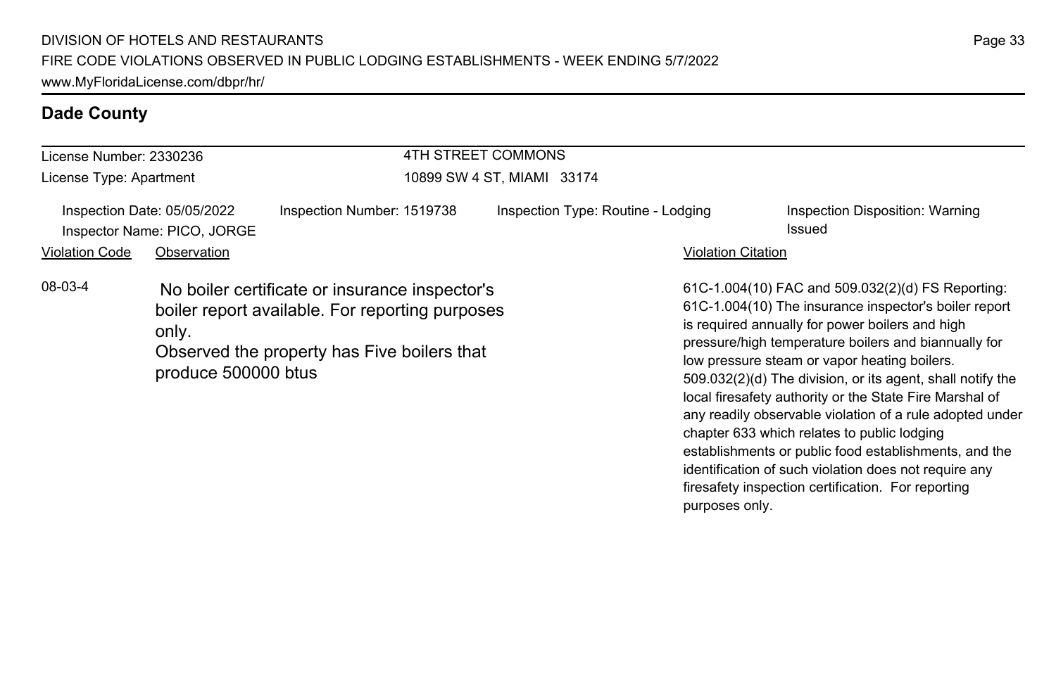## Dade County

| License Number: 2330236 | 4TH STREET COMMONS |
|---|---|
| License Type: Apartment | 10899 SW 4 ST, MIAMI 33174 |

| Inspection Date: 05/05/2022 | Inspection Number: 1519738 | Inspection Type: Routine - Lodging | Inspection Disposition: Warning Issued |
|---|---|---|---|
| Inspector Name: PICO, JORGE | | | |

| Violation Code | Observation | Violation Citation |
|---|---|---|
| 08-03-4 | No boiler certificate or insurance inspector's boiler report available. For reporting purposes only.<br>Observed the property has Five boilers that produce 500000 btus | 61C-1.004(10) FAC and 509.032(2)(d) FS Reporting: 61C-1.004(10) The insurance inspector's boiler report is required annually for power boilers and high pressure/high temperature boilers and biannually for low pressure steam or vapor heating boilers. 509.032(2)(d) The division, or its agent, shall notify the local firesafety authority or the State Fire Marshal of any readily observable violation of a rule adopted under chapter 633 which relates to public lodging establishments or public food establishments, and the identification of such violation does not require any firesafety inspection certification. For reporting purposes only. |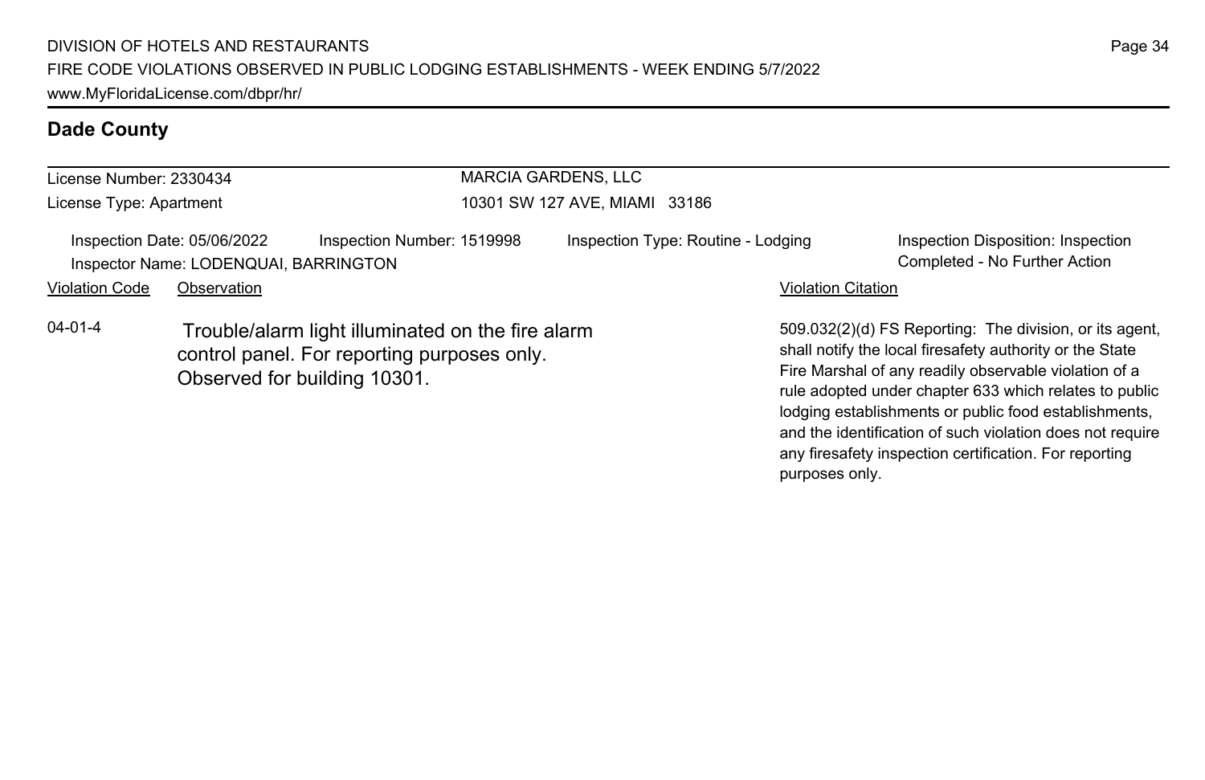## Dade County

License Number: 2330434
License Type: Apartment

MARCIA GARDENS, LLC
10301 SW 127 AVE, MIAMI 33186

Inspection Date: 05/06/2022
Inspection Number: 1519998
Inspection Type: Routine - Lodging
Inspection Disposition: Inspection Completed - No Further Action
Inspector Name: LODENQUAI, BARRINGTON

| Violation Code | Observation | Violation Citation |
| --- | --- | --- |
| 04-01-4 | Trouble/alarm light illuminated on the fire alarm control panel. For reporting purposes only. Observed for building 10301. | 509.032(2)(d) FS Reporting: The division, or its agent, shall notify the local firesafety authority or the State Fire Marshal of any readily observable violation of a rule adopted under chapter 633 which relates to public lodging establishments or public food establishments, and the identification of such violation does not require any firesafety inspection certification. For reporting purposes only. |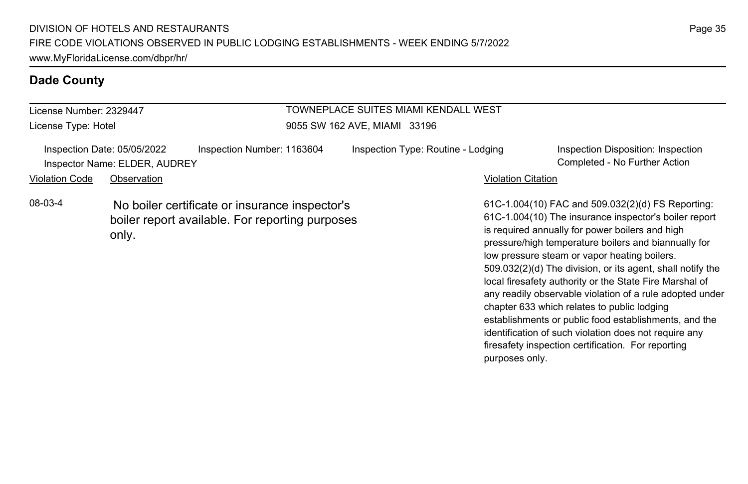## Dade County

License Number: 2329447
License Type: Hotel

TOWNEPLACE SUITES MIAMI KENDALL WEST
9055 SW 162 AVE, MIAMI 33196

Inspection Date: 05/05/2022
Inspection Number: 1163604
Inspection Type: Routine - Lodging
Inspection Disposition: Inspection Completed - No Further Action
Inspector Name: ELDER, AUDREY

| Violation Code | Observation | Violation Citation |
| --- | --- | --- |
| 08-03-4 | No boiler certificate or insurance inspector's boiler report available. For reporting purposes only. | 61C-1.004(10) FAC and 509.032(2)(d) FS Reporting: 61C-1.004(10) The insurance inspector's boiler report is required annually for power boilers and high pressure/high temperature boilers and biannually for low pressure steam or vapor heating boilers. 509.032(2)(d) The division, or its agent, shall notify the local firesafety authority or the State Fire Marshal of any readily observable violation of a rule adopted under chapter 633 which relates to public lodging establishments or public food establishments, and the identification of such violation does not require any firesafety inspection certification. For reporting purposes only. |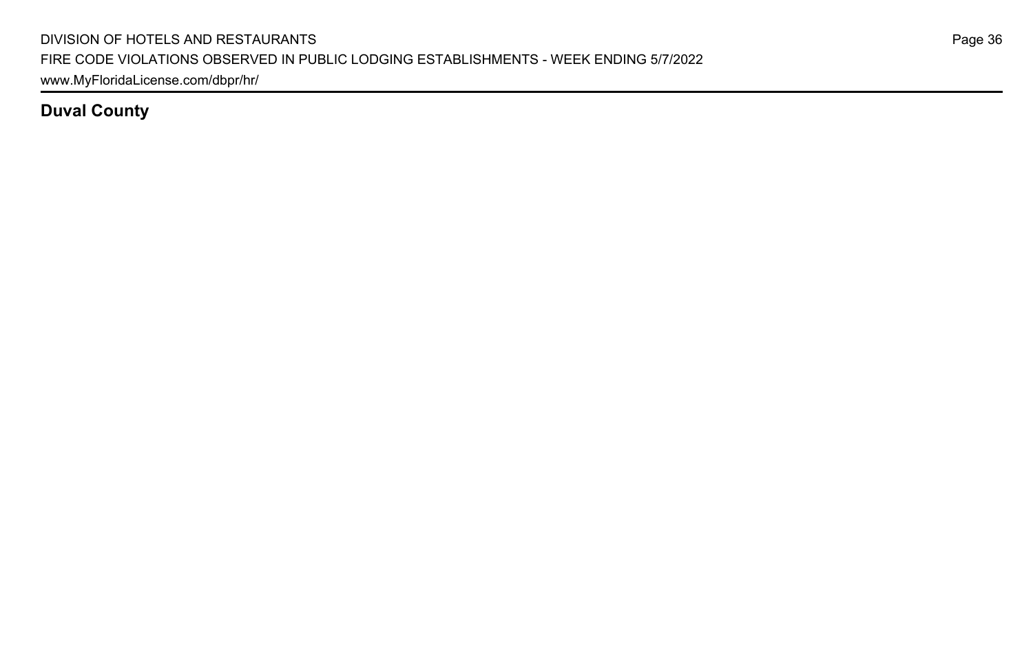## Duval County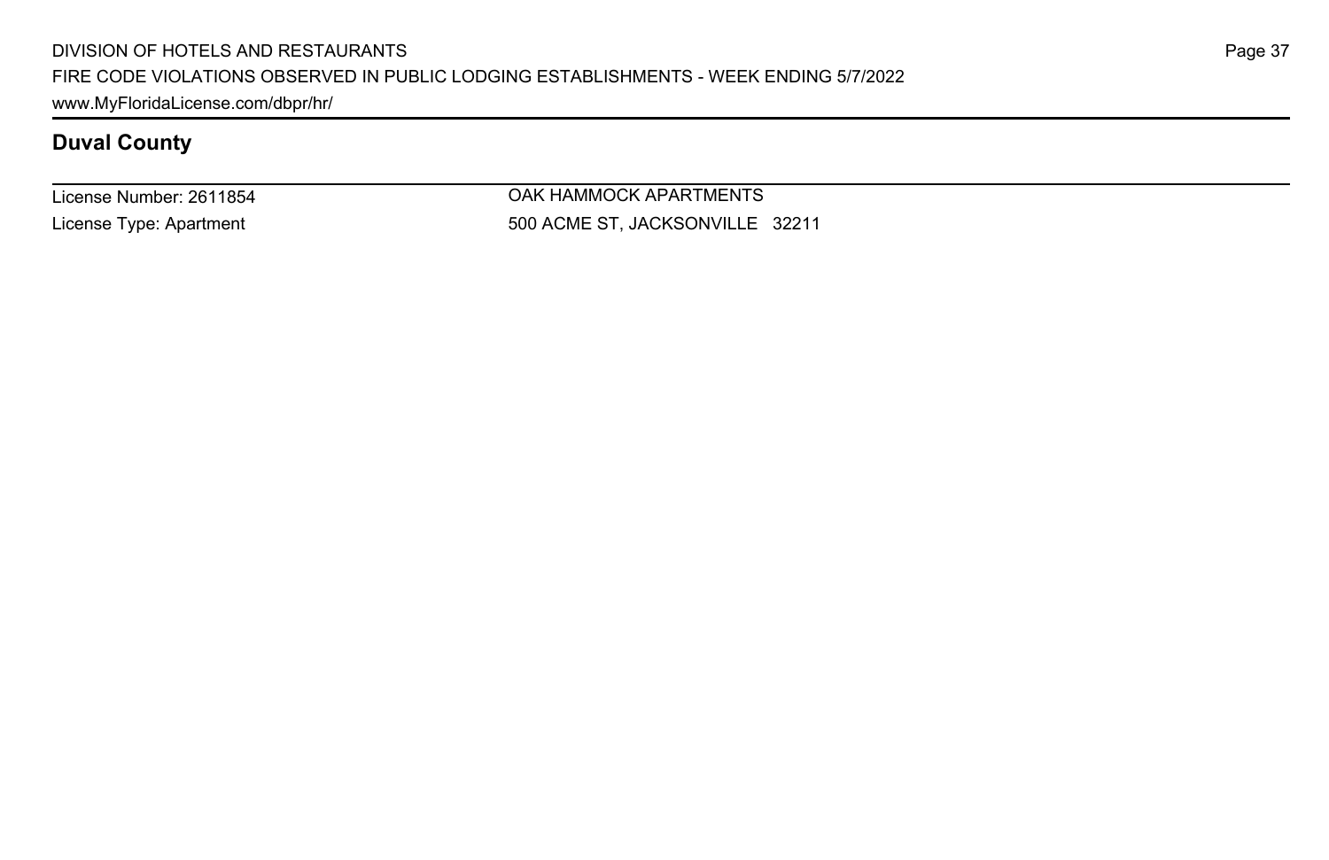## Duval County

License Number: 2611854

License Type: Apartment

OAK HAMMOCK APARTMENTS

500 ACME ST, JACKSONVILLE 32211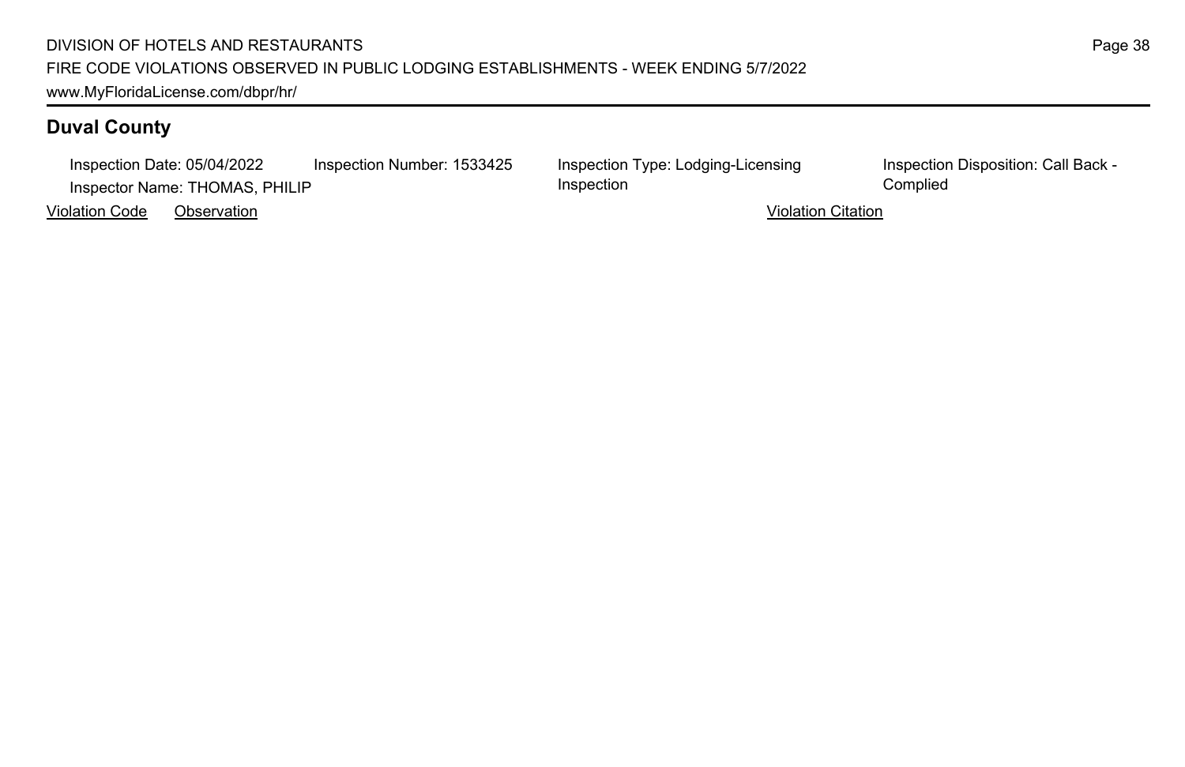## Duval County

Inspection Date: 05/04/2022 Inspection Number: 1533425 Inspection Type: Lodging-Licensing Inspection Inspection Disposition: Call Back - Complied

Inspector Name: THOMAS, PHILIP

| Violation Code | Observation | Violation Citation |
| --- | --- | --- |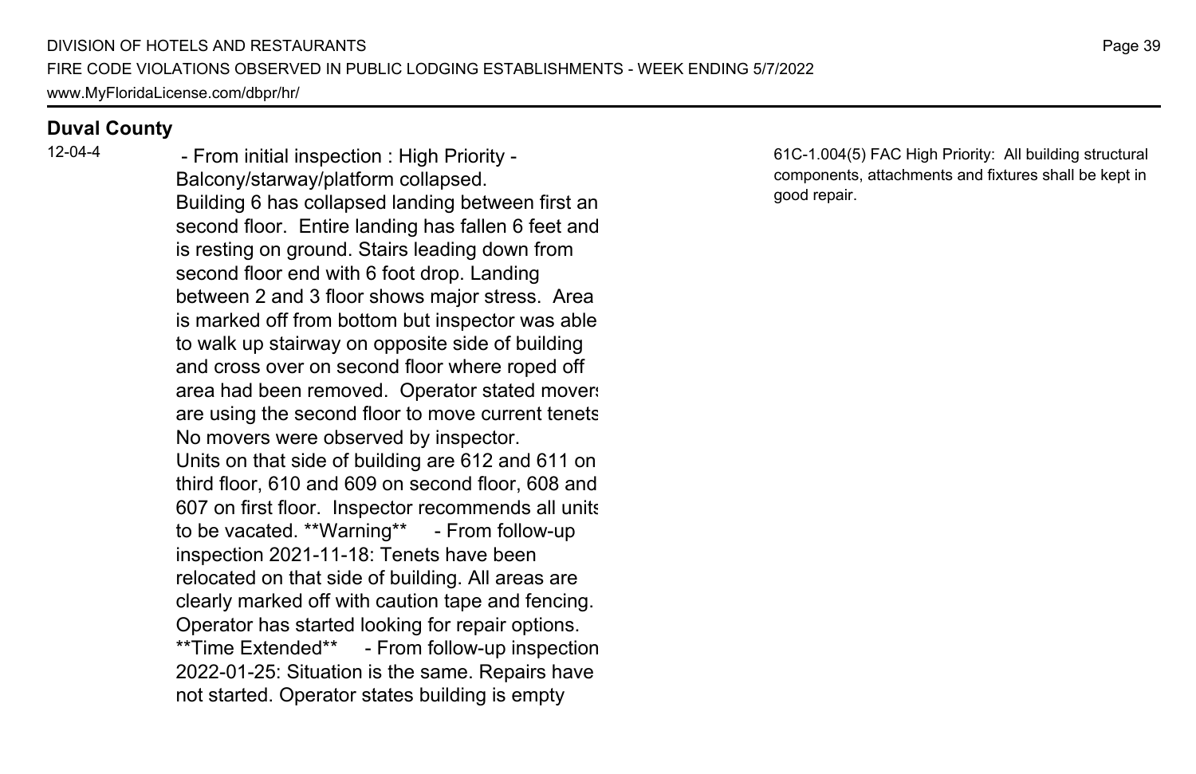## Duval County

| | | |
|---|---|---|
| 12-04-4 | - From initial inspection : High Priority - Balcony/starway/platform collapsed. Building 6 has collapsed landing between first an second floor. Entire landing has fallen 6 feet and is resting on ground. Stairs leading down from second floor end with 6 foot drop. Landing between 2 and 3 floor shows major stress. Area is marked off from bottom but inspector was able to walk up stairway on opposite side of building and cross over on second floor where roped off area had been removed. Operator stated movers are using the second floor to move current tenets No movers were observed by inspector. Units on that side of building are 612 and 611 on third floor, 610 and 609 on second floor, 608 and 607 on first floor. Inspector recommends all units to be vacated. **Warning** - From follow-up inspection 2021-11-18: Tenets have been relocated on that side of building. All areas are clearly marked off with caution tape and fencing. Operator has started looking for repair options. **Time Extended** - From follow-up inspection 2022-01-25: Situation is the same. Repairs have not started. Operator states building is empty | 61C-1.004(5) FAC High Priority: All building structural components, attachments and fixtures shall be kept in good repair. |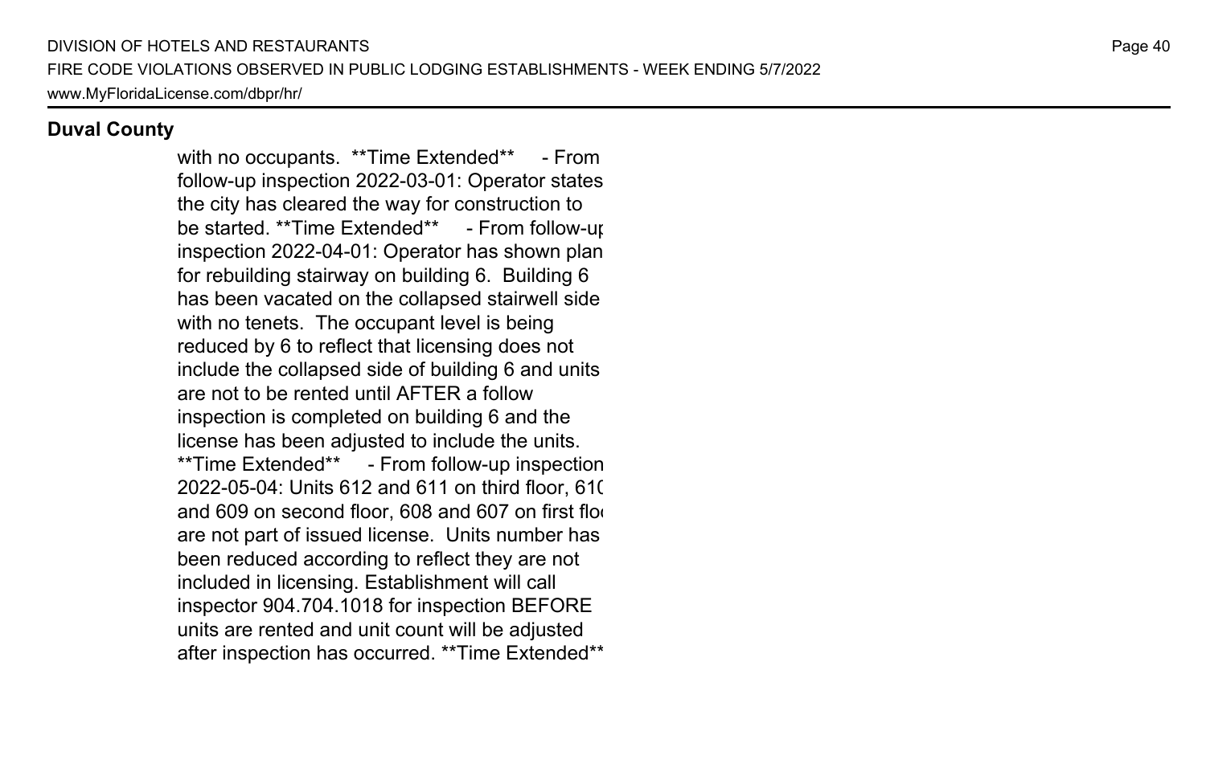## Duval County

with no occupants. **Time Extended** - From follow-up inspection 2022-03-01: Operator states the city has cleared the way for construction to be started. **Time Extended** - From follow-up inspection 2022-04-01: Operator has shown plan for rebuilding stairway on building 6. Building 6 has been vacated on the collapsed stairwell side with no tenets. The occupant level is being reduced by 6 to reflect that licensing does not include the collapsed side of building 6 and units are not to be rented until AFTER a follow inspection is completed on building 6 and the license has been adjusted to include the units. **Time Extended** - From follow-up inspection 2022-05-04: Units 612 and 611 on third floor, 610 and 609 on second floor, 608 and 607 on first floor are not part of issued license. Units number has been reduced according to reflect they are not included in licensing. Establishment will call inspector 904.704.1018 for inspection BEFORE units are rented and unit count will be adjusted after inspection has occurred. **Time Extended**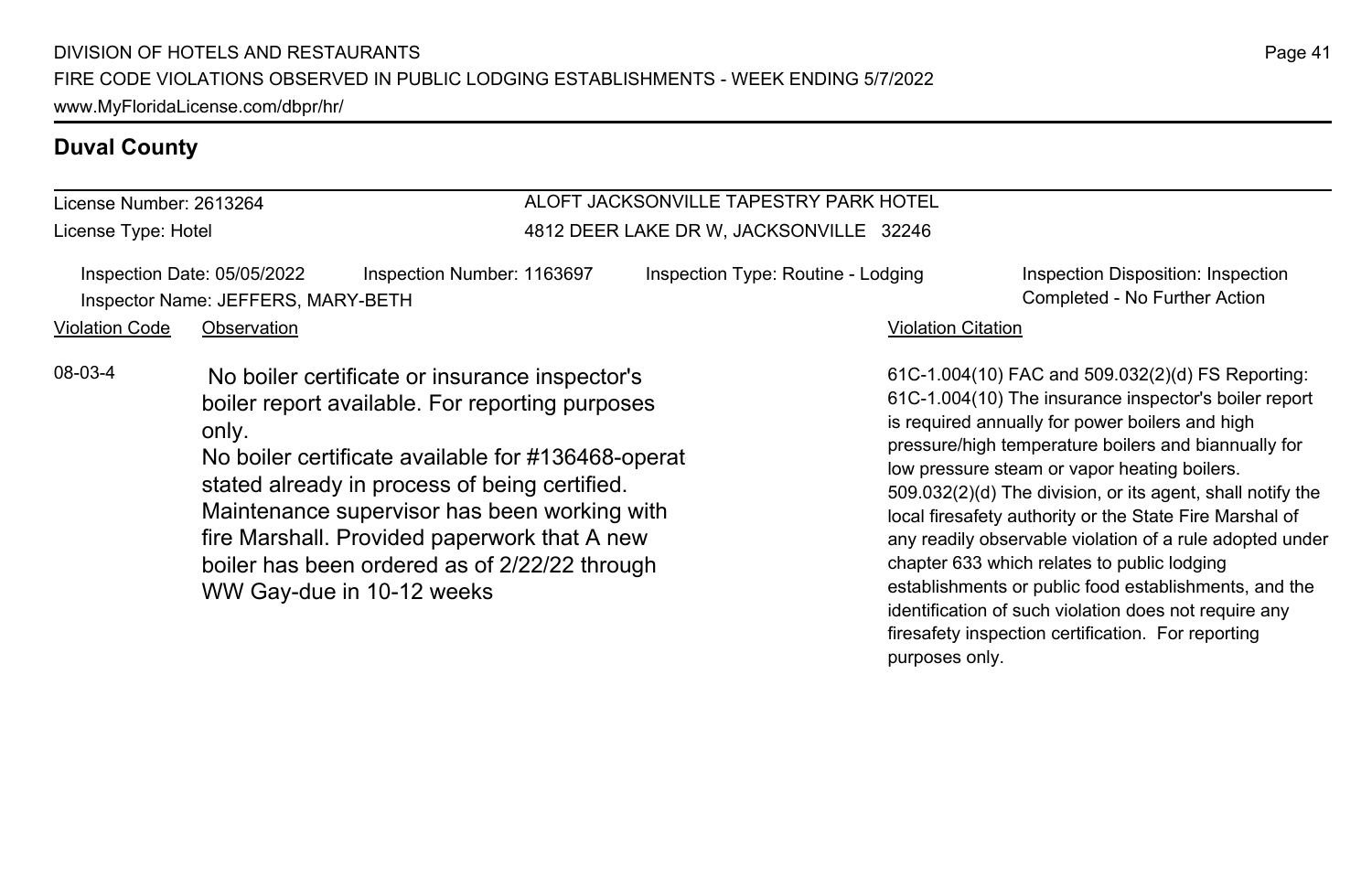## Duval County

License Number: 2613264
License Type: Hotel

ALOFT JACKSONVILLE TAPESTRY PARK HOTEL
4812 DEER LAKE DR W, JACKSONVILLE 32246

Inspection Date: 05/05/2022
Inspection Number: 1163697
Inspection Type: Routine - Lodging
Inspection Disposition: Inspection Completed - No Further Action
Inspector Name: JEFFERS, MARY-BETH

| Violation Code | Observation | Violation Citation |
| --- | --- | --- |
| 08-03-4 | No boiler certificate or insurance inspector's boiler report available. For reporting purposes only. No boiler certificate available for #136468-operat stated already in process of being certified. Maintenance supervisor has been working with fire Marshall. Provided paperwork that A new boiler has been ordered as of 2/22/22 through WW Gay-due in 10-12 weeks | 61C-1.004(10) FAC and 509.032(2)(d) FS Reporting: 61C-1.004(10) The insurance inspector's boiler report is required annually for power boilers and high pressure/high temperature boilers and biannually for low pressure steam or vapor heating boilers. 509.032(2)(d) The division, or its agent, shall notify the local firesafety authority or the State Fire Marshal of any readily observable violation of a rule adopted under chapter 633 which relates to public lodging establishments or public food establishments, and the identification of such violation does not require any firesafety inspection certification. For reporting purposes only. |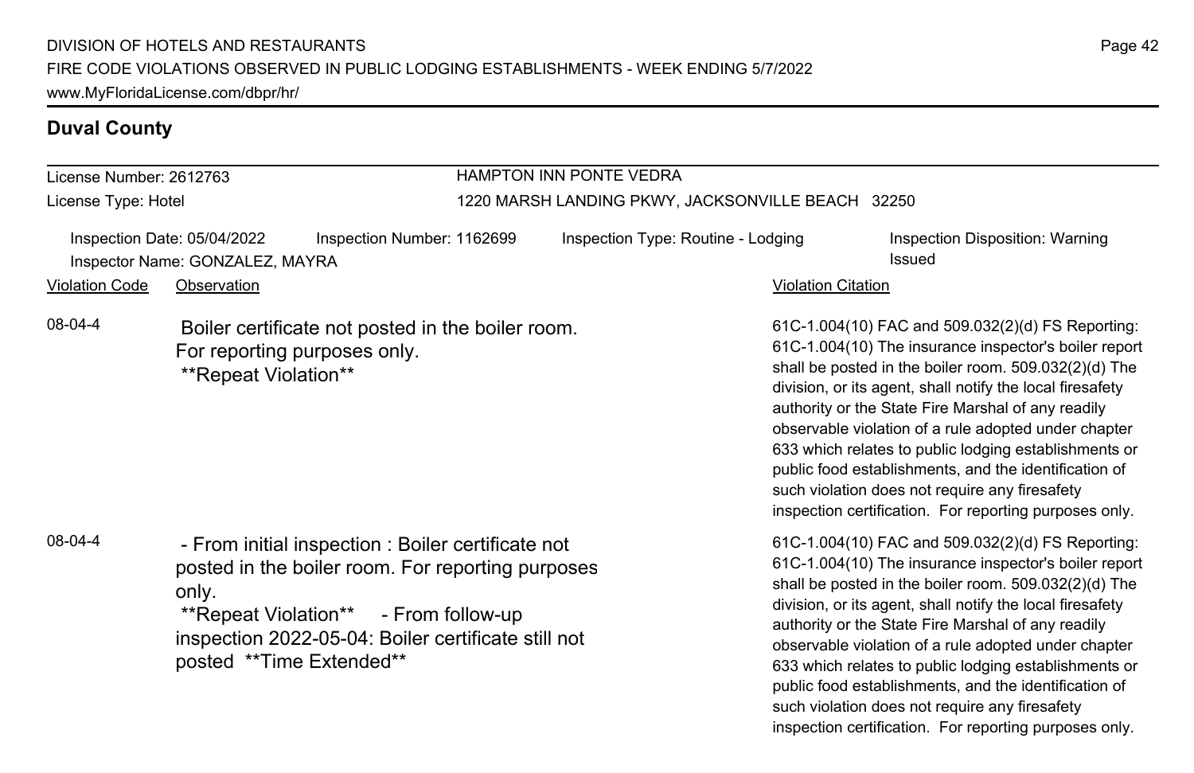## Duval County

License Number: 2612763

License Type: Hotel

HAMPTON INN PONTE VEDRA

1220 MARSH LANDING PKWY, JACKSONVILLE BEACH 32250

Inspection Date: 05/04/2022 | Inspection Number: 1162699 | Inspection Type: Routine - Lodging | Inspection Disposition: Warning Issued

Inspector Name: GONZALEZ, MAYRA

| Violation Code | Observation | Violation Citation |
| --- | --- | --- |
| 08-04-4 | Boiler certificate not posted in the boiler room. For reporting purposes only. **Repeat Violation** | 61C-1.004(10) FAC and 509.032(2)(d) FS Reporting: 61C-1.004(10) The insurance inspector's boiler report shall be posted in the boiler room. 509.032(2)(d) The division, or its agent, shall notify the local firesafety authority or the State Fire Marshal of any readily observable violation of a rule adopted under chapter 633 which relates to public lodging establishments or public food establishments, and the identification of such violation does not require any firesafety inspection certification. For reporting purposes only. |
| 08-04-4 | - From initial inspection : Boiler certificate not posted in the boiler room. For reporting purposes only. **Repeat Violation** - From follow-up inspection 2022-05-04: Boiler certificate still not posted **Time Extended** | 61C-1.004(10) FAC and 509.032(2)(d) FS Reporting: 61C-1.004(10) The insurance inspector's boiler report shall be posted in the boiler room. 509.032(2)(d) The division, or its agent, shall notify the local firesafety authority or the State Fire Marshal of any readily observable violation of a rule adopted under chapter 633 which relates to public lodging establishments or public food establishments, and the identification of such violation does not require any firesafety inspection certification. For reporting purposes only. |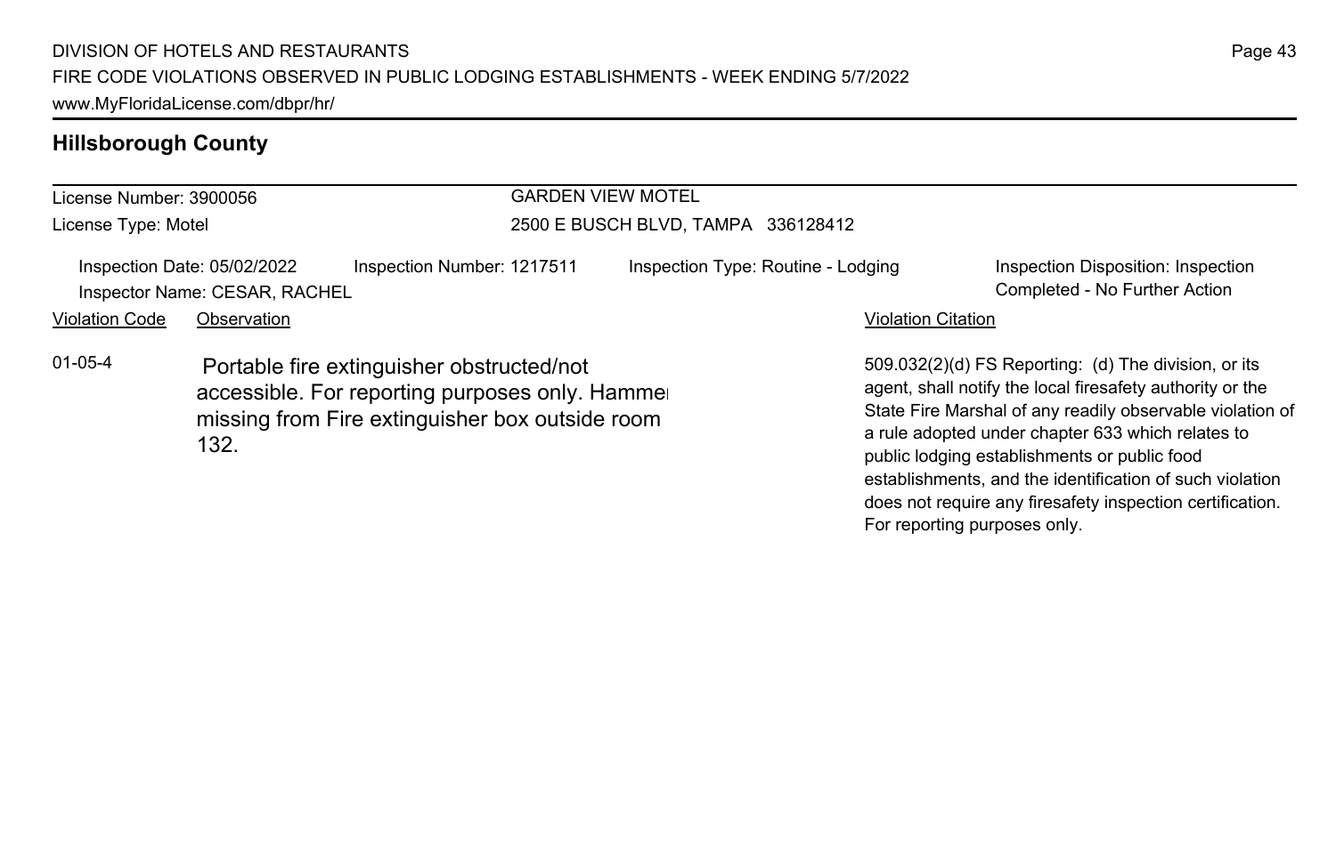## Hillsborough County

License Number: 3900056
License Type: Motel

GARDEN VIEW MOTEL
2500 E BUSCH BLVD, TAMPA 336128412

Inspection Date: 05/02/2022
Inspector Name: CESAR, RACHEL
Inspection Number: 1217511
Inspection Type: Routine - Lodging
Inspection Disposition: Inspection Completed - No Further Action

| Violation Code | Observation | Violation Citation |
|---|---|---|
| 01-05-4 | Portable fire extinguisher obstructed/not accessible. For reporting purposes only. Hammer missing from Fire extinguisher box outside room 132. | 509.032(2)(d) FS Reporting: (d) The division, or its agent, shall notify the local firesafety authority or the State Fire Marshal of any readily observable violation of a rule adopted under chapter 633 which relates to public lodging establishments or public food establishments, and the identification of such violation does not require any firesafety inspection certification. For reporting purposes only. |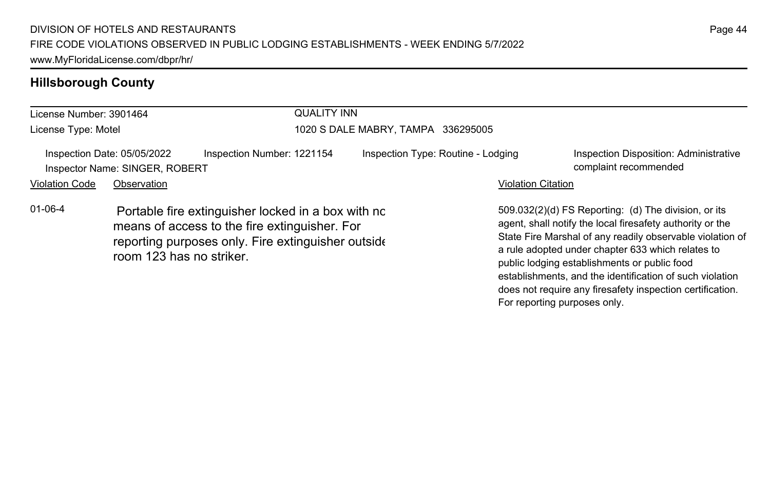## Hillsborough County

**License Number:** 3901464
**License Type:** Motel

**QUALITY INN**
1020 S DALE MABRY, TAMPA 336295005

**Inspection Date:** 05/05/2022
**Inspector Name:** SINGER, ROBERT
**Inspection Number:** 1221154
**Inspection Type:** Routine - Lodging
**Inspection Disposition:** Administrative complaint recommended

| Violation Code | Observation | Violation Citation |
| --- | --- | --- |
| 01-06-4 | Portable fire extinguisher locked in a box with no means of access to the fire extinguisher. For reporting purposes only. Fire extinguisher outside room 123 has no striker. | 509.032(2)(d) FS Reporting: (d) The division, or its agent, shall notify the local firesafety authority or the State Fire Marshal of any readily observable violation of a rule adopted under chapter 633 which relates to public lodging establishments or public food establishments, and the identification of such violation does not require any firesafety inspection certification. For reporting purposes only. |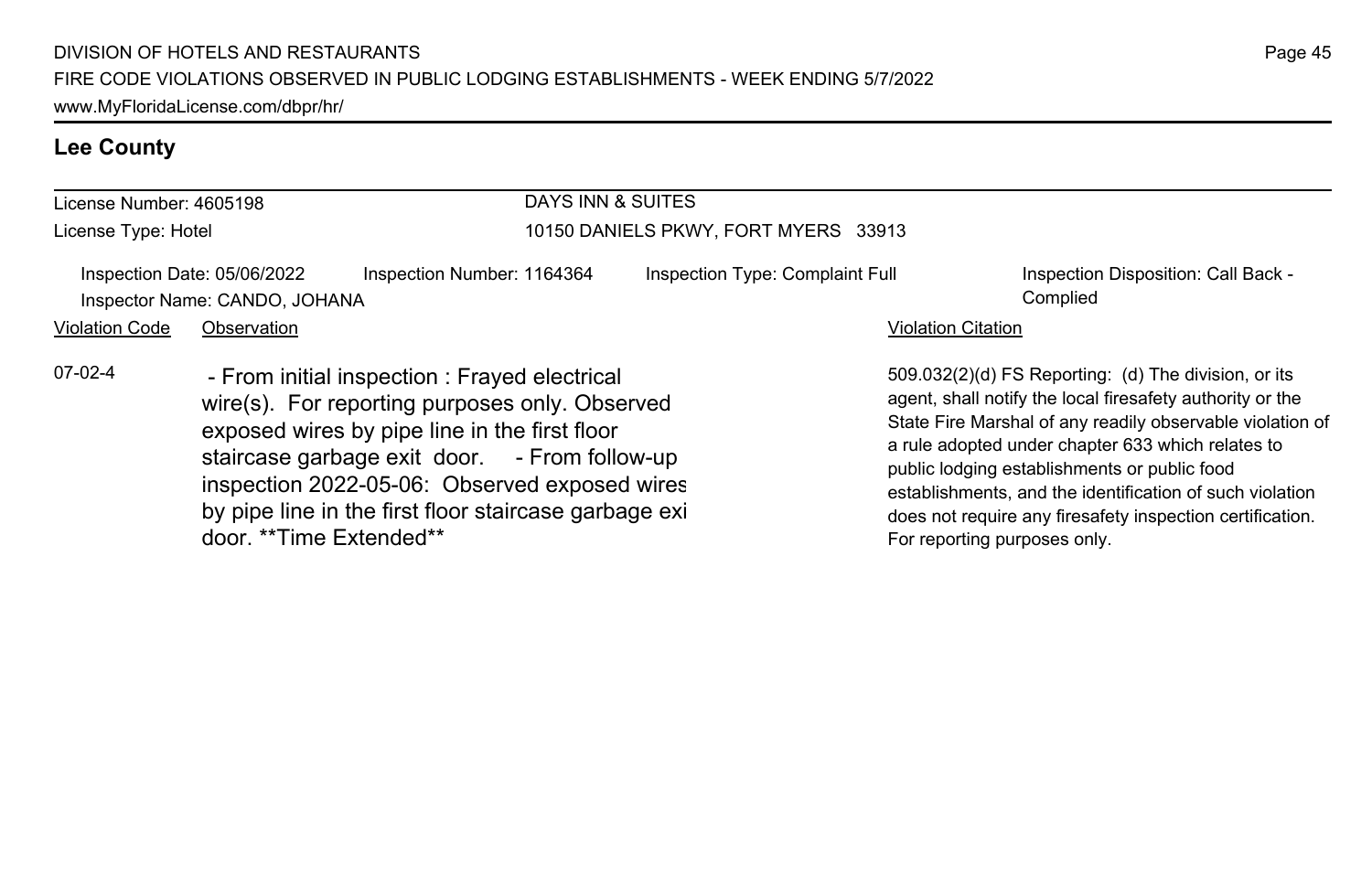## Lee County

License Number: 4605198
License Type: Hotel

DAYS INN & SUITES
10150 DANIELS PKWY, FORT MYERS 33913

Inspection Date: 05/06/2022
Inspector Name: CANDO, JOHANA
Inspection Number: 1164364
Inspection Type: Complaint Full
Inspection Disposition: Call Back - Complied

| Violation Code | Observation | Violation Citation |
|---|---|---|
| 07-02-4 | - From initial inspection : Frayed electrical wire(s). For reporting purposes only. Observed exposed wires by pipe line in the first floor staircase garbage exit door. - From follow-up inspection 2022-05-06: Observed exposed wires by pipe line in the first floor staircase garbage exi door. **Time Extended** | 509.032(2)(d) FS Reporting: (d) The division, or its agent, shall notify the local firesafety authority or the State Fire Marshal of any readily observable violation of a rule adopted under chapter 633 which relates to public lodging establishments or public food establishments, and the identification of such violation does not require any firesafety inspection certification. For reporting purposes only. |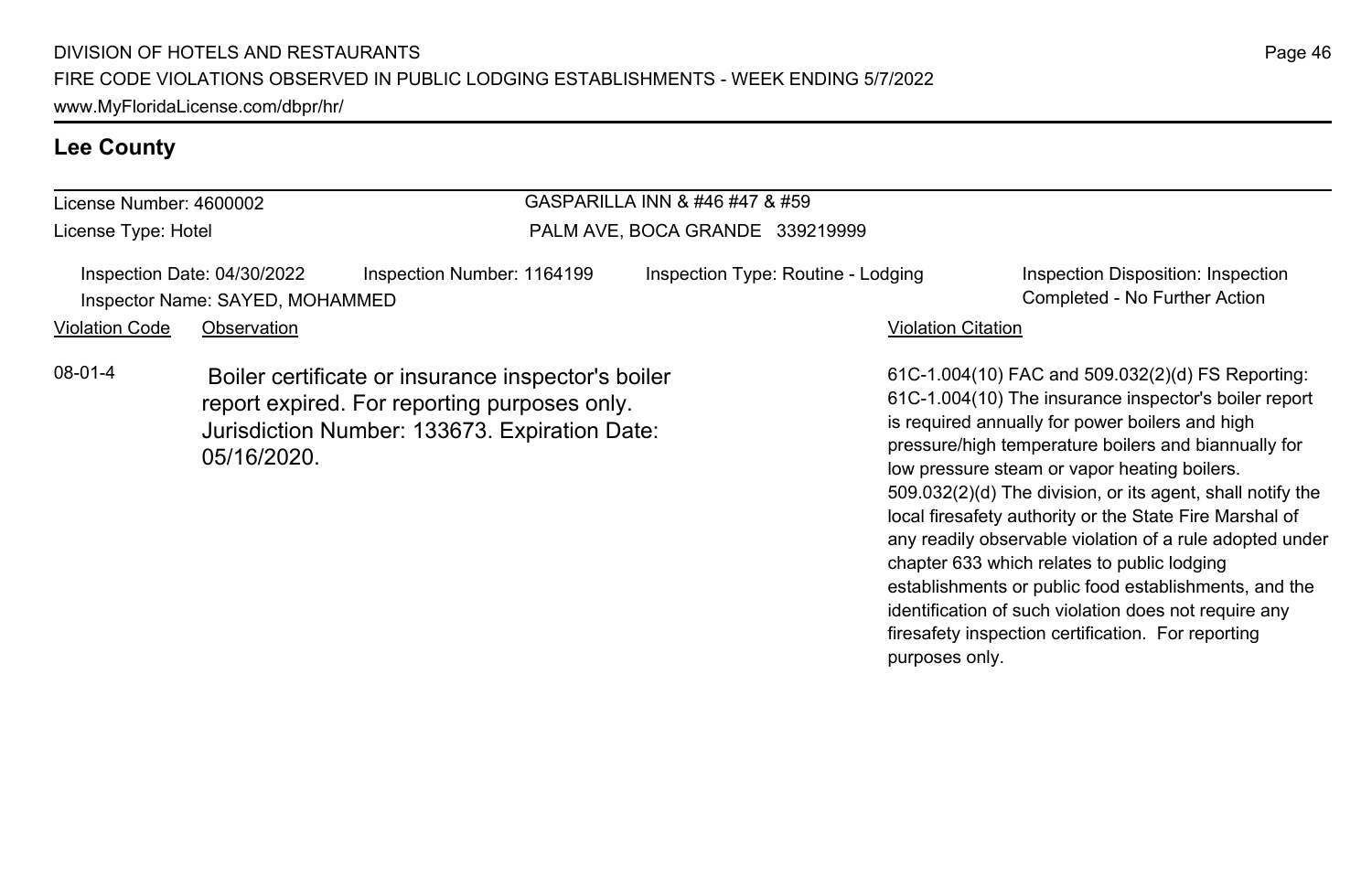## Lee County

License Number: 4600002
License Type: Hotel

GASPARILLA INN & #46 #47 & #59
PALM AVE, BOCA GRANDE 339219999

Inspection Date: 04/30/2022
Inspector Name: SAYED, MOHAMMED
Inspection Number: 1164199
Inspection Type: Routine - Lodging
Inspection Disposition: Inspection Completed - No Further Action

| Violation Code | Observation | Violation Citation |
| --- | --- | --- |
| 08-01-4 | Boiler certificate or insurance inspector's boiler report expired. For reporting purposes only. Jurisdiction Number: 133673. Expiration Date: 05/16/2020. | 61C-1.004(10) FAC and 509.032(2)(d) FS Reporting: 61C-1.004(10) The insurance inspector's boiler report is required annually for power boilers and high pressure/high temperature boilers and biannually for low pressure steam or vapor heating boilers. 509.032(2)(d) The division, or its agent, shall notify the local firesafety authority or the State Fire Marshal of any readily observable violation of a rule adopted under chapter 633 which relates to public lodging establishments or public food establishments, and the identification of such violation does not require any firesafety inspection certification. For reporting purposes only. |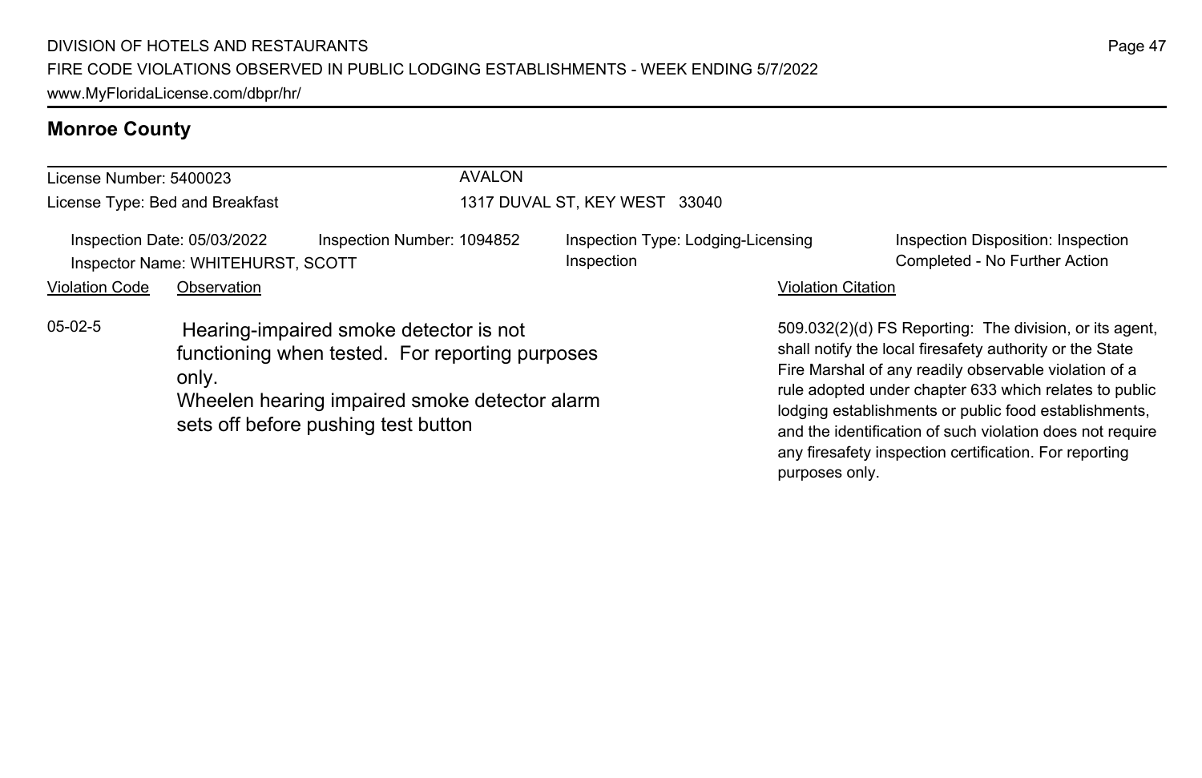## Monroe County

License Number: 5400023
License Type: Bed and Breakfast

AVALON
1317 DUVAL ST, KEY WEST 33040

Inspection Date: 05/03/2022
Inspector Name: WHITEHURST, SCOTT

Inspection Number: 1094852

Inspection Type: Lodging-Licensing Inspection

Inspection Disposition: Inspection Completed - No Further Action

| Violation Code | Observation | Violation Citation |
| --- | --- | --- |
| 05-02-5 | Hearing-impaired smoke detector is not functioning when tested. For reporting purposes only. Wheelen hearing impaired smoke detector alarm sets off before pushing test button | 509.032(2)(d) FS Reporting: The division, or its agent, shall notify the local firesafety authority or the State Fire Marshal of any readily observable violation of a rule adopted under chapter 633 which relates to public lodging establishments or public food establishments, and the identification of such violation does not require any firesafety inspection certification. For reporting purposes only. |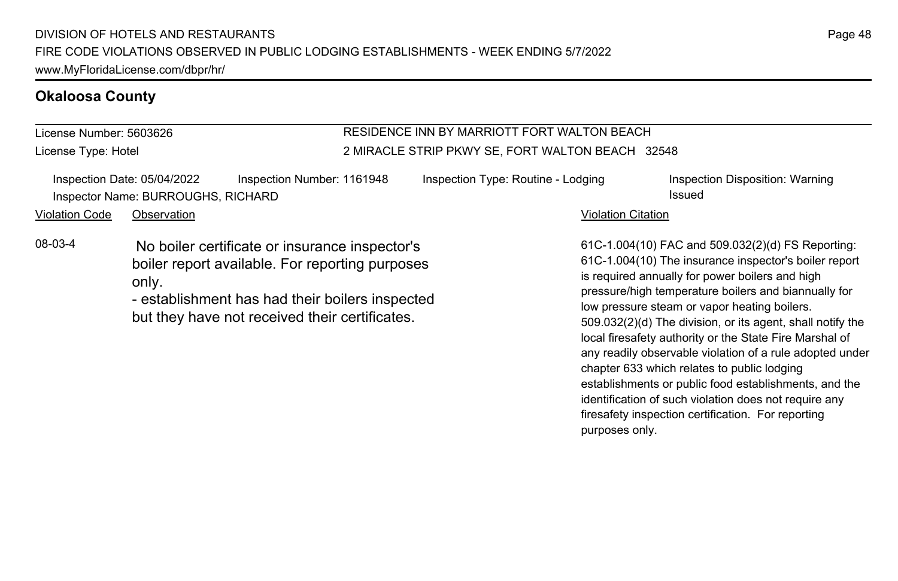## Okaloosa County

License Number: 5603626

License Type: Hotel

RESIDENCE INN BY MARRIOTT FORT WALTON BEACH
2 MIRACLE STRIP PKWY SE, FORT WALTON BEACH 32548

Inspection Date: 05/04/2022 | Inspection Number: 1161948 | Inspection Type: Routine - Lodging | Inspection Disposition: Warning Issued

Inspector Name: BURROUGHS, RICHARD

| Violation Code | Observation | Violation Citation |
| --- | --- | --- |
| 08-03-4 | No boiler certificate or insurance inspector's boiler report available. For reporting purposes only. - establishment has had their boilers inspected but they have not received their certificates. | 61C-1.004(10) FAC and 509.032(2)(d) FS Reporting: 61C-1.004(10) The insurance inspector's boiler report is required annually for power boilers and high pressure/high temperature boilers and biannually for low pressure steam or vapor heating boilers. 509.032(2)(d) The division, or its agent, shall notify the local firesafety authority or the State Fire Marshal of any readily observable violation of a rule adopted under chapter 633 which relates to public lodging establishments or public food establishments, and the identification of such violation does not require any firesafety inspection certification. For reporting purposes only. |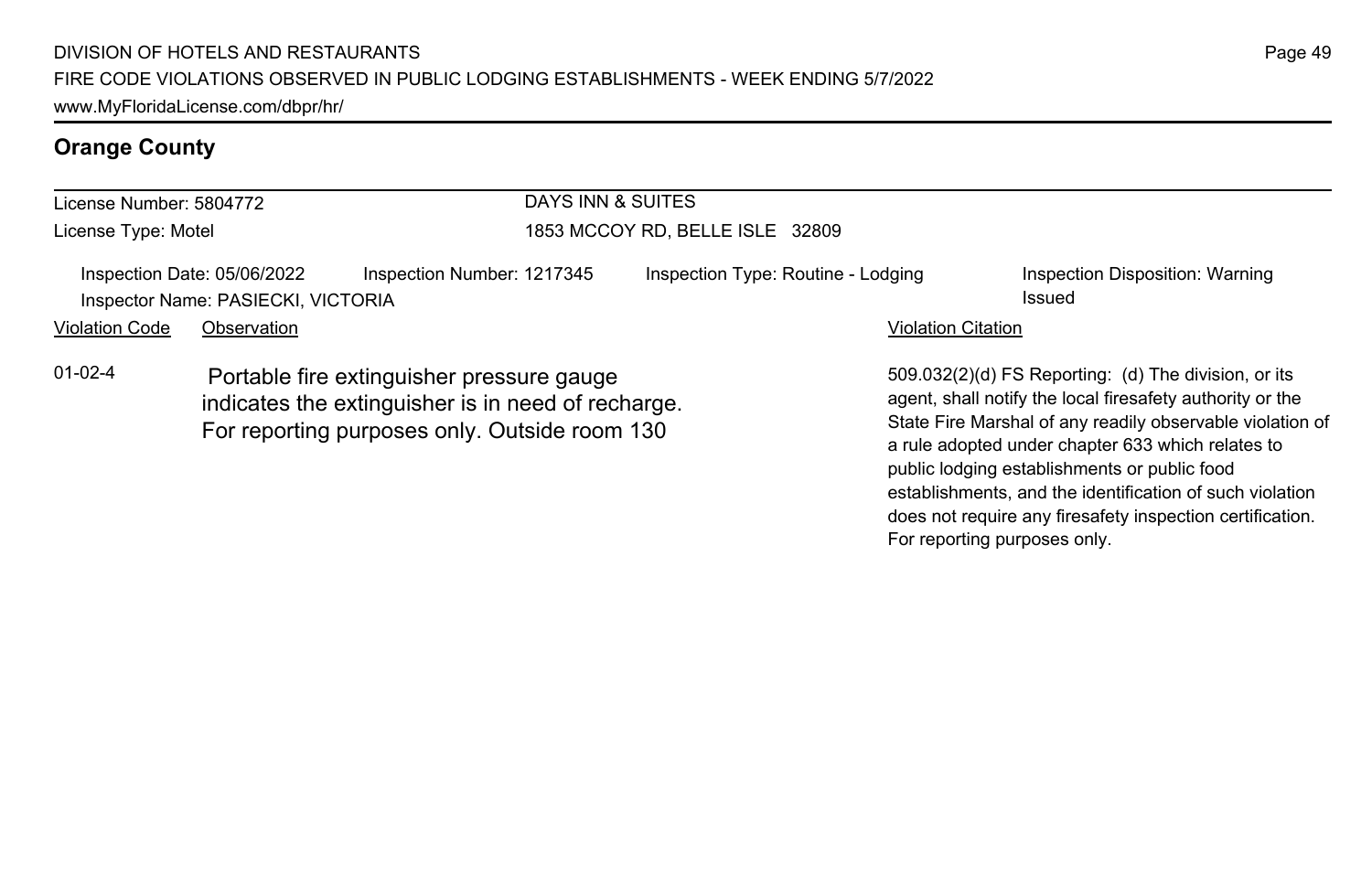## Orange County

| License Number: 5804772 | DAYS INN & SUITES |
|---|---|
| License Type: Motel | 1853 MCCOY RD, BELLE ISLE 32809 |

Inspection Date: 05/06/2022 | Inspection Number: 1217345 | Inspection Type: Routine - Lodging | Inspection Disposition: Warning Issued

Inspector Name: PASIECKI, VICTORIA

| Violation Code | Observation | Violation Citation |
|---|---|---|
| 01-02-4 | Portable fire extinguisher pressure gauge indicates the extinguisher is in need of recharge. For reporting purposes only. Outside room 130 | 509.032(2)(d) FS Reporting: (d) The division, or its agent, shall notify the local firesafety authority or the State Fire Marshal of any readily observable violation of a rule adopted under chapter 633 which relates to public lodging establishments or public food establishments, and the identification of such violation does not require any firesafety inspection certification. For reporting purposes only. |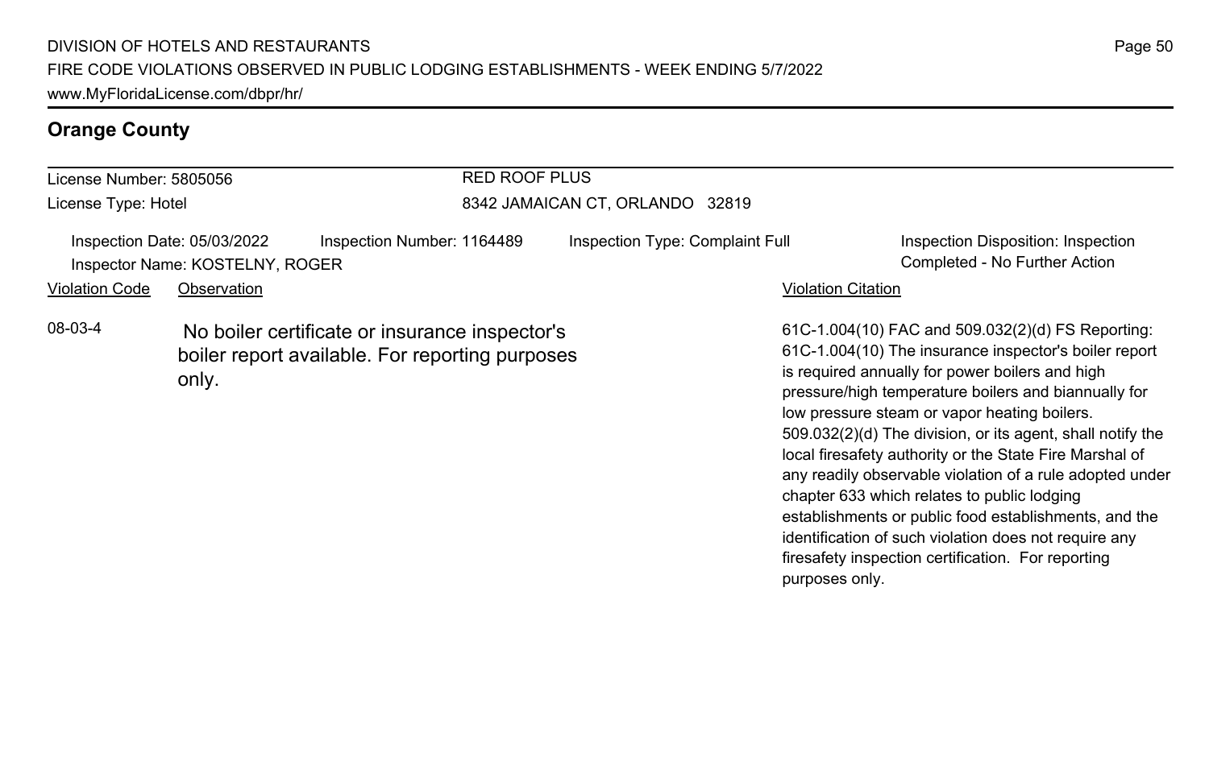## Orange County

License Number: 5805056

License Type: Hotel

RED ROOF PLUS

8342 JAMAICAN CT, ORLANDO 32819

Inspection Date: 05/03/2022

Inspection Number: 1164489

Inspection Type: Complaint Full

Inspection Disposition: Inspection Completed - No Further Action

Inspector Name: KOSTELNY, ROGER

| Violation Code | Observation | Violation Citation |
| --- | --- | --- |
| 08-03-4 | No boiler certificate or insurance inspector's boiler report available. For reporting purposes only. | 61C-1.004(10) FAC and 509.032(2)(d) FS Reporting: 61C-1.004(10) The insurance inspector's boiler report is required annually for power boilers and high pressure/high temperature boilers and biannually for low pressure steam or vapor heating boilers. 509.032(2)(d) The division, or its agent, shall notify the local firesafety authority or the State Fire Marshal of any readily observable violation of a rule adopted under chapter 633 which relates to public lodging establishments or public food establishments, and the identification of such violation does not require any firesafety inspection certification. For reporting purposes only. |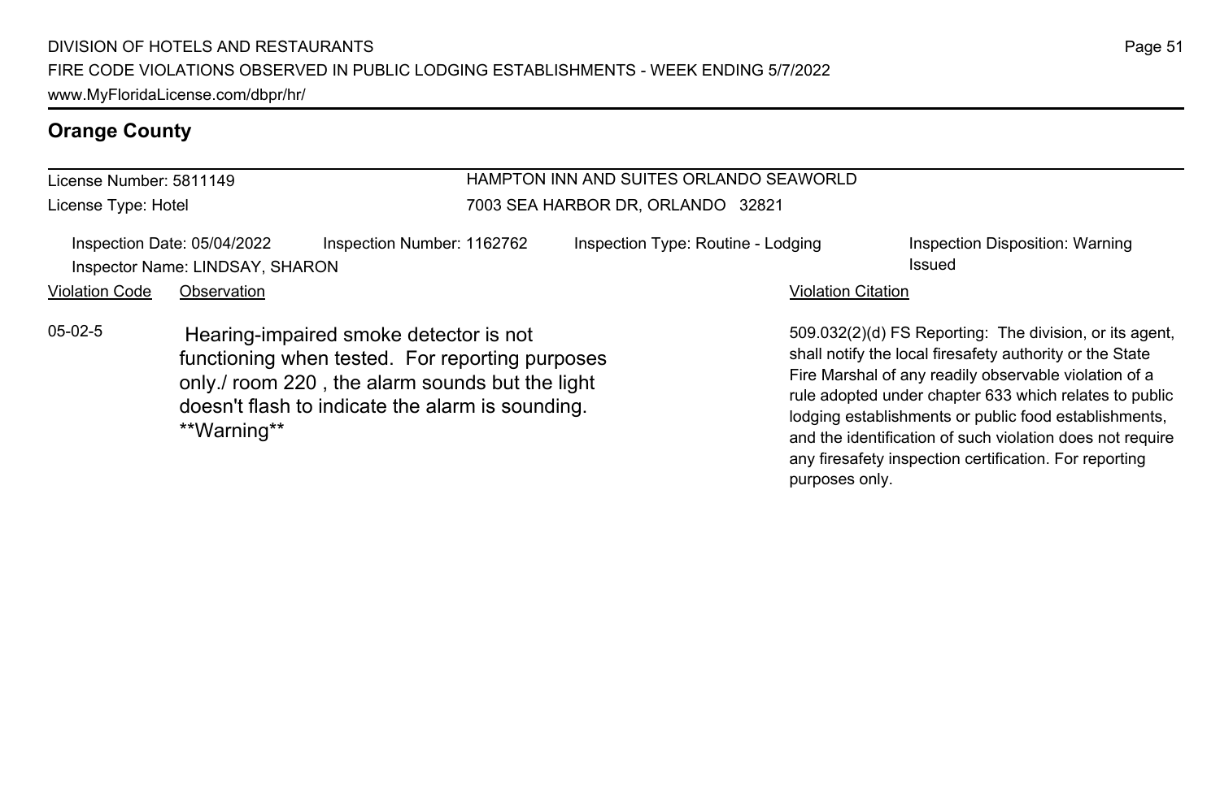## Orange County

License Number: 5811149
License Type: Hotel

HAMPTON INN AND SUITES ORLANDO SEAWORLD
7003 SEA HARBOR DR, ORLANDO 32821

Inspection Date: 05/04/2022 | Inspection Number: 1162762 | Inspection Type: Routine - Lodging | Inspection Disposition: Warning Issued
Inspector Name: LINDSAY, SHARON

| Violation Code | Observation | Violation Citation |
| --- | --- | --- |
| 05-02-5 | Hearing-impaired smoke detector is not functioning when tested. For reporting purposes only./ room 220 , the alarm sounds but the light doesn't flash to indicate the alarm is sounding. **Warning** | 509.032(2)(d) FS Reporting: The division, or its agent, shall notify the local firesafety authority or the State Fire Marshal of any readily observable violation of a rule adopted under chapter 633 which relates to public lodging establishments or public food establishments, and the identification of such violation does not require any firesafety inspection certification. For reporting purposes only. |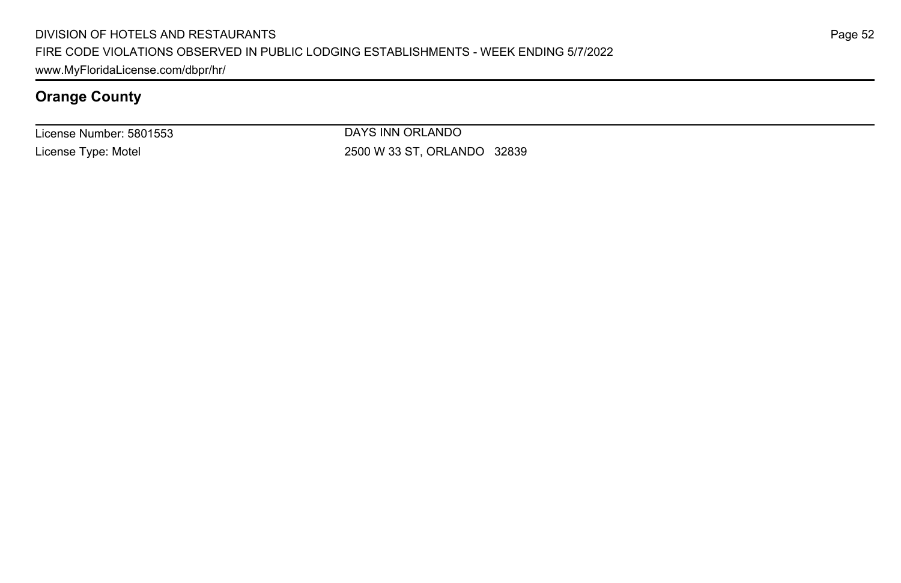## Orange County

License Number: 5801553
License Type: Motel

DAYS INN ORLANDO
2500 W 33 ST, ORLANDO 32839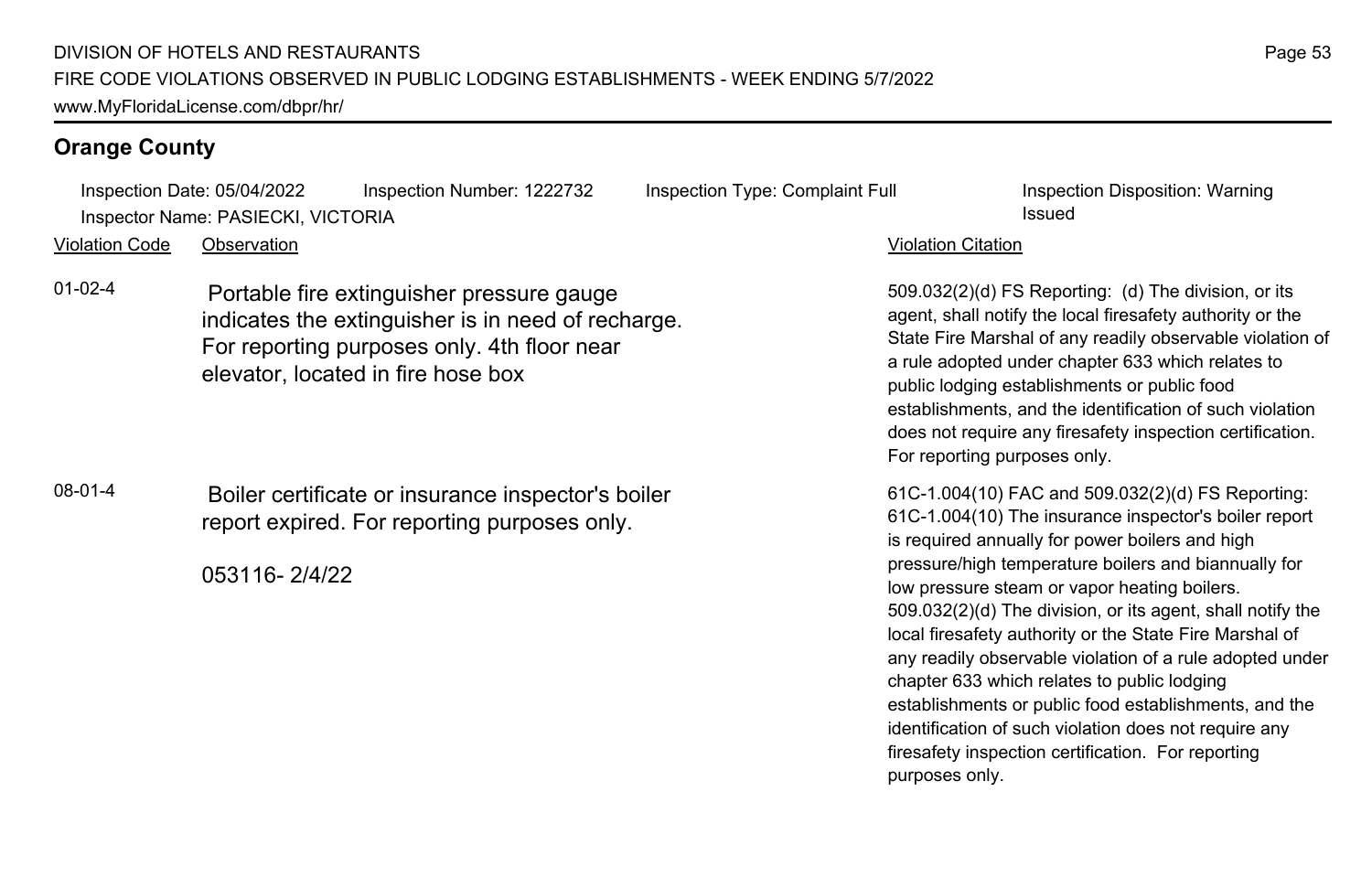## Orange County

Inspection Date: 05/04/2022 Inspection Number: 1222732 Inspection Type: Complaint Full Inspection Disposition: Warning Issued
Inspector Name: PASIECKI, VICTORIA

| Violation Code | Observation | Violation Citation |
| --- | --- | --- |
| 01-02-4 | Portable fire extinguisher pressure gauge indicates the extinguisher is in need of recharge. For reporting purposes only. 4th floor near elevator, located in fire hose box | 509.032(2)(d) FS Reporting: (d) The division, or its agent, shall notify the local firesafety authority or the State Fire Marshal of any readily observable violation of a rule adopted under chapter 633 which relates to public lodging establishments or public food establishments, and the identification of such violation does not require any firesafety inspection certification. For reporting purposes only. |
| 08-01-4 | Boiler certificate or insurance inspector's boiler report expired. For reporting purposes only.<br><br>053116- 2/4/22 | 61C-1.004(10) FAC and 509.032(2)(d) FS Reporting: 61C-1.004(10) The insurance inspector's boiler report is required annually for power boilers and high pressure/high temperature boilers and biannually for low pressure steam or vapor heating boilers. 509.032(2)(d) The division, or its agent, shall notify the local firesafety authority or the State Fire Marshal of any readily observable violation of a rule adopted under chapter 633 which relates to public lodging establishments or public food establishments, and the identification of such violation does not require any firesafety inspection certification. For reporting purposes only. |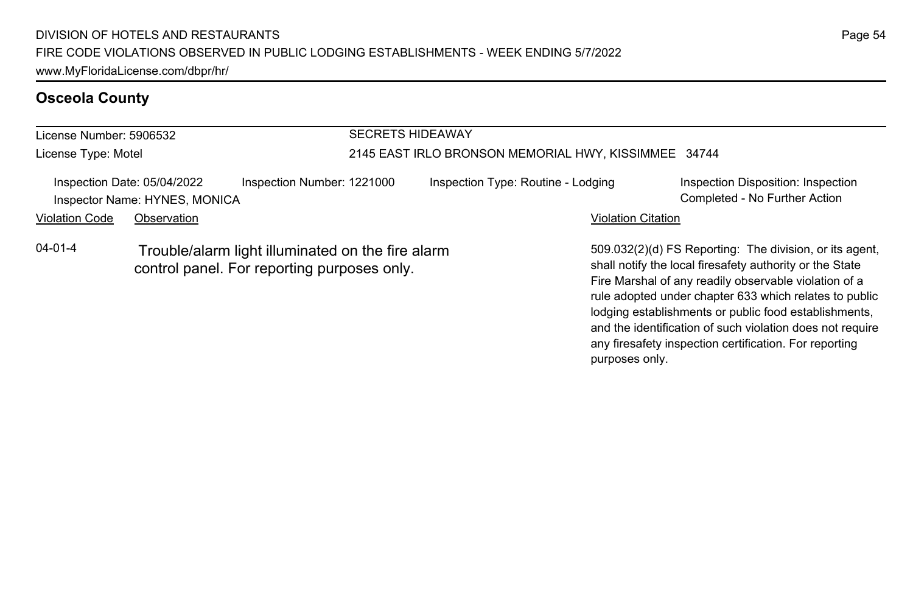## Osceola County

License Number: 5906532

License Type: Motel

SECRETS HIDEAWAY

2145 EAST IRLO BRONSON MEMORIAL HWY, KISSIMMEE 34744

Inspection Date: 05/04/2022

Inspection Number: 1221000

Inspection Type: Routine - Lodging

Inspection Disposition: Inspection Completed - No Further Action

Inspector Name: HYNES, MONICA

| Violation Code | Observation | Violation Citation |
| --- | --- | --- |
| 04-01-4 | Trouble/alarm light illuminated on the fire alarm control panel. For reporting purposes only. | 509.032(2)(d) FS Reporting: The division, or its agent, shall notify the local firesafety authority or the State Fire Marshal of any readily observable violation of a rule adopted under chapter 633 which relates to public lodging establishments or public food establishments, and the identification of such violation does not require any firesafety inspection certification. For reporting purposes only. |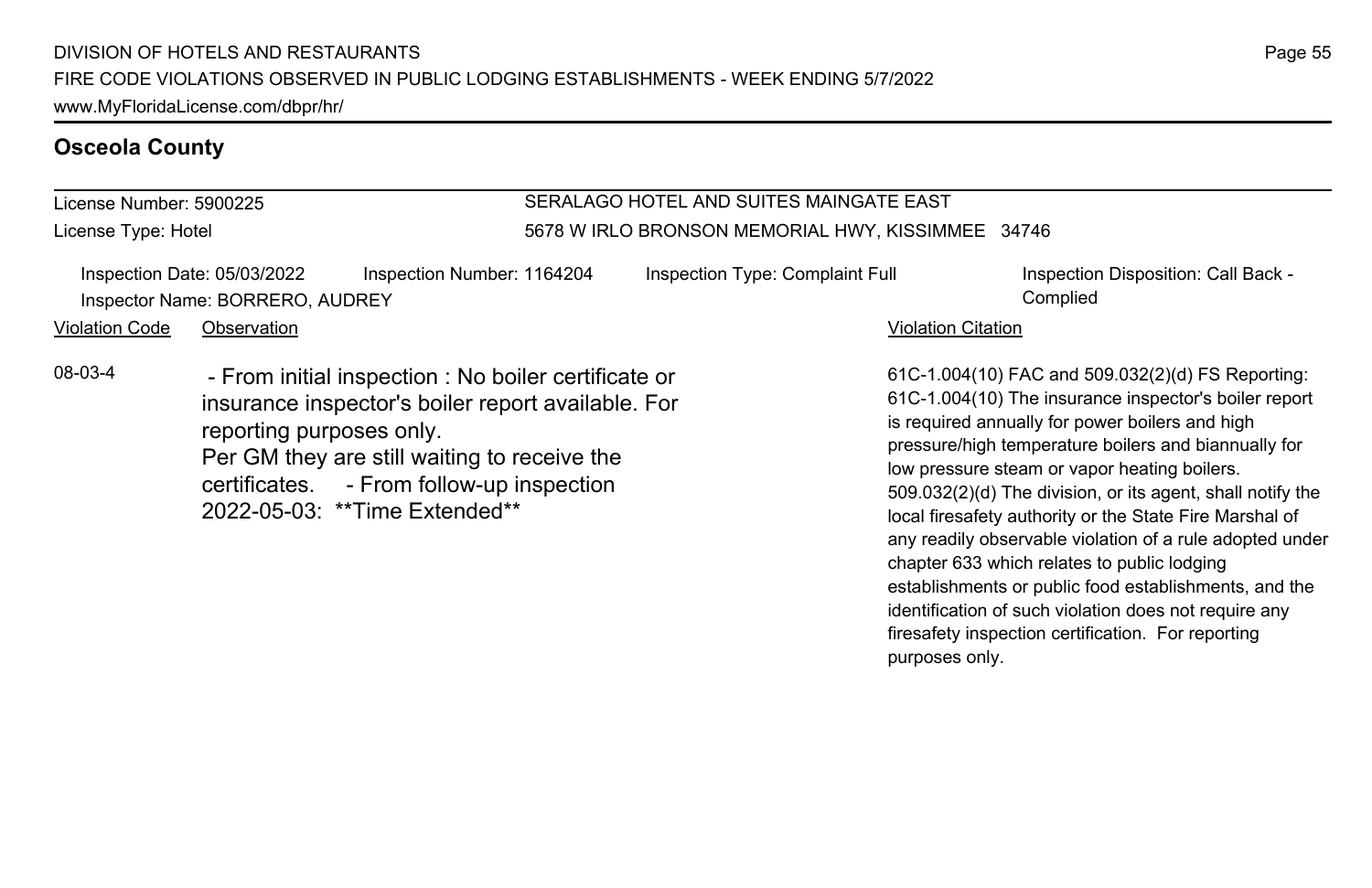## Osceola County

| License Number: 5900225 | SERALAGO HOTEL AND SUITES MAINGATE EAST |
| --- | --- |
| License Type: Hotel | 5678 W IRLO BRONSON MEMORIAL HWY, KISSIMMEE 34746 |

Inspection Date: 05/03/2022 | Inspection Number: 1164204 | Inspection Type: Complaint Full | Inspection Disposition: Call Back - Complied

Inspector Name: BORRERO, AUDREY

| Violation Code | Observation | Violation Citation |
| --- | --- | --- |
| 08-03-4 | - From initial inspection : No boiler certificate or insurance inspector's boiler report available. For reporting purposes only. Per GM they are still waiting to receive the certificates. - From follow-up inspection 2022-05-03: **Time Extended** | 61C-1.004(10) FAC and 509.032(2)(d) FS Reporting: 61C-1.004(10) The insurance inspector's boiler report is required annually for power boilers and high pressure/high temperature boilers and biannually for low pressure steam or vapor heating boilers. 509.032(2)(d) The division, or its agent, shall notify the local firesafety authority or the State Fire Marshal of any readily observable violation of a rule adopted under chapter 633 which relates to public lodging establishments or public food establishments, and the identification of such violation does not require any firesafety inspection certification. For reporting purposes only. |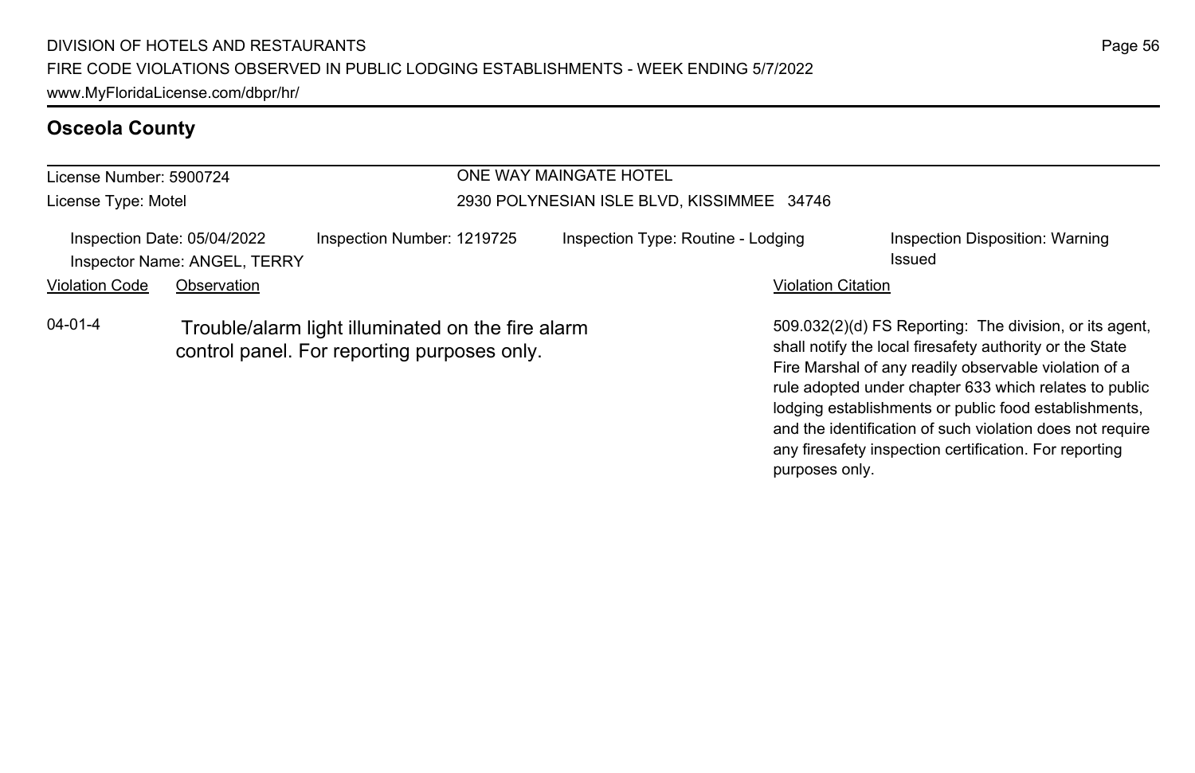## Osceola County

License Number: 5900724

License Type: Motel

ONE WAY MAINGATE HOTEL

2930 POLYNESIAN ISLE BLVD, KISSIMMEE 34746

Inspection Date: 05/04/2022

Inspector Name: ANGEL, TERRY

Inspection Number: 1219725

Inspection Type: Routine - Lodging

Inspection Disposition: Warning Issued

| Violation Code | Observation | Violation Citation |
| --- | --- | --- |
| 04-01-4 | Trouble/alarm light illuminated on the fire alarm control panel. For reporting purposes only. | 509.032(2)(d) FS Reporting: The division, or its agent, shall notify the local firesafety authority or the State Fire Marshal of any readily observable violation of a rule adopted under chapter 633 which relates to public lodging establishments or public food establishments, and the identification of such violation does not require any firesafety inspection certification. For reporting purposes only. |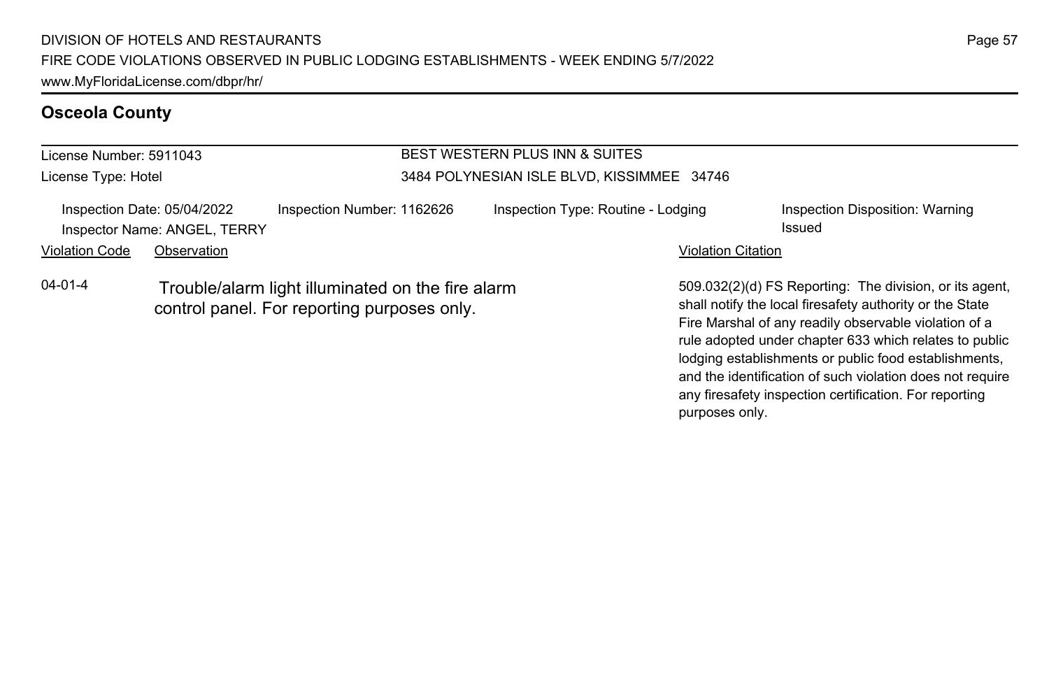## Osceola County

License Number: 5911043

License Type: Hotel

BEST WESTERN PLUS INN & SUITES

3484 POLYNESIAN ISLE BLVD, KISSIMMEE 34746

Inspection Date: 05/04/2022 | Inspection Number: 1162626 | Inspection Type: Routine - Lodging | Inspection Disposition: Warning Issued

Inspector Name: ANGEL, TERRY

| Violation Code | Observation | Violation Citation |
|---|---|---|
| 04-01-4 | Trouble/alarm light illuminated on the fire alarm control panel. For reporting purposes only. | 509.032(2)(d) FS Reporting: The division, or its agent, shall notify the local firesafety authority or the State Fire Marshal of any readily observable violation of a rule adopted under chapter 633 which relates to public lodging establishments or public food establishments, and the identification of such violation does not require any firesafety inspection certification. For reporting purposes only. |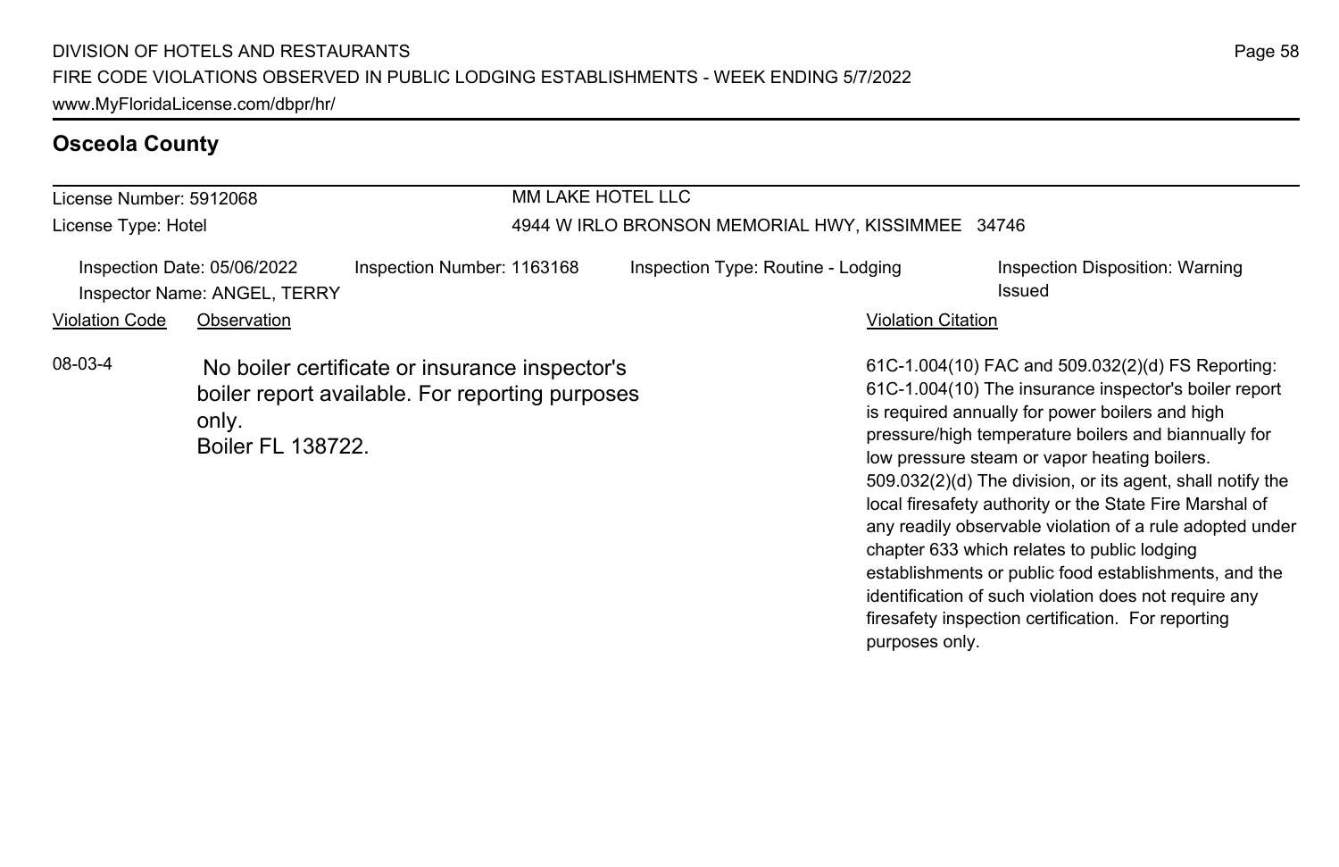## Osceola County

**License Number:** 5912068
**License Type:** Hotel

**MM LAKE HOTEL LLC**
4944 W IRLO BRONSON MEMORIAL HWY, KISSIMMEE 34746

Inspection Date: 05/06/2022 | Inspection Number: 1163168 | Inspection Type: Routine - Lodging | Inspection Disposition: Warning Issued
Inspector Name: ANGEL, TERRY

| Violation Code | Observation | Violation Citation |
|---|---|---|
| 08-03-4 | No boiler certificate or insurance inspector's boiler report available. For reporting purposes only. Boiler FL 138722. | 61C-1.004(10) FAC and 509.032(2)(d) FS Reporting: 61C-1.004(10) The insurance inspector's boiler report is required annually for power boilers and high pressure/high temperature boilers and biannually for low pressure steam or vapor heating boilers. 509.032(2)(d) The division, or its agent, shall notify the local firesafety authority or the State Fire Marshal of any readily observable violation of a rule adopted under chapter 633 which relates to public lodging establishments or public food establishments, and the identification of such violation does not require any firesafety inspection certification. For reporting purposes only. |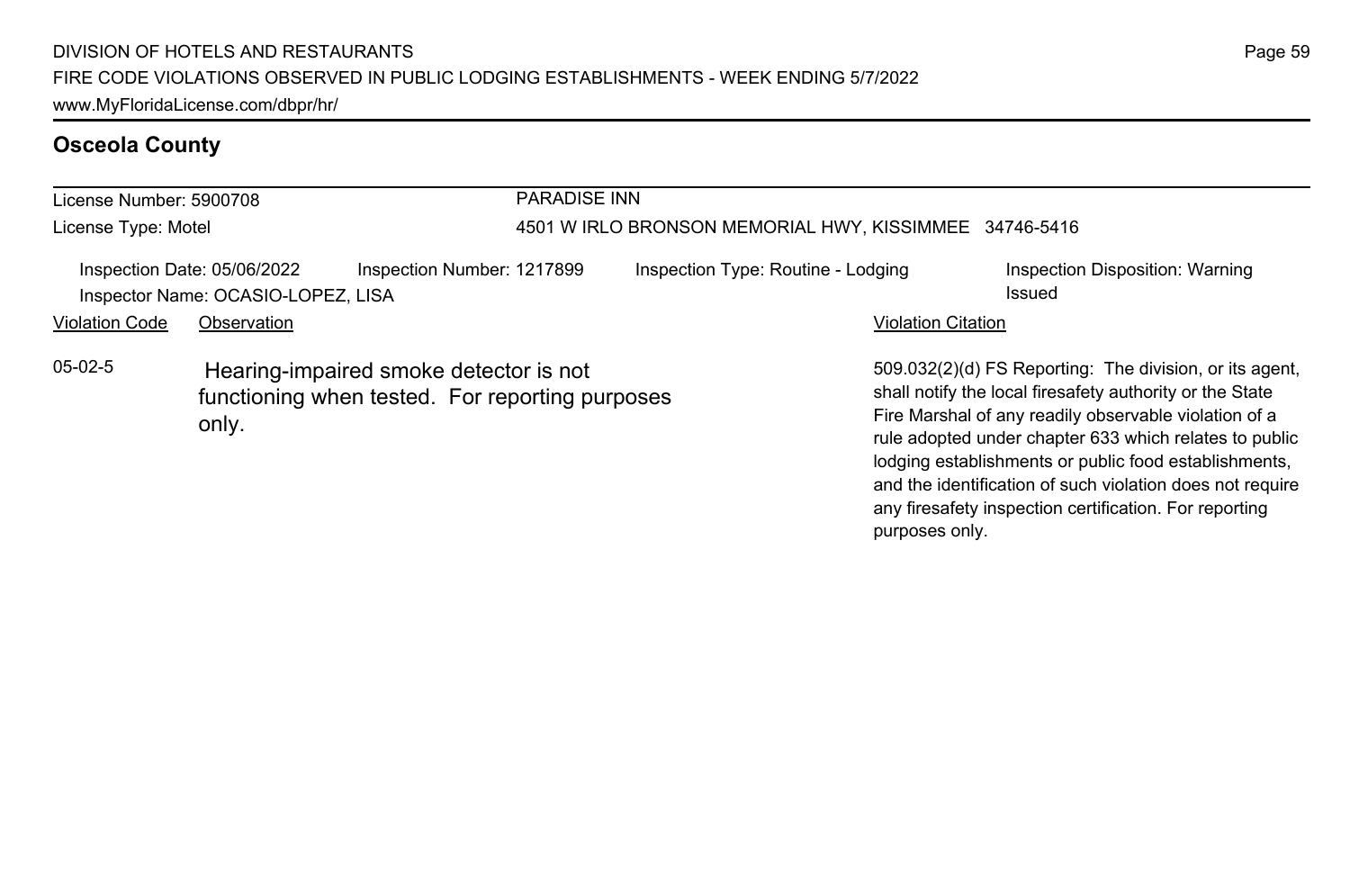## Osceola County

License Number: 5900708

License Type: Motel

PARADISE INN

4501 W IRLO BRONSON MEMORIAL HWY, KISSIMMEE 34746-5416

Inspection Date: 05/06/2022 Inspection Number: 1217899 Inspection Type: Routine - Lodging Inspection Disposition: Warning Issued

Inspector Name: OCASIO-LOPEZ, LISA

| Violation Code | Observation | Violation Citation |
| --- | --- | --- |
| 05-02-5 | Hearing-impaired smoke detector is not functioning when tested. For reporting purposes only. | 509.032(2)(d) FS Reporting: The division, or its agent, shall notify the local firesafety authority or the State Fire Marshal of any readily observable violation of a rule adopted under chapter 633 which relates to public lodging establishments or public food establishments, and the identification of such violation does not require any firesafety inspection certification. For reporting purposes only. |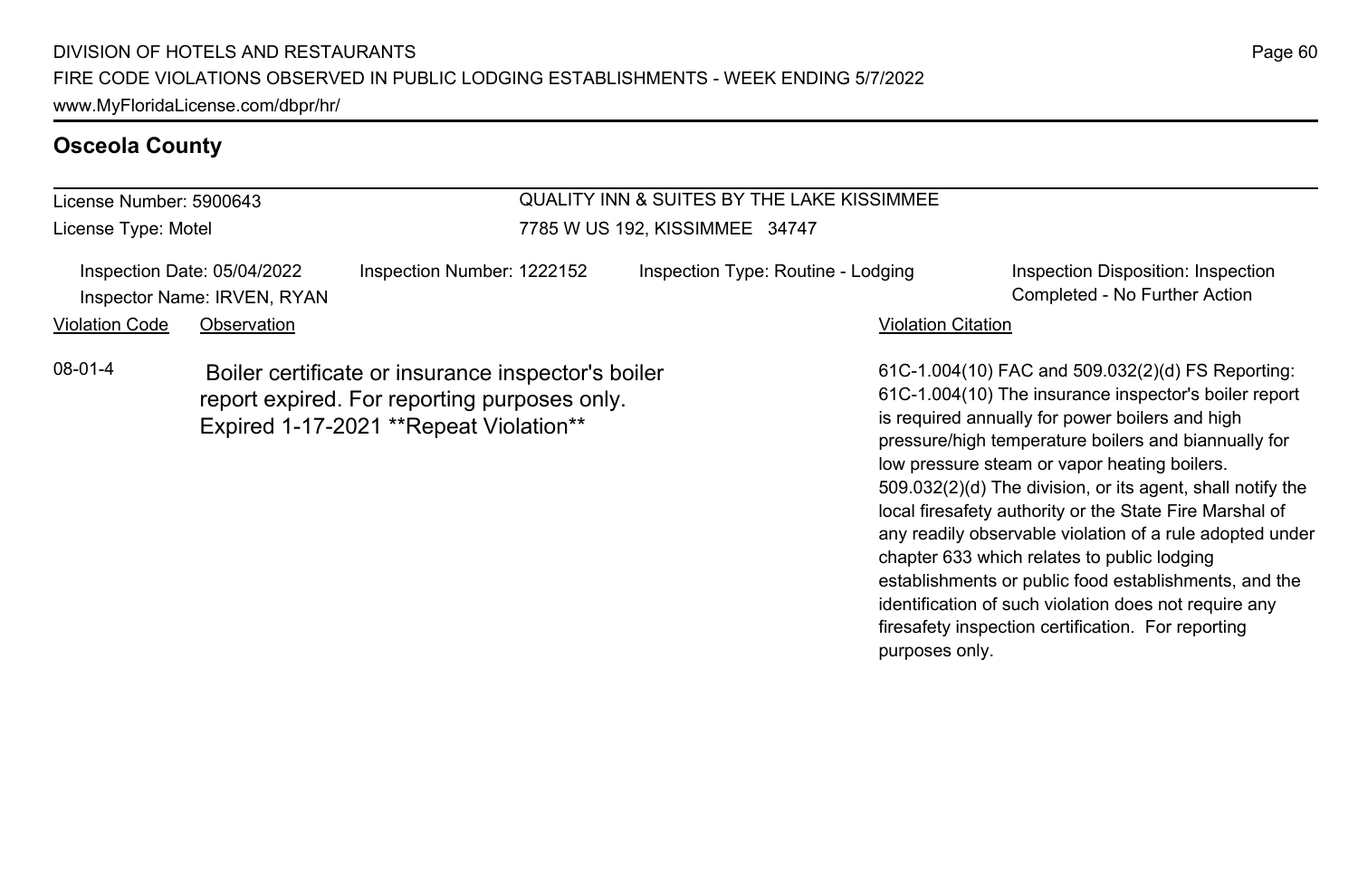## Osceola County

License Number: 5900643
License Type: Motel

QUALITY INN & SUITES BY THE LAKE KISSIMMEE
7785 W US 192, KISSIMMEE 34747

Inspection Date: 05/04/2022
Inspector Name: IRVEN, RYAN
Inspection Number: 1222152
Inspection Type: Routine - Lodging
Inspection Disposition: Inspection Completed - No Further Action

| Violation Code | Observation | Violation Citation |
|---|---|---|
| 08-01-4 | Boiler certificate or insurance inspector's boiler report expired. For reporting purposes only. Expired 1-17-2021 **Repeat Violation** | 61C-1.004(10) FAC and 509.032(2)(d) FS Reporting: 61C-1.004(10) The insurance inspector's boiler report is required annually for power boilers and high pressure/high temperature boilers and biannually for low pressure steam or vapor heating boilers. 509.032(2)(d) The division, or its agent, shall notify the local firesafety authority or the State Fire Marshal of any readily observable violation of a rule adopted under chapter 633 which relates to public lodging establishments or public food establishments, and the identification of such violation does not require any firesafety inspection certification. For reporting purposes only. |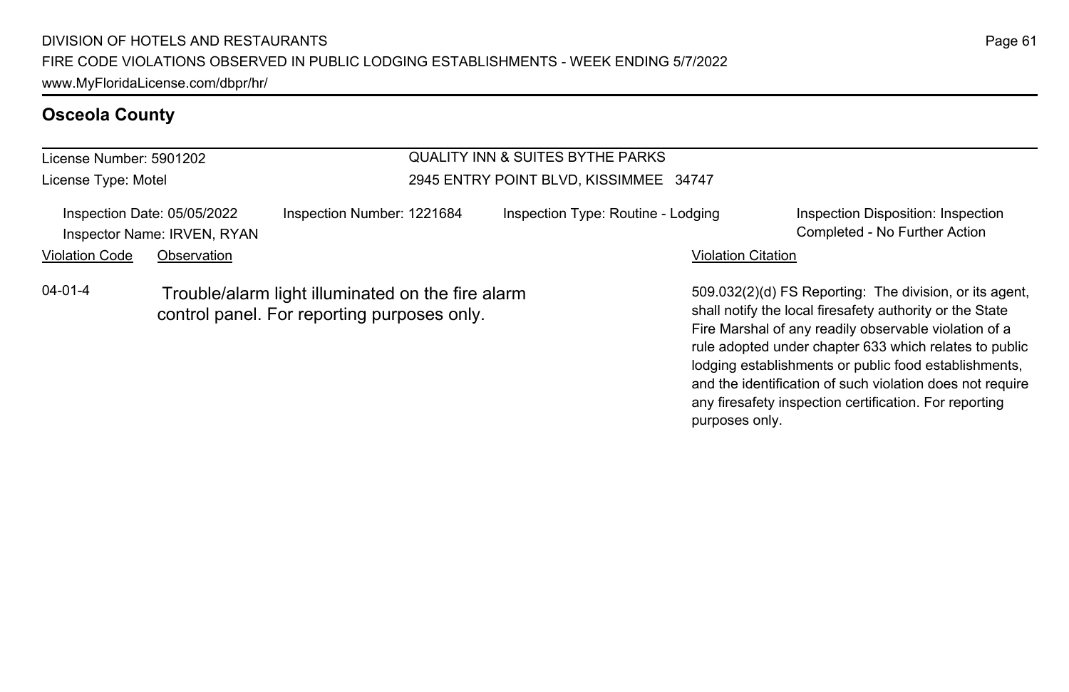## Osceola County

License Number: 5901202
License Type: Motel

QUALITY INN & SUITES BYTHE PARKS
2945 ENTRY POINT BLVD, KISSIMMEE 34747

Inspection Date: 05/05/2022
Inspector Name: IRVEN, RYAN
Inspection Number: 1221684
Inspection Type: Routine - Lodging
Inspection Disposition: Inspection Completed - No Further Action

| Violation Code | Observation | Violation Citation |
| --- | --- | --- |
| 04-01-4 | Trouble/alarm light illuminated on the fire alarm control panel. For reporting purposes only. | 509.032(2)(d) FS Reporting: The division, or its agent, shall notify the local firesafety authority or the State Fire Marshal of any readily observable violation of a rule adopted under chapter 633 which relates to public lodging establishments or public food establishments, and the identification of such violation does not require any firesafety inspection certification. For reporting purposes only. |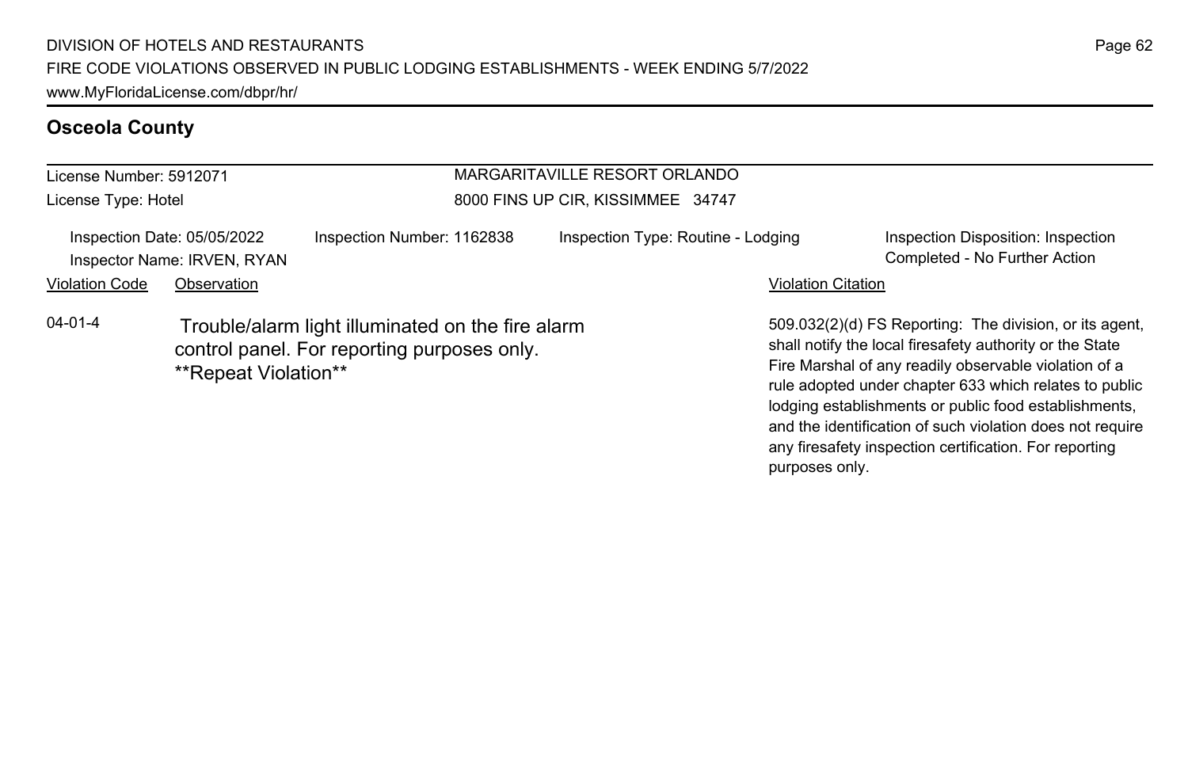## Osceola County

License Number: 5912071
License Type: Hotel

MARGARITAVILLE RESORT ORLANDO
8000 FINS UP CIR, KISSIMMEE 34747

Inspection Date: 05/05/2022
Inspector Name: IRVEN, RYAN

Inspection Number: 1162838

Inspection Type: Routine - Lodging

Inspection Disposition: Inspection Completed - No Further Action

| Violation Code | Observation | Violation Citation |
| --- | --- | --- |
| 04-01-4 | Trouble/alarm light illuminated on the fire alarm control panel. For reporting purposes only. **Repeat Violation** | 509.032(2)(d) FS Reporting: The division, or its agent, shall notify the local firesafety authority or the State Fire Marshal of any readily observable violation of a rule adopted under chapter 633 which relates to public lodging establishments or public food establishments, and the identification of such violation does not require any firesafety inspection certification. For reporting purposes only. |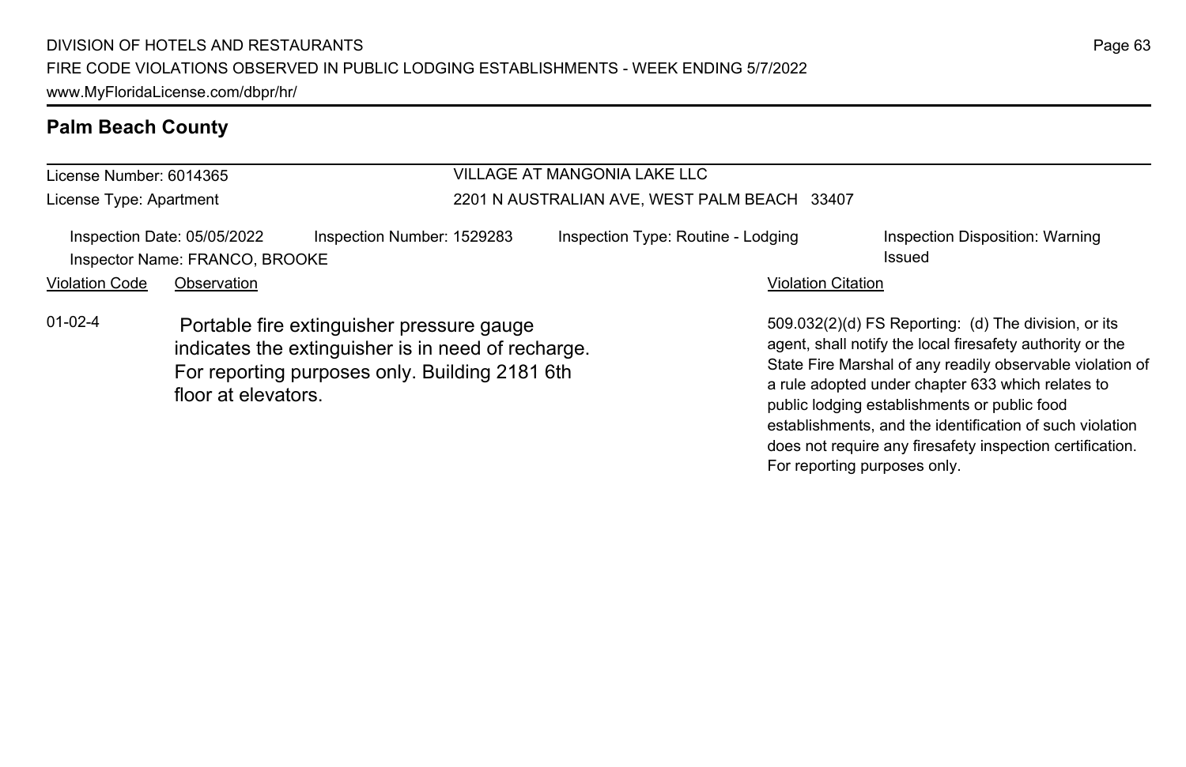## Palm Beach County

| License Number: 6014365 | VILLAGE AT MANGONIA LAKE LLC |
|---|---|
| License Type: Apartment | 2201 N AUSTRALIAN AVE, WEST PALM BEACH 33407 |

Inspection Date: 05/05/2022 | Inspection Number: 1529283 | Inspection Type: Routine - Lodging | Inspection Disposition: Warning Issued

Inspector Name: FRANCO, BROOKE

| Violation Code | Observation | Violation Citation |
|---|---|---|
| 01-02-4 | Portable fire extinguisher pressure gauge indicates the extinguisher is in need of recharge. For reporting purposes only. Building 2181 6th floor at elevators. | 509.032(2)(d) FS Reporting: (d) The division, or its agent, shall notify the local firesafety authority or the State Fire Marshal of any readily observable violation of a rule adopted under chapter 633 which relates to public lodging establishments or public food establishments, and the identification of such violation does not require any firesafety inspection certification. For reporting purposes only. |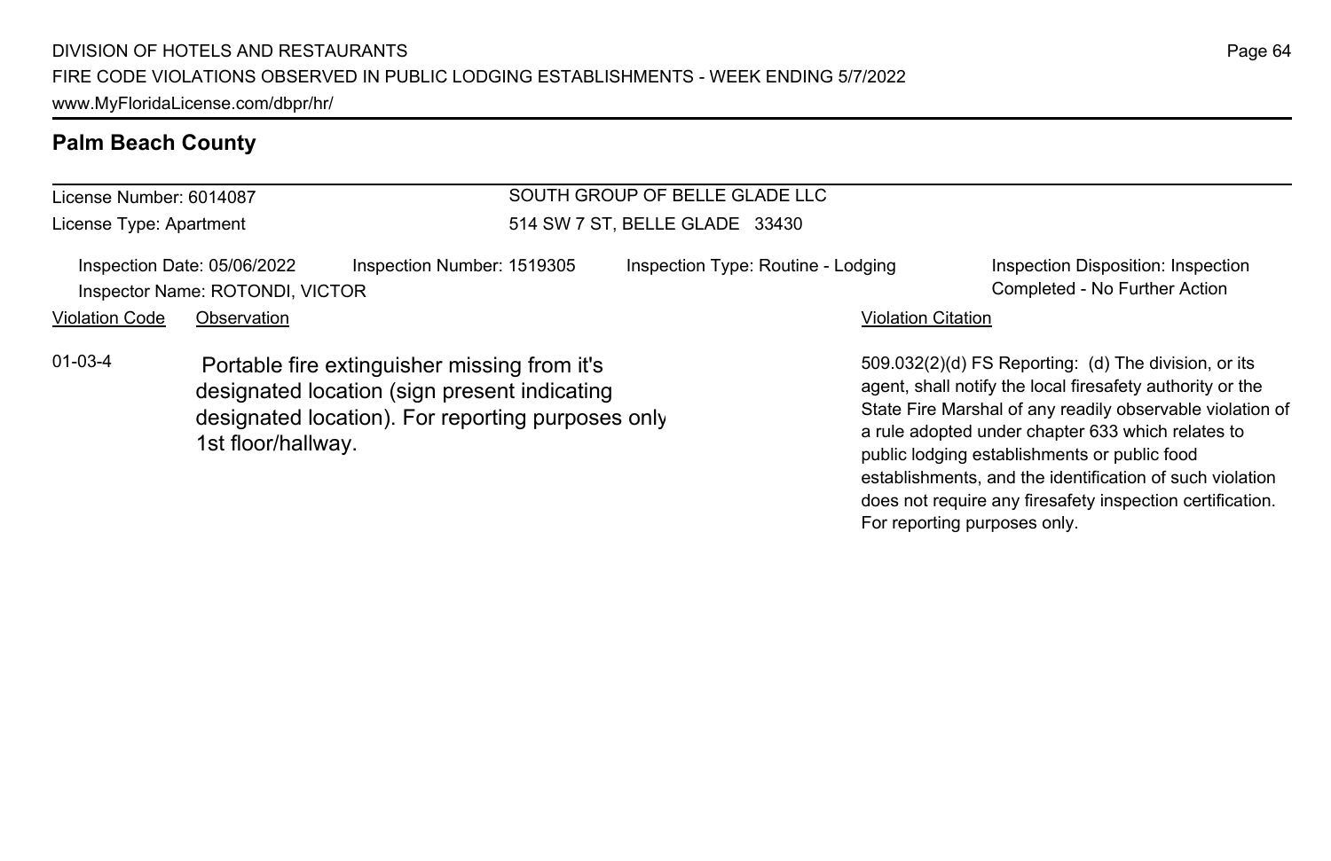## Palm Beach County

License Number: 6014087

License Type: Apartment

SOUTH GROUP OF BELLE GLADE LLC

514 SW 7 ST, BELLE GLADE 33430

Inspection Date: 05/06/2022

Inspection Number: 1519305

Inspection Type: Routine - Lodging

Inspection Disposition: Inspection Completed - No Further Action

Inspector Name: ROTONDI, VICTOR

| Violation Code | Observation | Violation Citation |
|---|---|---|
| 01-03-4 | Portable fire extinguisher missing from it's designated location (sign present indicating designated location). For reporting purposes only 1st floor/hallway. | 509.032(2)(d) FS Reporting: (d) The division, or its agent, shall notify the local firesafety authority or the State Fire Marshal of any readily observable violation of a rule adopted under chapter 633 which relates to public lodging establishments or public food establishments, and the identification of such violation does not require any firesafety inspection certification. For reporting purposes only. |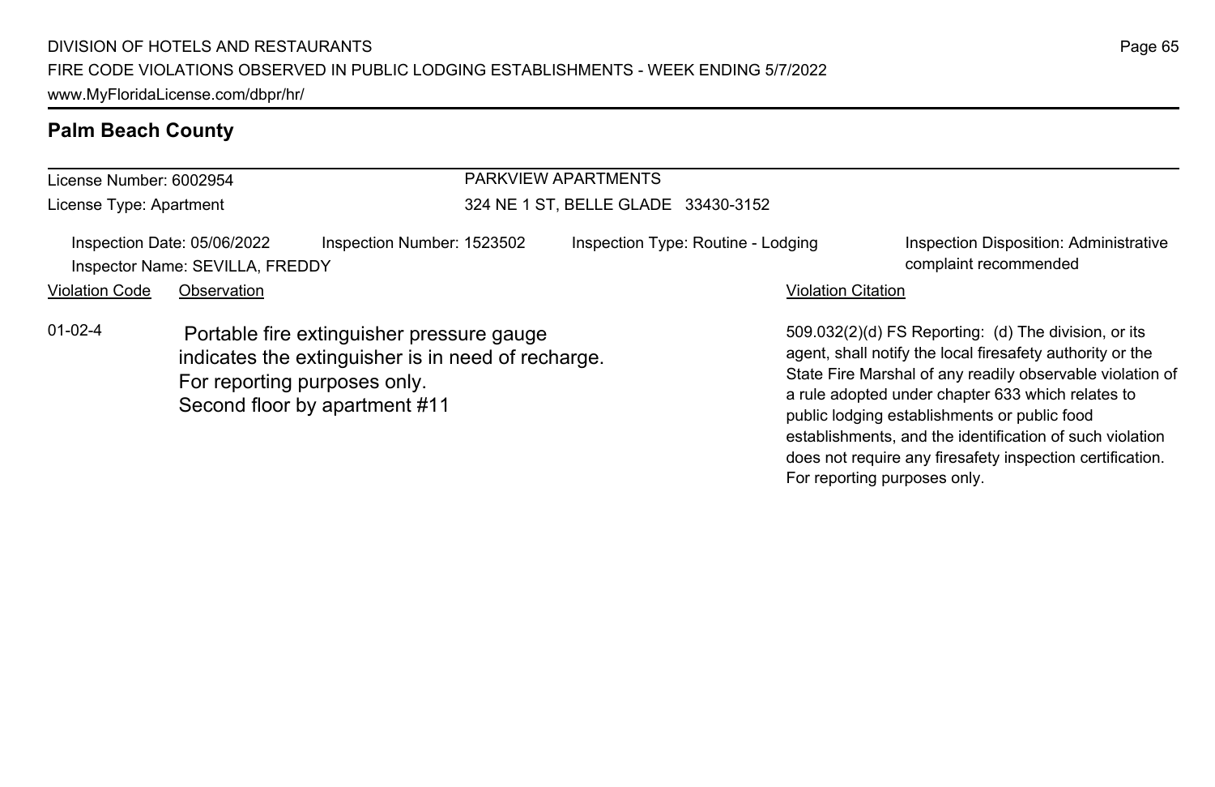## Palm Beach County

| License Number: 6002954 | PARKVIEW APARTMENTS |
|---|---|
| License Type: Apartment | 324 NE 1 ST, BELLE GLADE 33430-3152 |

| Inspection Date: 05/06/2022 | Inspection Number: 1523502 | Inspection Type: Routine - Lodging | Inspection Disposition: Administrative complaint recommended |
|---|---|---|---|
| Inspector Name: SEVILLA, FREDDY | | | |

| Violation Code | Observation | Violation Citation |
|---|---|---|
| 01-02-4 | Portable fire extinguisher pressure gauge indicates the extinguisher is in need of recharge. For reporting purposes only. Second floor by apartment #11 | 509.032(2)(d) FS Reporting: (d) The division, or its agent, shall notify the local firesafety authority or the State Fire Marshal of any readily observable violation of a rule adopted under chapter 633 which relates to public lodging establishments or public food establishments, and the identification of such violation does not require any firesafety inspection certification. For reporting purposes only. |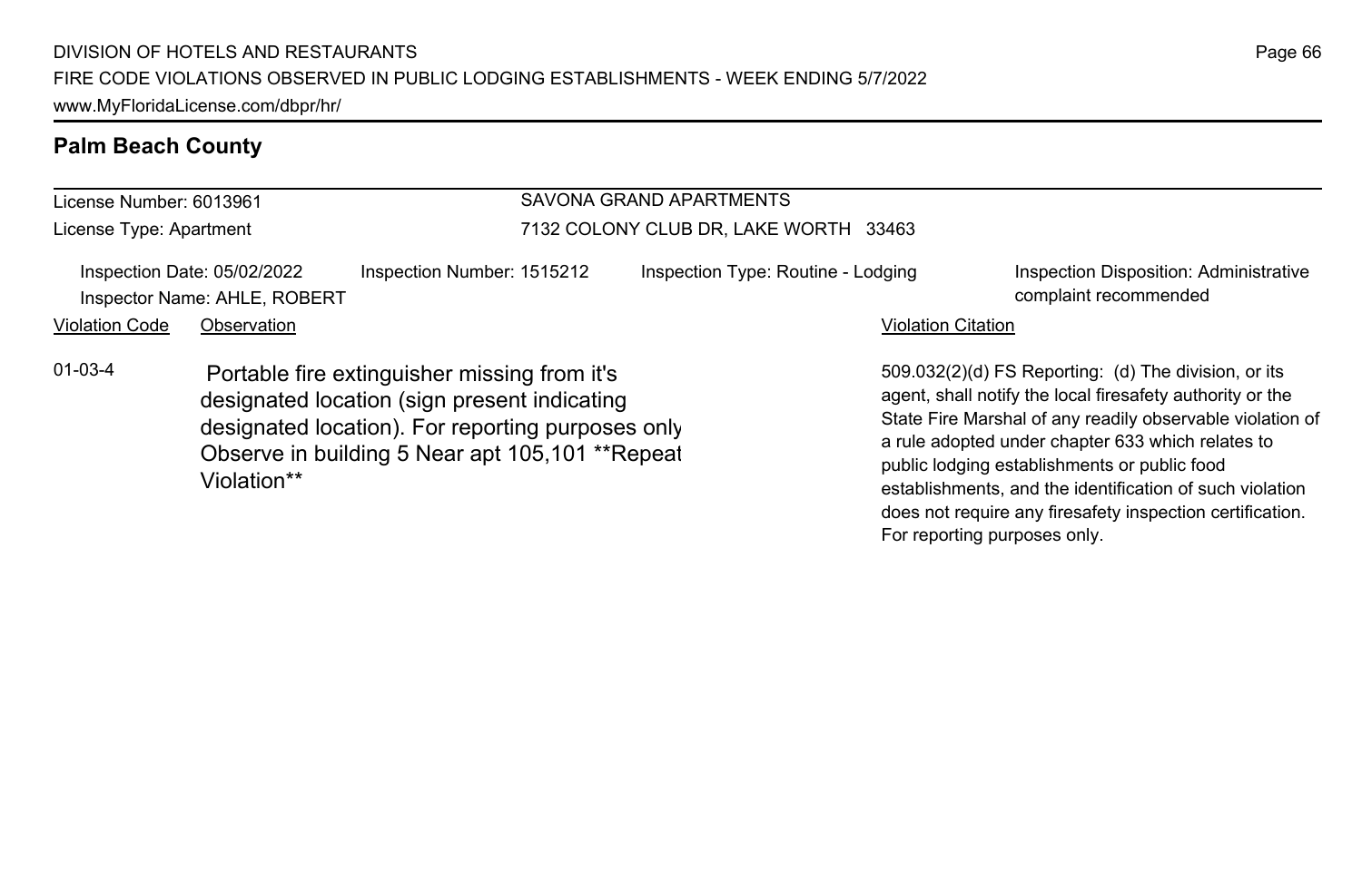## Palm Beach County

License Number: 6013961
License Type: Apartment

SAVONA GRAND APARTMENTS
7132 COLONY CLUB DR, LAKE WORTH 33463

Inspection Date: 05/02/2022
Inspector Name: AHLE, ROBERT

Inspection Number: 1515212

Inspection Type: Routine - Lodging

Inspection Disposition: Administrative complaint recommended

| Violation Code | Observation | Violation Citation |
| --- | --- | --- |
| 01-03-4 | Portable fire extinguisher missing from it's designated location (sign present indicating designated location). For reporting purposes only Observe in building 5 Near apt 105,101 **Repeat Violation** | 509.032(2)(d) FS Reporting: (d) The division, or its agent, shall notify the local firesafety authority or the State Fire Marshal of any readily observable violation of a rule adopted under chapter 633 which relates to public lodging establishments or public food establishments, and the identification of such violation does not require any firesafety inspection certification. For reporting purposes only. |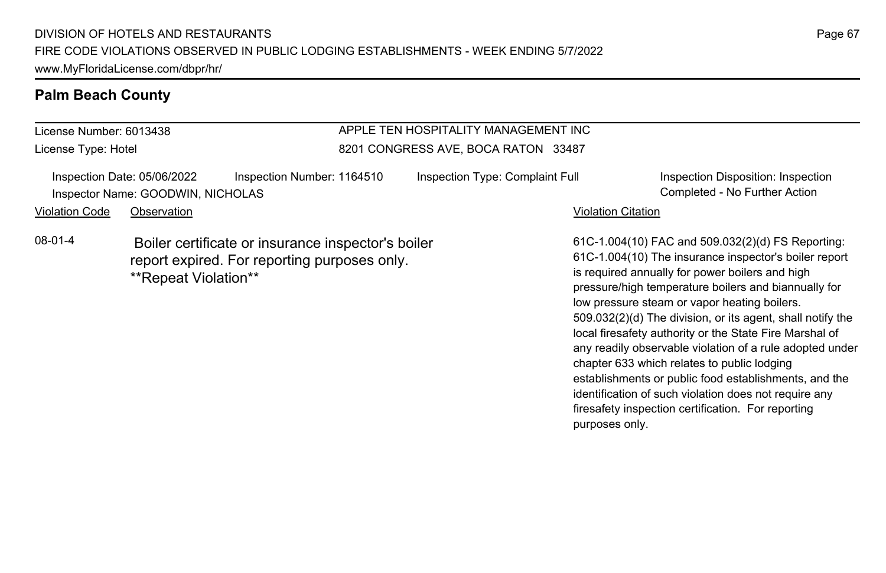## Palm Beach County

License Number: 6013438
License Type: Hotel

APPLE TEN HOSPITALITY MANAGEMENT INC
8201 CONGRESS AVE, BOCA RATON 33487

Inspection Date: 05/06/2022
Inspection Number: 1164510
Inspection Type: Complaint Full
Inspection Disposition: Inspection Completed - No Further Action
Inspector Name: GOODWIN, NICHOLAS

| Violation Code | Observation | Violation Citation |
| --- | --- | --- |
| 08-01-4 | Boiler certificate or insurance inspector's boiler report expired. For reporting purposes only. **Repeat Violation** | 61C-1.004(10) FAC and 509.032(2)(d) FS Reporting: 61C-1.004(10) The insurance inspector's boiler report is required annually for power boilers and high pressure/high temperature boilers and biannually for low pressure steam or vapor heating boilers. 509.032(2)(d) The division, or its agent, shall notify the local firesafety authority or the State Fire Marshal of any readily observable violation of a rule adopted under chapter 633 which relates to public lodging establishments or public food establishments, and the identification of such violation does not require any firesafety inspection certification. For reporting purposes only. |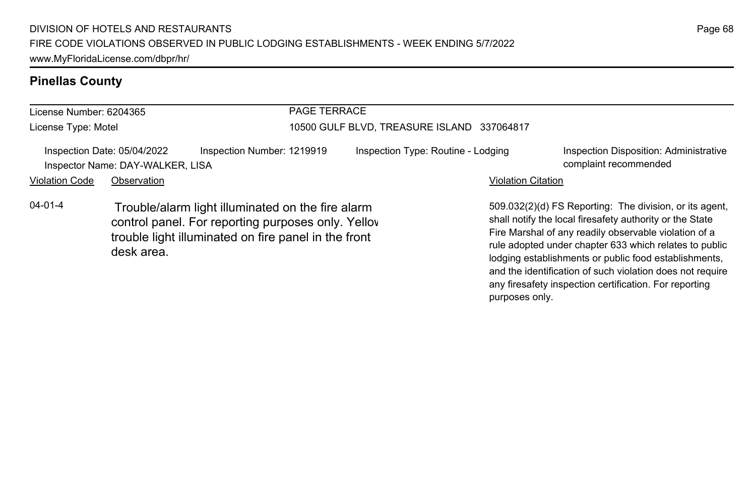## Pinellas County

License Number: 6204365

License Type: Motel

PAGE TERRACE

10500 GULF BLVD, TREASURE ISLAND 337064817

Inspection Date: 05/04/2022 | Inspection Number: 1219919 | Inspection Type: Routine - Lodging | Inspection Disposition: Administrative complaint recommended

Inspector Name: DAY-WALKER, LISA

| Violation Code | Observation | Violation Citation |
|---|---|---|
| 04-01-4 | Trouble/alarm light illuminated on the fire alarm control panel. For reporting purposes only. Yellow trouble light illuminated on fire panel in the front desk area. | 509.032(2)(d) FS Reporting: The division, or its agent, shall notify the local firesafety authority or the State Fire Marshal of any readily observable violation of a rule adopted under chapter 633 which relates to public lodging establishments or public food establishments, and the identification of such violation does not require any firesafety inspection certification. For reporting purposes only. |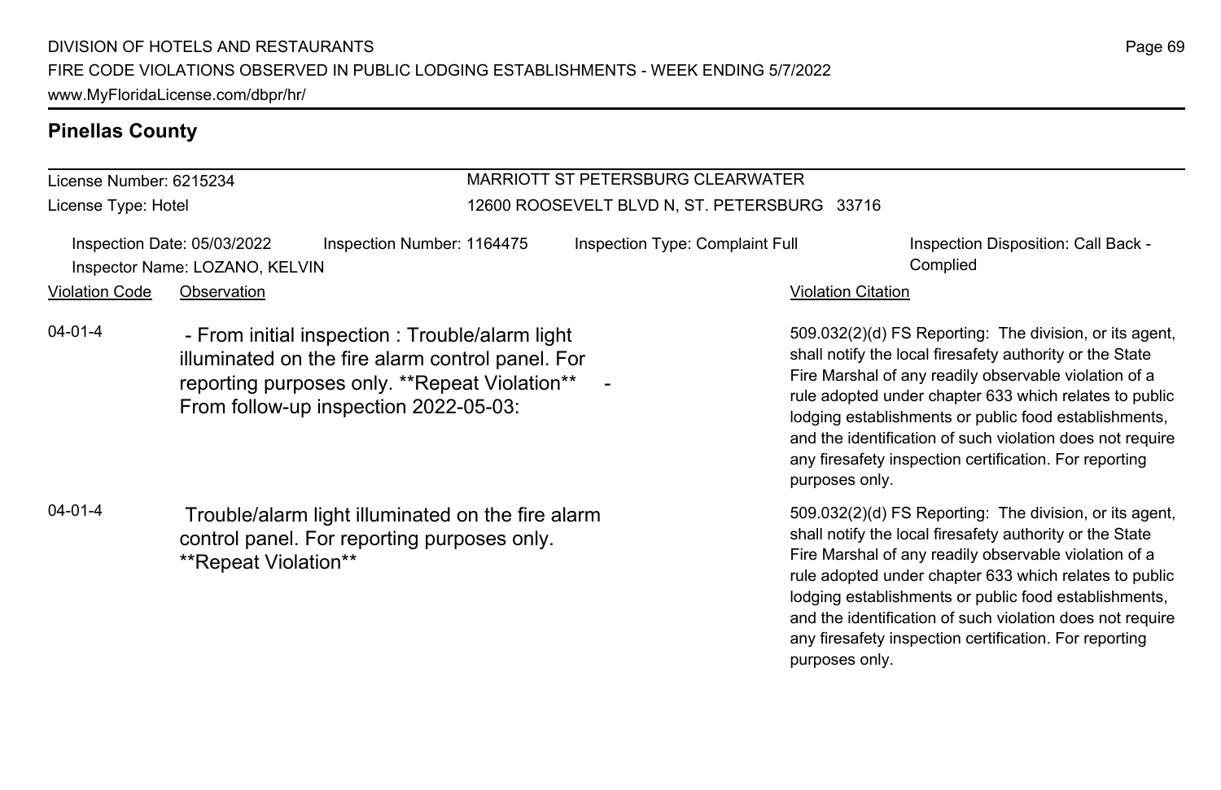## Pinellas County

License Number: 6215234

License Type: Hotel

MARRIOTT ST PETERSBURG CLEARWATER

12600 ROOSEVELT BLVD N, ST. PETERSBURG 33716

Inspection Date: 05/03/2022 | Inspection Number: 1164475 | Inspection Type: Complaint Full | Inspection Disposition: Call Back - Complied

Inspector Name: LOZANO, KELVIN

| Violation Code | Observation | Violation Citation |
| --- | --- | --- |
| 04-01-4 | - From initial inspection : Trouble/alarm light illuminated on the fire alarm control panel. For reporting purposes only. **Repeat Violation** - From follow-up inspection 2022-05-03: | 509.032(2)(d) FS Reporting: The division, or its agent, shall notify the local firesafety authority or the State Fire Marshal of any readily observable violation of a rule adopted under chapter 633 which relates to public lodging establishments or public food establishments, and the identification of such violation does not require any firesafety inspection certification. For reporting purposes only. |
| 04-01-4 | Trouble/alarm light illuminated on the fire alarm control panel. For reporting purposes only. **Repeat Violation** | 509.032(2)(d) FS Reporting: The division, or its agent, shall notify the local firesafety authority or the State Fire Marshal of any readily observable violation of a rule adopted under chapter 633 which relates to public lodging establishments or public food establishments, and the identification of such violation does not require any firesafety inspection certification. For reporting purposes only. |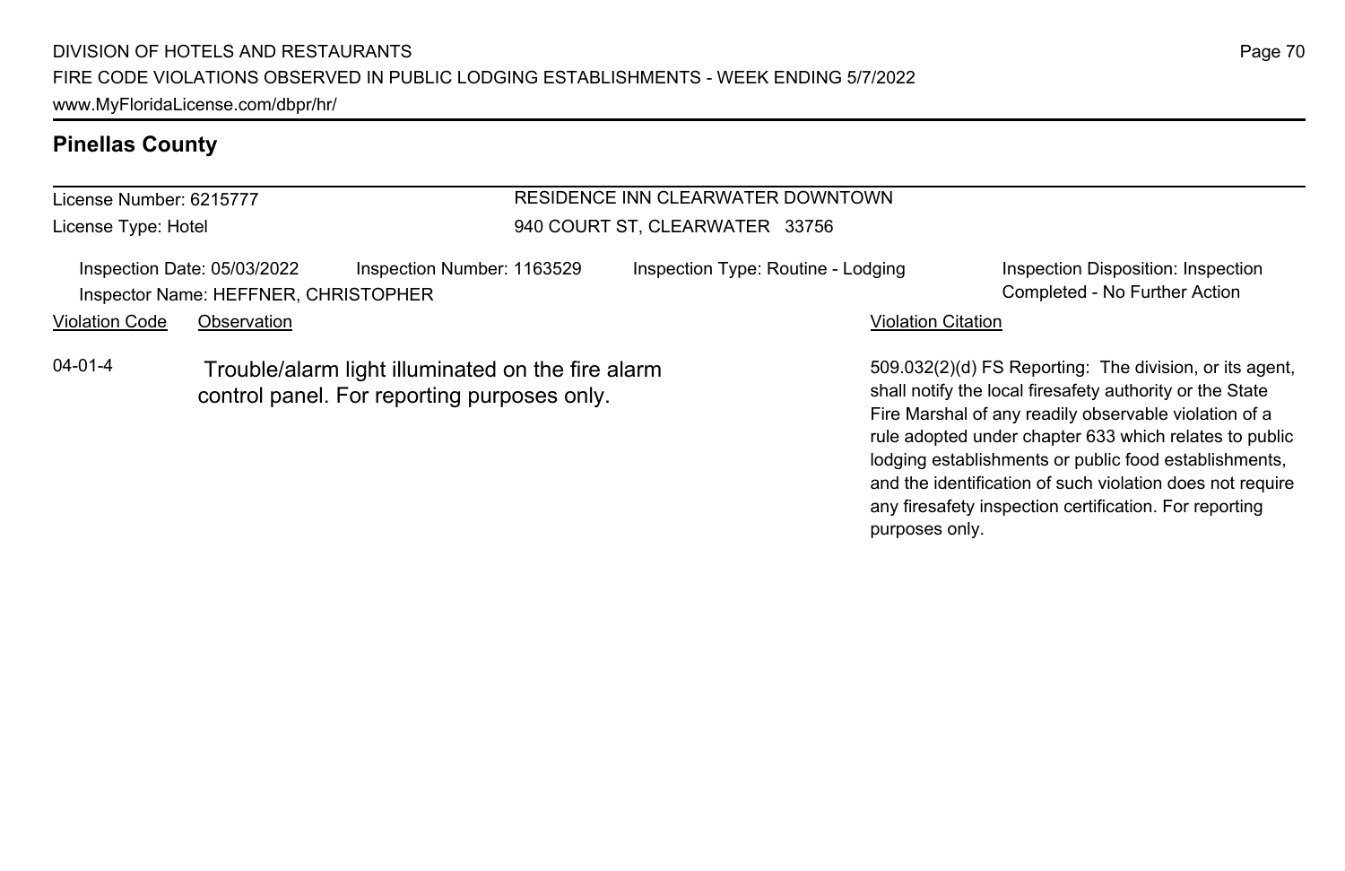## Pinellas County

License Number: 6215777

License Type: Hotel

RESIDENCE INN CLEARWATER DOWNTOWN

940 COURT ST, CLEARWATER 33756

Inspection Date: 05/03/2022 Inspection Number: 1163529 Inspection Type: Routine - Lodging Inspection Disposition: Inspection Completed - No Further Action

Inspector Name: HEFFNER, CHRISTOPHER

| Violation Code | Observation | Violation Citation |
|---|---|---|
| 04-01-4 | Trouble/alarm light illuminated on the fire alarm control panel. For reporting purposes only. | 509.032(2)(d) FS Reporting: The division, or its agent, shall notify the local firesafety authority or the State Fire Marshal of any readily observable violation of a rule adopted under chapter 633 which relates to public lodging establishments or public food establishments, and the identification of such violation does not require any firesafety inspection certification. For reporting purposes only. |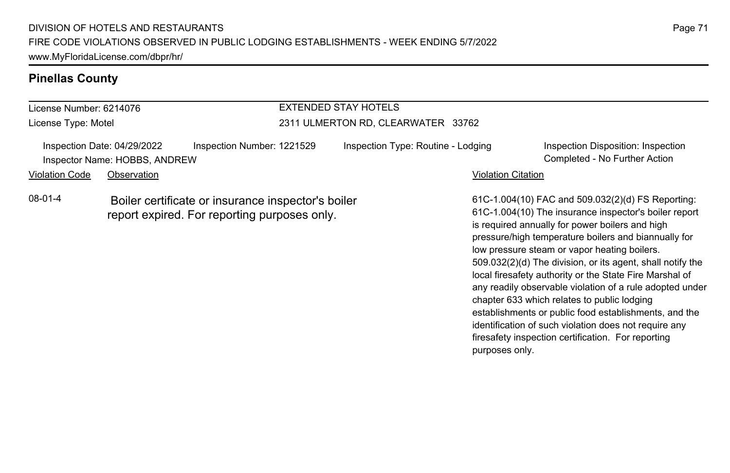## Pinellas County

License Number: 6214076

License Type: Motel

EXTENDED STAY HOTELS

2311 ULMERTON RD, CLEARWATER 33762

Inspection Date: 04/29/2022

Inspector Name: HOBBS, ANDREW

Inspection Number: 1221529

Inspection Type: Routine - Lodging

Inspection Disposition: Inspection Completed - No Further Action

| Violation Code | Observation | Violation Citation |
|---|---|---|
| 08-01-4 | Boiler certificate or insurance inspector's boiler report expired. For reporting purposes only. | 61C-1.004(10) FAC and 509.032(2)(d) FS Reporting: 61C-1.004(10) The insurance inspector's boiler report is required annually for power boilers and high pressure/high temperature boilers and biannually for low pressure steam or vapor heating boilers. 509.032(2)(d) The division, or its agent, shall notify the local firesafety authority or the State Fire Marshal of any readily observable violation of a rule adopted under chapter 633 which relates to public lodging establishments or public food establishments, and the identification of such violation does not require any firesafety inspection certification. For reporting purposes only. |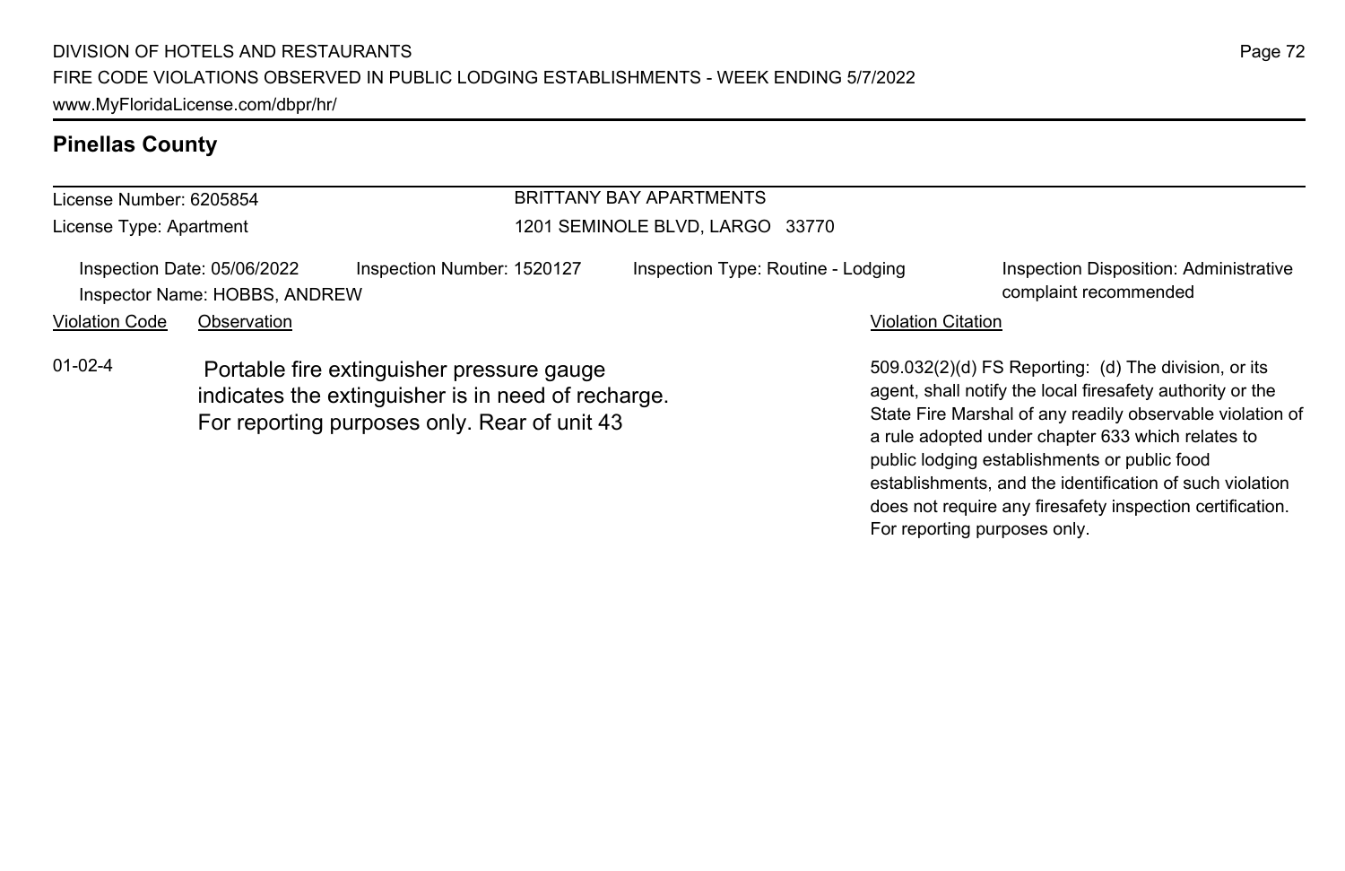## Pinellas County

License Number: 6205854

License Type: Apartment

BRITTANY BAY APARTMENTS

1201 SEMINOLE BLVD, LARGO 33770

Inspection Date: 05/06/2022

Inspection Number: 1520127

Inspection Type: Routine - Lodging

Inspection Disposition: Administrative complaint recommended

Inspector Name: HOBBS, ANDREW

| Violation Code | Observation | Violation Citation |
| --- | --- | --- |
| 01-02-4 | Portable fire extinguisher pressure gauge indicates the extinguisher is in need of recharge. For reporting purposes only. Rear of unit 43 | 509.032(2)(d) FS Reporting: (d) The division, or its agent, shall notify the local firesafety authority or the State Fire Marshal of any readily observable violation of a rule adopted under chapter 633 which relates to public lodging establishments or public food establishments, and the identification of such violation does not require any firesafety inspection certification. For reporting purposes only. |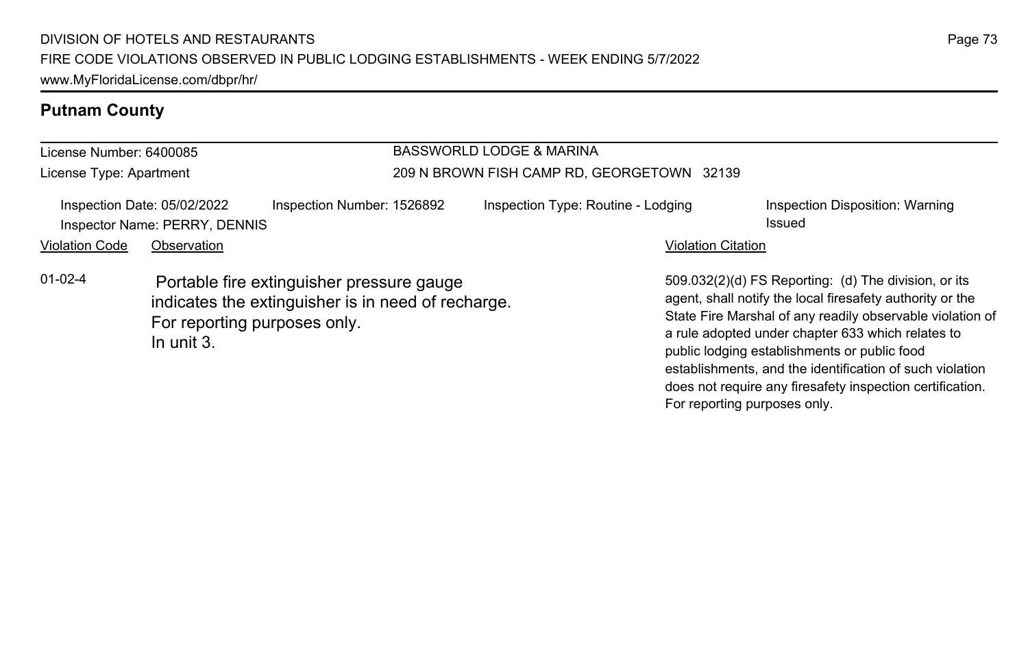## Putnam County

License Number: 6400085
License Type: Apartment

BASSWORLD LODGE & MARINA
209 N BROWN FISH CAMP RD, GEORGETOWN 32139

Inspection Date: 05/02/2022 | Inspection Number: 1526892 | Inspection Type: Routine - Lodging | Inspection Disposition: Warning Issued
Inspector Name: PERRY, DENNIS

| Violation Code | Observation | Violation Citation |
| --- | --- | --- |
| 01-02-4 | Portable fire extinguisher pressure gauge indicates the extinguisher is in need of recharge. For reporting purposes only. In unit 3. | 509.032(2)(d) FS Reporting: (d) The division, or its agent, shall notify the local firesafety authority or the State Fire Marshal of any readily observable violation of a rule adopted under chapter 633 which relates to public lodging establishments or public food establishments, and the identification of such violation does not require any firesafety inspection certification. For reporting purposes only. |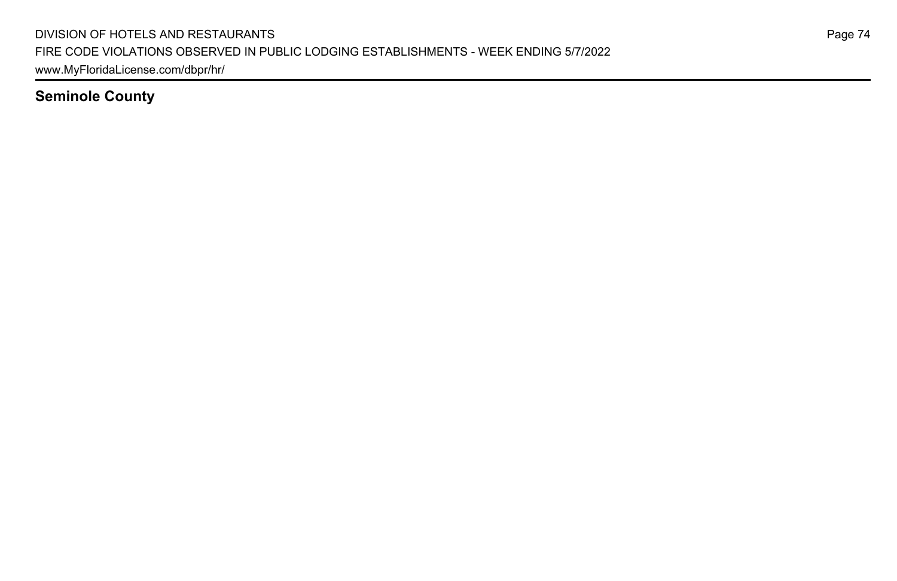## Seminole County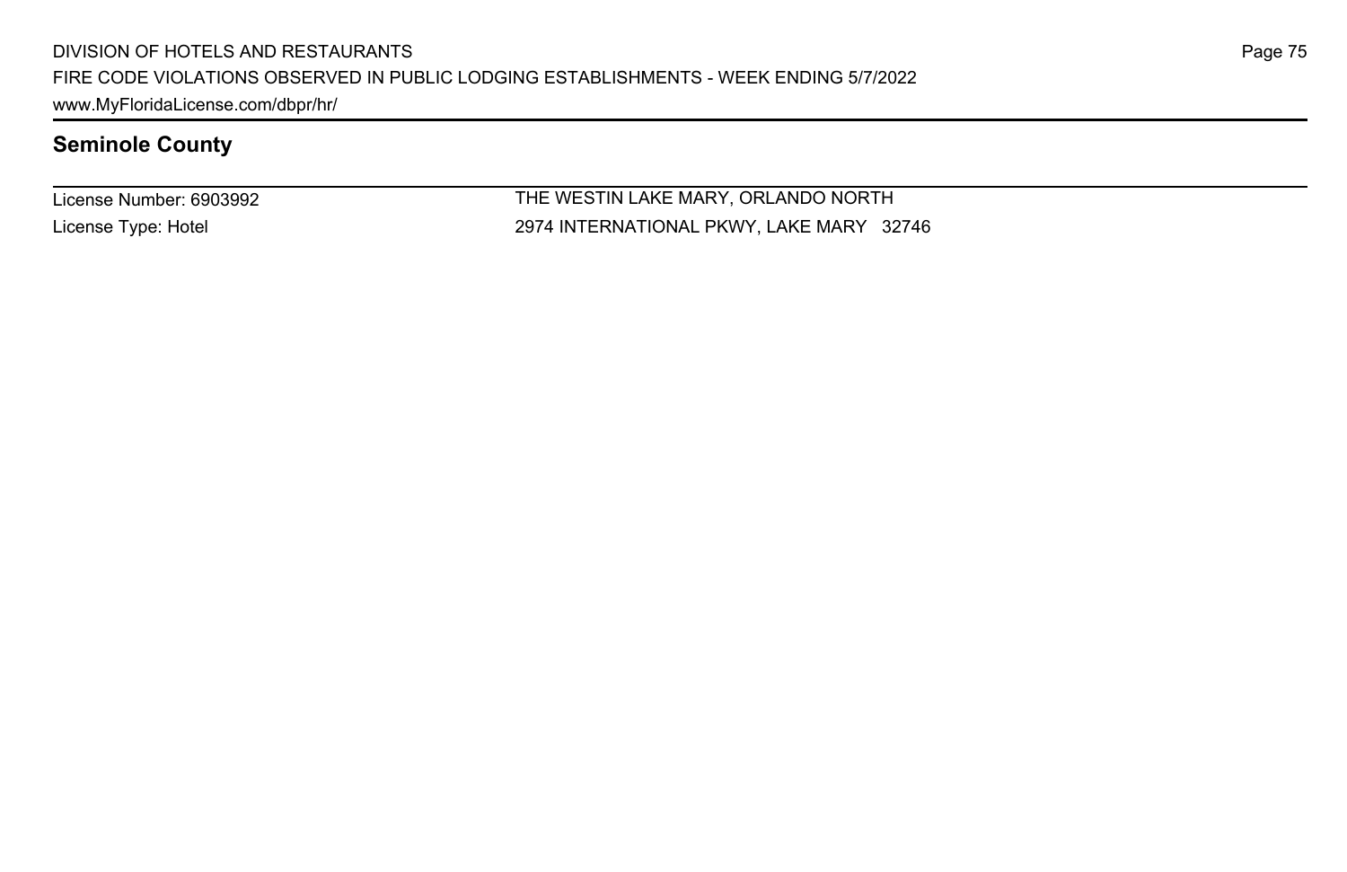## Seminole County

License Number: 6903992

License Type: Hotel

THE WESTIN LAKE MARY, ORLANDO NORTH

2974 INTERNATIONAL PKWY, LAKE MARY 32746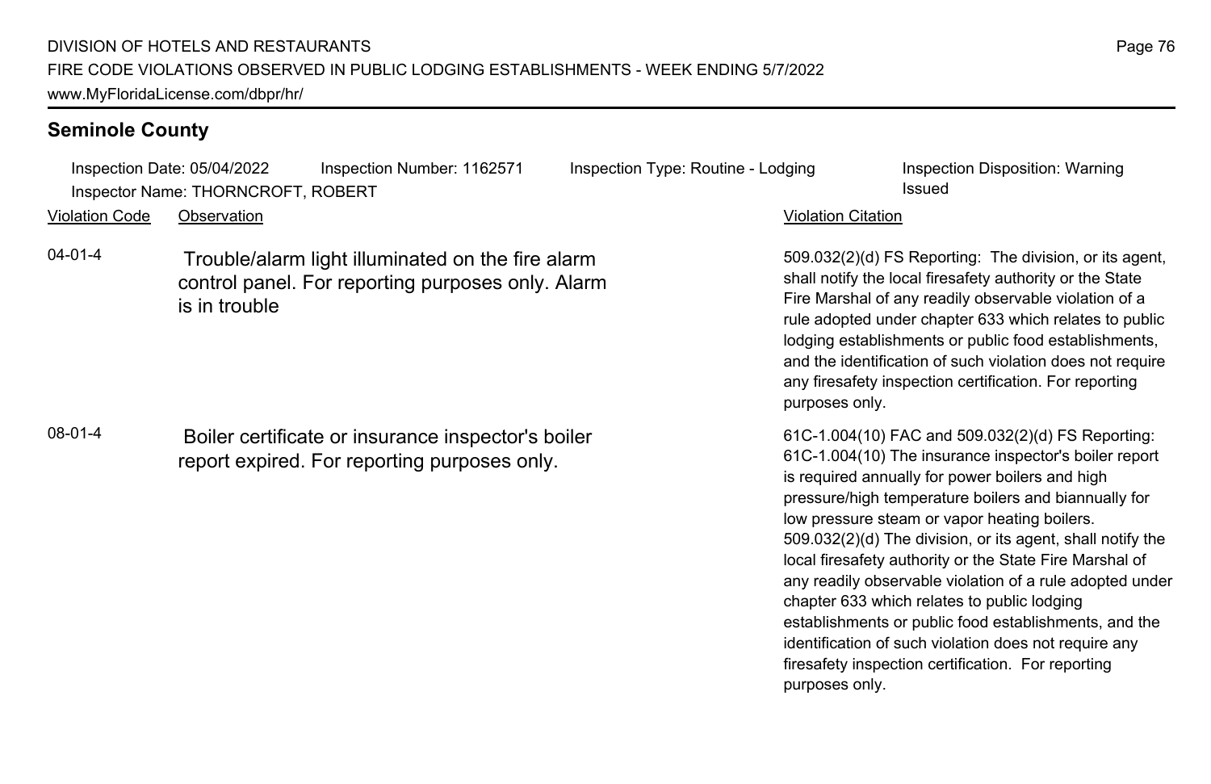## Seminole County

Inspection Date: 05/04/2022 | Inspection Number: 1162571 | Inspection Type: Routine - Lodging | Inspection Disposition: Warning Issued

Inspector Name: THORNCROFT, ROBERT

| Violation Code | Observation | Violation Citation |
|---|---|---|
| 04-01-4 | Trouble/alarm light illuminated on the fire alarm control panel. For reporting purposes only. Alarm is in trouble | 509.032(2)(d) FS Reporting: The division, or its agent, shall notify the local firesafety authority or the State Fire Marshal of any readily observable violation of a rule adopted under chapter 633 which relates to public lodging establishments or public food establishments, and the identification of such violation does not require any firesafety inspection certification. For reporting purposes only. |
| 08-01-4 | Boiler certificate or insurance inspector's boiler report expired. For reporting purposes only. | 61C-1.004(10) FAC and 509.032(2)(d) FS Reporting: 61C-1.004(10) The insurance inspector's boiler report is required annually for power boilers and high pressure/high temperature boilers and biannually for low pressure steam or vapor heating boilers. 509.032(2)(d) The division, or its agent, shall notify the local firesafety authority or the State Fire Marshal of any readily observable violation of a rule adopted under chapter 633 which relates to public lodging establishments or public food establishments, and the identification of such violation does not require any firesafety inspection certification. For reporting purposes only. |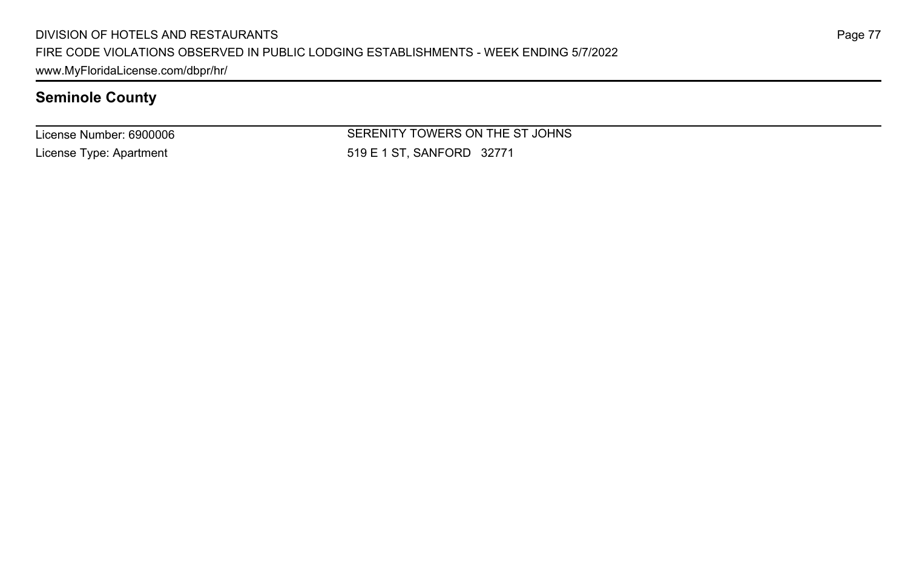## Seminole County

License Number: 6900006

License Type: Apartment

SERENITY TOWERS ON THE ST JOHNS

519 E 1 ST, SANFORD 32771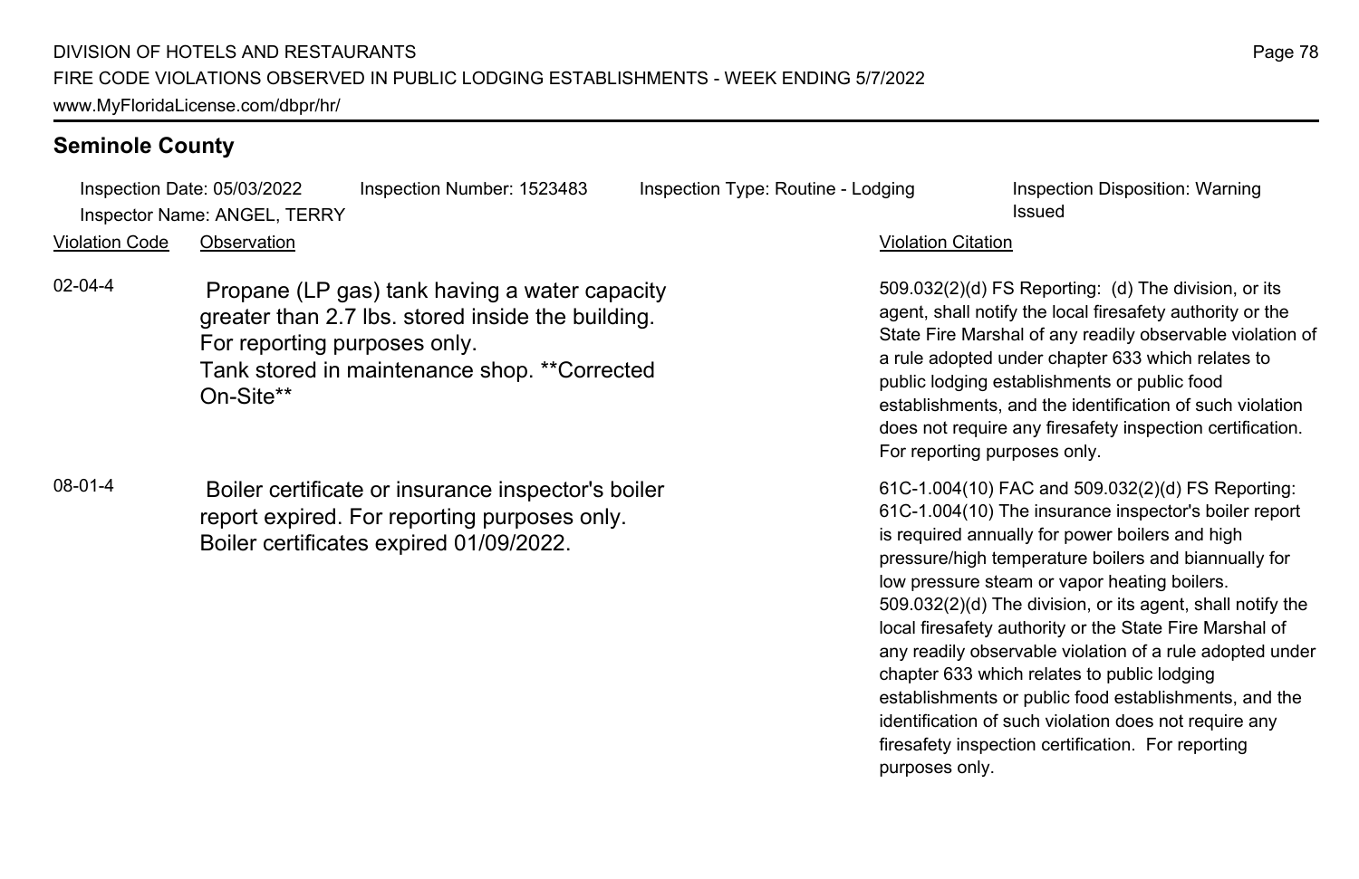## Seminole County

Inspection Date: 05/03/2022 | Inspection Number: 1523483 | Inspection Type: Routine - Lodging | Inspection Disposition: Warning Issued
Inspector Name: ANGEL, TERRY

| Violation Code | Observation | Violation Citation |
|---|---|---|
| 02-04-4 | Propane (LP gas) tank having a water capacity greater than 2.7 lbs. stored inside the building. For reporting purposes only. Tank stored in maintenance shop. **Corrected On-Site** | 509.032(2)(d) FS Reporting: (d) The division, or its agent, shall notify the local firesafety authority or the State Fire Marshal of any readily observable violation of a rule adopted under chapter 633 which relates to public lodging establishments or public food establishments, and the identification of such violation does not require any firesafety inspection certification. For reporting purposes only. |
| 08-01-4 | Boiler certificate or insurance inspector's boiler report expired. For reporting purposes only. Boiler certificates expired 01/09/2022. | 61C-1.004(10) FAC and 509.032(2)(d) FS Reporting: 61C-1.004(10) The insurance inspector's boiler report is required annually for power boilers and high pressure/high temperature boilers and biannually for low pressure steam or vapor heating boilers. 509.032(2)(d) The division, or its agent, shall notify the local firesafety authority or the State Fire Marshal of any readily observable violation of a rule adopted under chapter 633 which relates to public lodging establishments or public food establishments, and the identification of such violation does not require any firesafety inspection certification. For reporting purposes only. |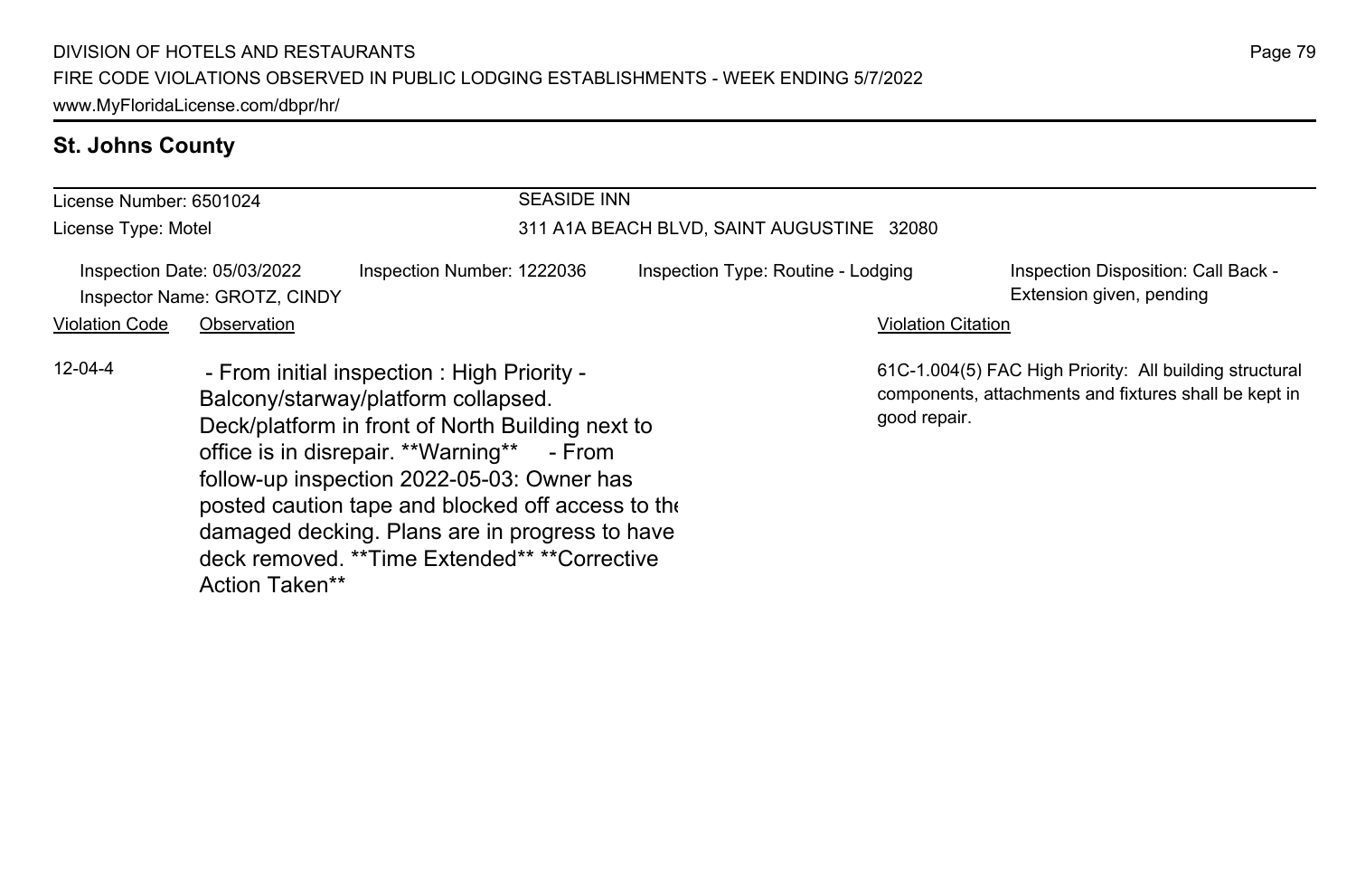## St. Johns County

License Number: 6501024
License Type: Motel

**SEASIDE INN**
311 A1A BEACH BLVD, SAINT AUGUSTINE 32080

Inspection Date: 05/03/2022
Inspector Name: GROTZ, CINDY
Inspection Number: 1222036
Inspection Type: Routine - Lodging
Inspection Disposition: Call Back - Extension given, pending

| Violation Code | Observation | Violation Citation |
| --- | --- | --- |
| 12-04-4 | - From initial inspection : High Priority - Balcony/starway/platform collapsed. Deck/platform in front of North Building next to office is in disrepair. **Warning** - From follow-up inspection 2022-05-03: Owner has posted caution tape and blocked off access to the damaged decking. Plans are in progress to have deck removed. **Time Extended** **Corrective Action Taken** | 61C-1.004(5) FAC High Priority: All building structural components, attachments and fixtures shall be kept in good repair. |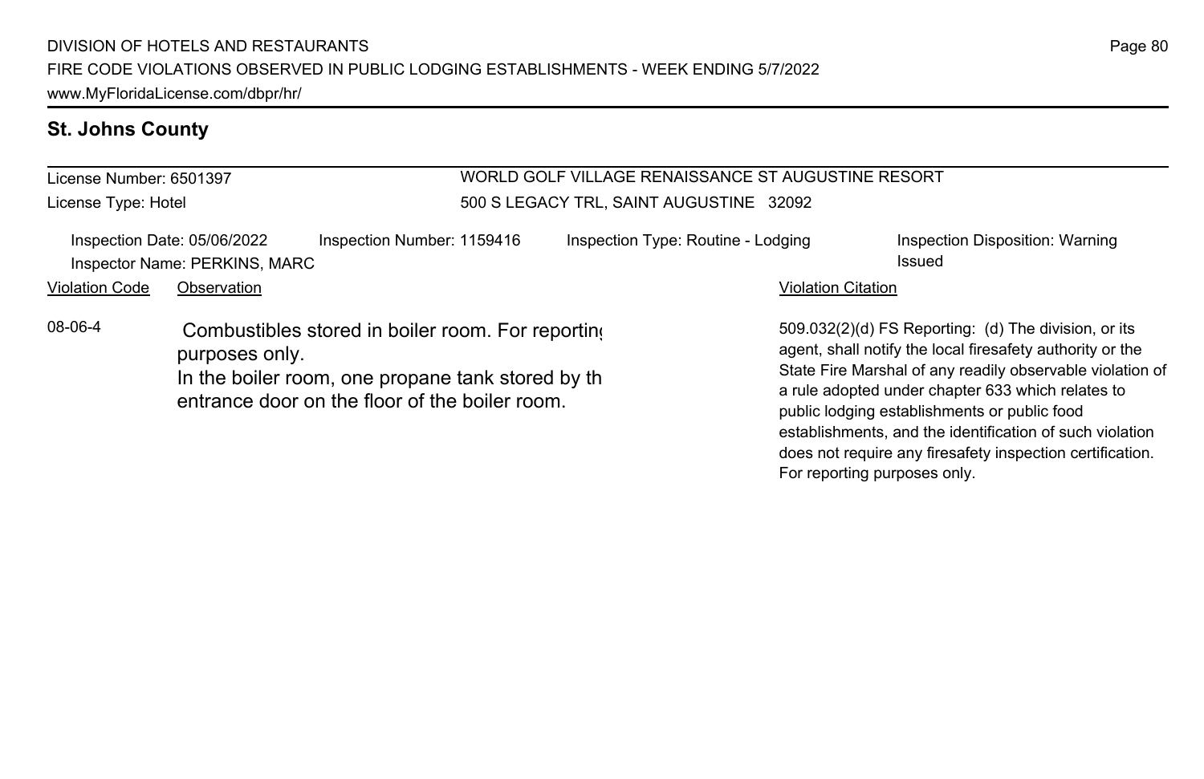## St. Johns County

License Number: 6501397
License Type: Hotel

WORLD GOLF VILLAGE RENAISSANCE ST AUGUSTINE RESORT
500 S LEGACY TRL, SAINT AUGUSTINE 32092

Inspection Date: 05/06/2022 | Inspection Number: 1159416 | Inspection Type: Routine - Lodging | Inspection Disposition: Warning Issued
Inspector Name: PERKINS, MARC

| Violation Code | Observation | Violation Citation |
| --- | --- | --- |
| 08-06-4 | Combustibles stored in boiler room. For reporting purposes only. In the boiler room, one propane tank stored by th entrance door on the floor of the boiler room. | 509.032(2)(d) FS Reporting: (d) The division, or its agent, shall notify the local firesafety authority or the State Fire Marshal of any readily observable violation of a rule adopted under chapter 633 which relates to public lodging establishments or public food establishments, and the identification of such violation does not require any firesafety inspection certification. For reporting purposes only. |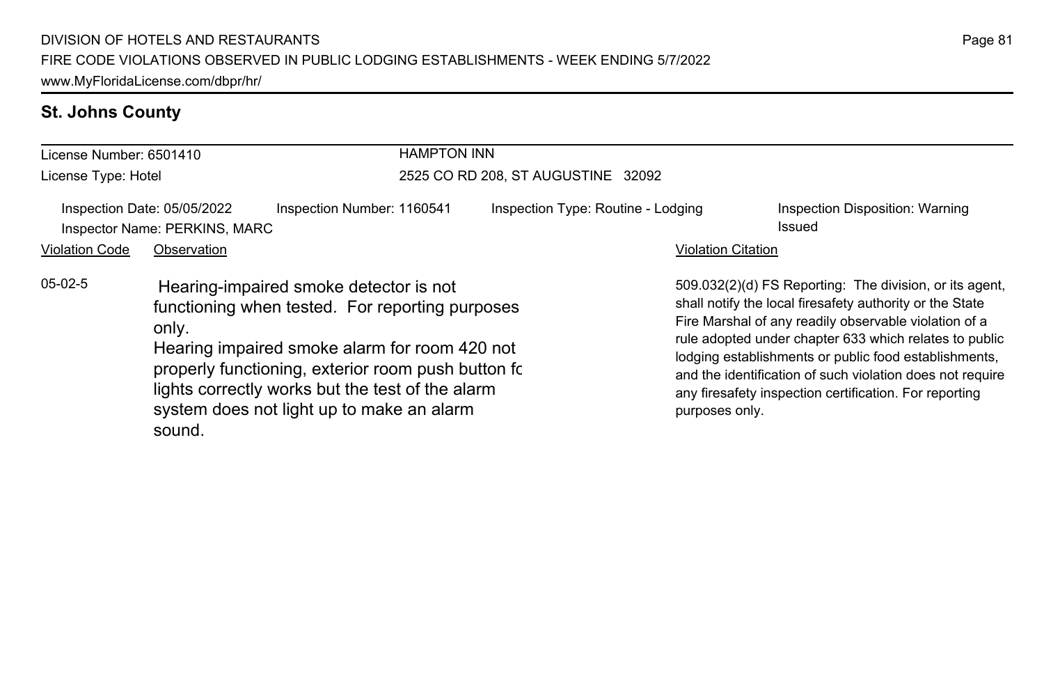## St. Johns County

License Number: 6501410

License Type: Hotel

HAMPTON INN

2525 CO RD 208, ST AUGUSTINE 32092

Inspection Date: 05/05/2022 | Inspection Number: 1160541 | Inspection Type: Routine - Lodging | Inspection Disposition: Warning Issued

Inspector Name: PERKINS, MARC

| Violation Code | Observation | Violation Citation |
| --- | --- | --- |
| 05-02-5 | Hearing-impaired smoke detector is not functioning when tested. For reporting purposes only.<br>Hearing impaired smoke alarm for room 420 not properly functioning, exterior room push button fc lights correctly works but the test of the alarm system does not light up to make an alarm sound. | 509.032(2)(d) FS Reporting: The division, or its agent, shall notify the local firesafety authority or the State Fire Marshal of any readily observable violation of a rule adopted under chapter 633 which relates to public lodging establishments or public food establishments, and the identification of such violation does not require any firesafety inspection certification. For reporting purposes only. |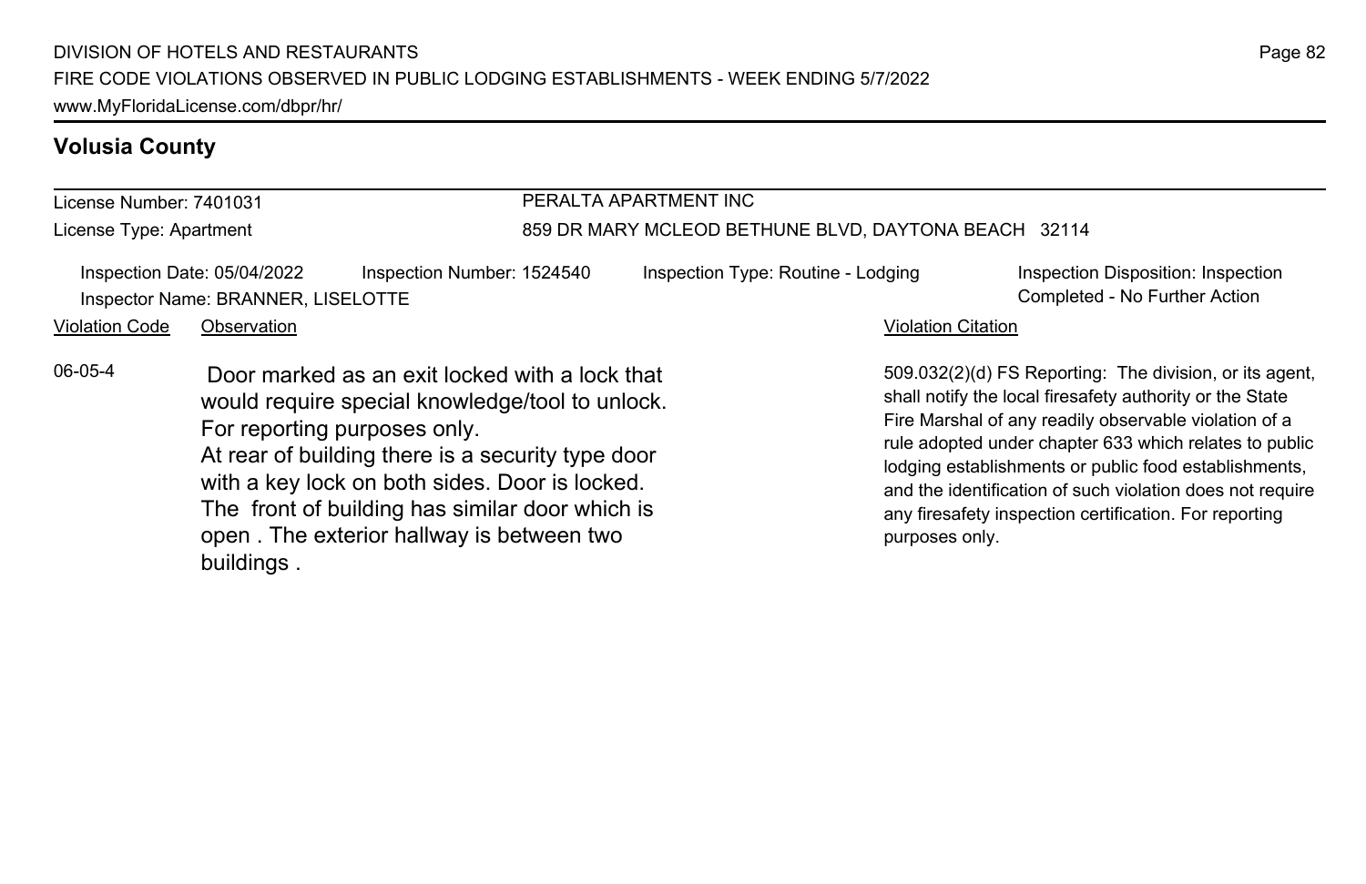## Volusia County

| License Number: 7401031 | PERALTA APARTMENT INC |
|---|---|
| License Type: Apartment | 859 DR MARY MCLEOD BETHUNE BLVD, DAYTONA BEACH 32114 |

Inspection Date: 05/04/2022 | Inspection Number: 1524540 | Inspection Type: Routine - Lodging | Inspection Disposition: Inspection Completed - No Further Action

Inspector Name: BRANNER, LISELOTTE

| Violation Code | Observation | Violation Citation |
|---|---|---|
| 06-05-4 | Door marked as an exit locked with a lock that would require special knowledge/tool to unlock. For reporting purposes only. At rear of building there is a security type door with a key lock on both sides. Door is locked. The front of building has similar door which is open . The exterior hallway is between two buildings . | 509.032(2)(d) FS Reporting: The division, or its agent, shall notify the local firesafety authority or the State Fire Marshal of any readily observable violation of a rule adopted under chapter 633 which relates to public lodging establishments or public food establishments, and the identification of such violation does not require any firesafety inspection certification. For reporting purposes only. |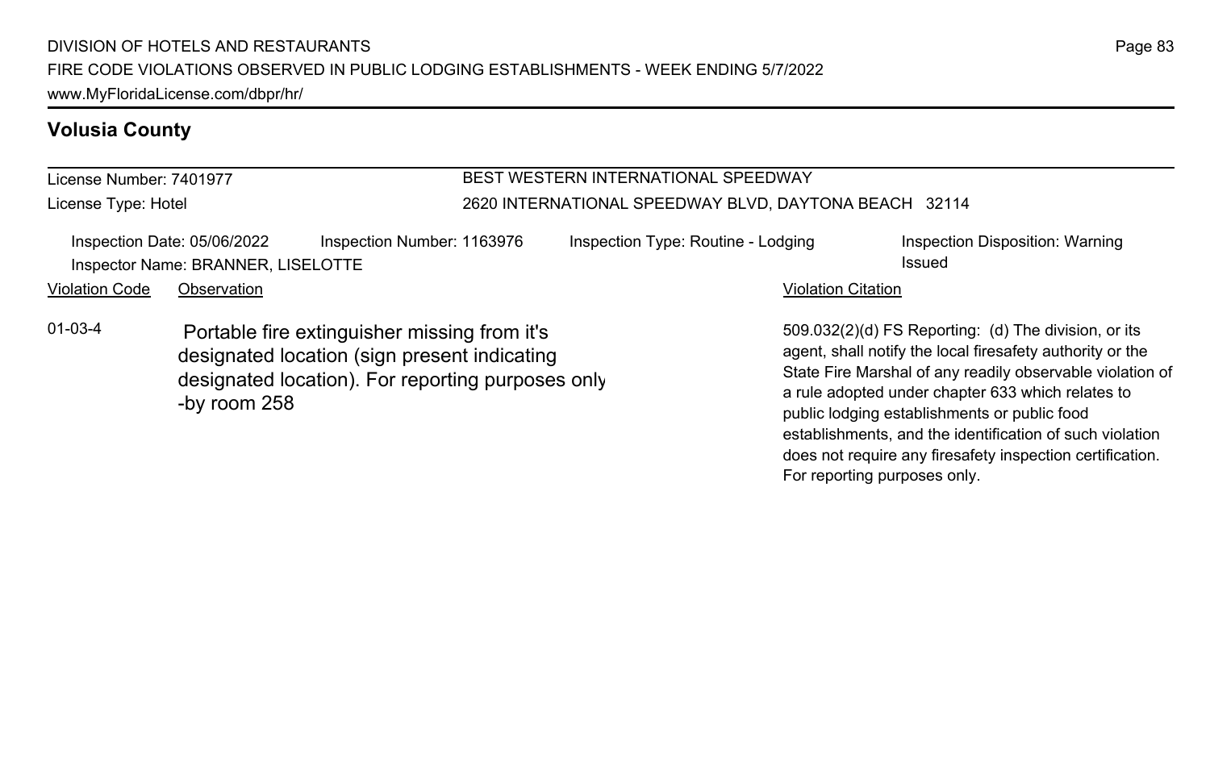## Volusia County

License Number: 7401977
License Type: Hotel

BEST WESTERN INTERNATIONAL SPEEDWAY
2620 INTERNATIONAL SPEEDWAY BLVD, DAYTONA BEACH 32114

Inspection Date: 05/06/2022 | Inspection Number: 1163976 | Inspection Type: Routine - Lodging | Inspection Disposition: Warning Issued
Inspector Name: BRANNER, LISELOTTE

| Violation Code | Observation | Violation Citation |
|---|---|---|
| 01-03-4 | Portable fire extinguisher missing from it's designated location (sign present indicating designated location). For reporting purposes only -by room 258 | 509.032(2)(d) FS Reporting: (d) The division, or its agent, shall notify the local firesafety authority or the State Fire Marshal of any readily observable violation of a rule adopted under chapter 633 which relates to public lodging establishments or public food establishments, and the identification of such violation does not require any firesafety inspection certification. For reporting purposes only. |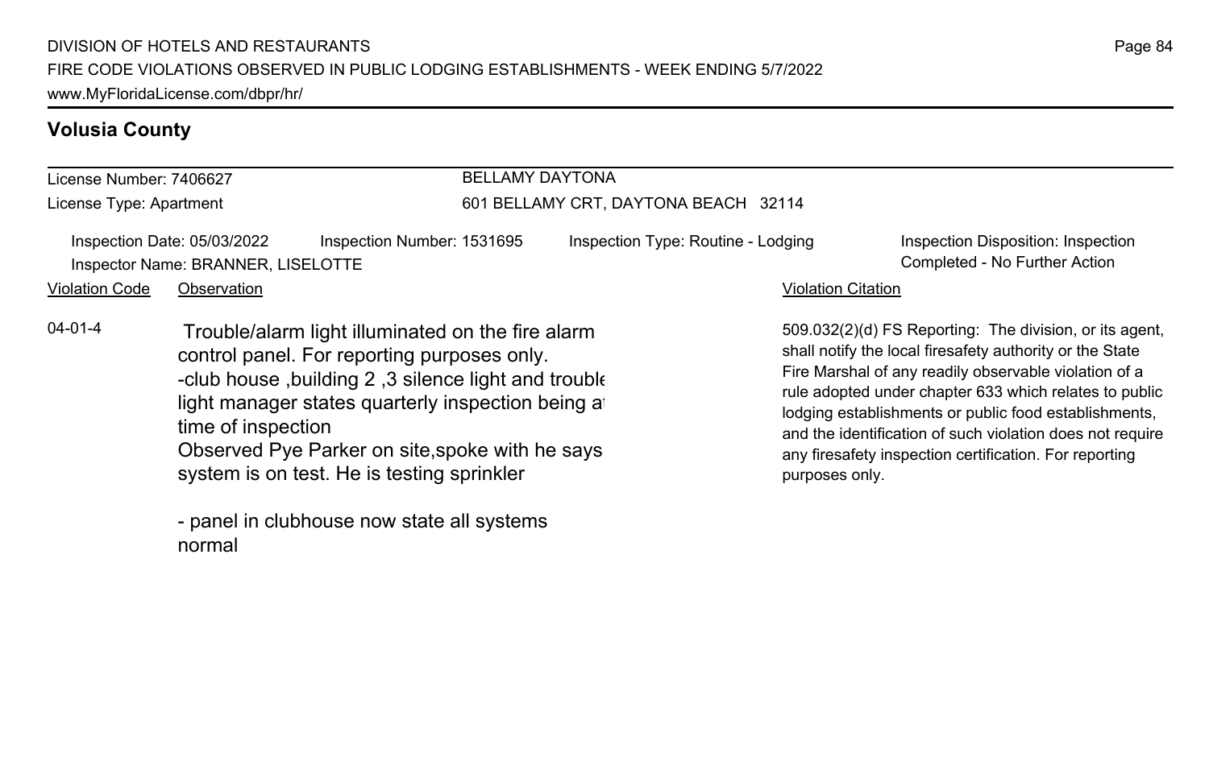## Volusia County

| License Number: 7406627 | BELLAMY DAYTONA |
|---|---|
| License Type: Apartment | 601 BELLAMY CRT, DAYTONA BEACH 32114 |

Inspection Date: 05/03/2022 | Inspection Number: 1531695 | Inspection Type: Routine - Lodging | Inspection Disposition: Inspection Completed - No Further Action

Inspector Name: BRANNER, LISELOTTE

| Violation Code | Observation | Violation Citation |
|---|---|---|
| 04-01-4 | Trouble/alarm light illuminated on the fire alarm control panel. For reporting purposes only. -club house ,building 2 ,3 silence light and trouble light manager states quarterly inspection being at time of inspection Observed Pye Parker on site,spoke with he says system is on test. He is testing sprinkler<br><br>- panel in clubhouse now state all systems normal | 509.032(2)(d) FS Reporting: The division, or its agent, shall notify the local firesafety authority or the State Fire Marshal of any readily observable violation of a rule adopted under chapter 633 which relates to public lodging establishments or public food establishments, and the identification of such violation does not require any firesafety inspection certification. For reporting purposes only. |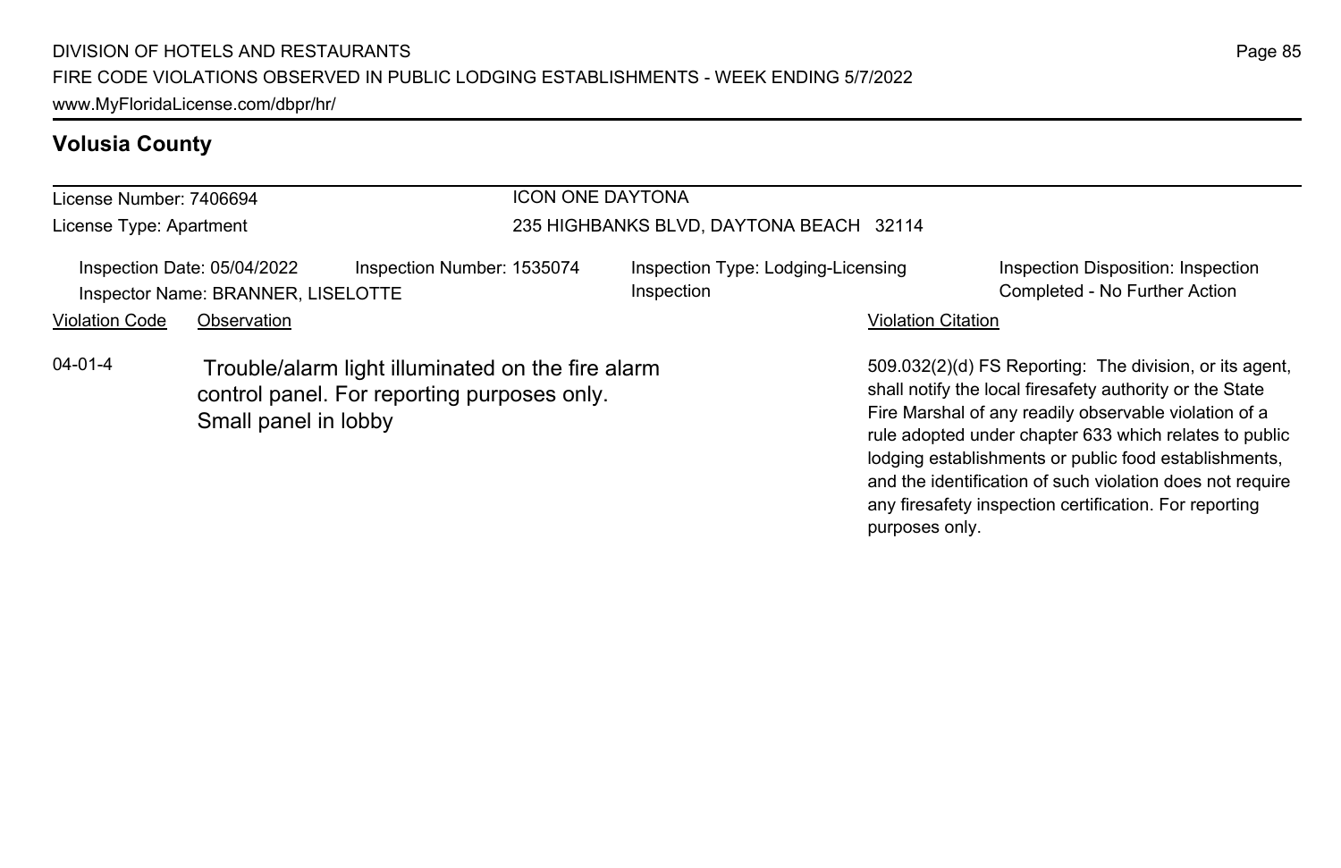## Volusia County

**License Number:** 7406694
**License Type:** Apartment

**ICON ONE DAYTONA**
235 HIGHBANKS BLVD, DAYTONA BEACH 32114

Inspection Date: 05/04/2022
Inspection Number: 1535074
Inspection Type: Lodging-Licensing Inspection
Inspection Disposition: Inspection Completed - No Further Action
Inspector Name: BRANNER, LISELOTTE

| Violation Code | Observation | Violation Citation |
| --- | --- | --- |
| 04-01-4 | Trouble/alarm light illuminated on the fire alarm control panel. For reporting purposes only. Small panel in lobby | 509.032(2)(d) FS Reporting: The division, or its agent, shall notify the local firesafety authority or the State Fire Marshal of any readily observable violation of a rule adopted under chapter 633 which relates to public lodging establishments or public food establishments, and the identification of such violation does not require any firesafety inspection certification. For reporting purposes only. |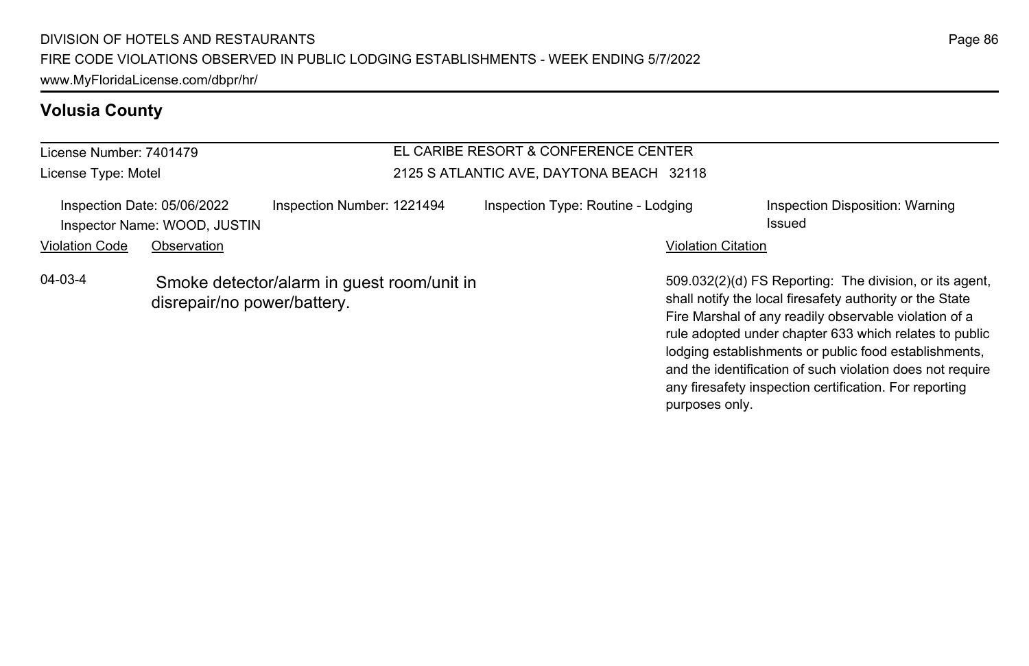## Volusia County

License Number: 7401479
License Type: Motel

EL CARIBE RESORT & CONFERENCE CENTER
2125 S ATLANTIC AVE, DAYTONA BEACH 32118

Inspection Date: 05/06/2022
Inspector Name: WOOD, JUSTIN
Inspection Number: 1221494
Inspection Type: Routine - Lodging
Inspection Disposition: Warning Issued

| Violation Code | Observation | Violation Citation |
| --- | --- | --- |
| 04-03-4 | Smoke detector/alarm in guest room/unit in disrepair/no power/battery. | 509.032(2)(d) FS Reporting: The division, or its agent, shall notify the local firesafety authority or the State Fire Marshal of any readily observable violation of a rule adopted under chapter 633 which relates to public lodging establishments or public food establishments, and the identification of such violation does not require any firesafety inspection certification. For reporting purposes only. |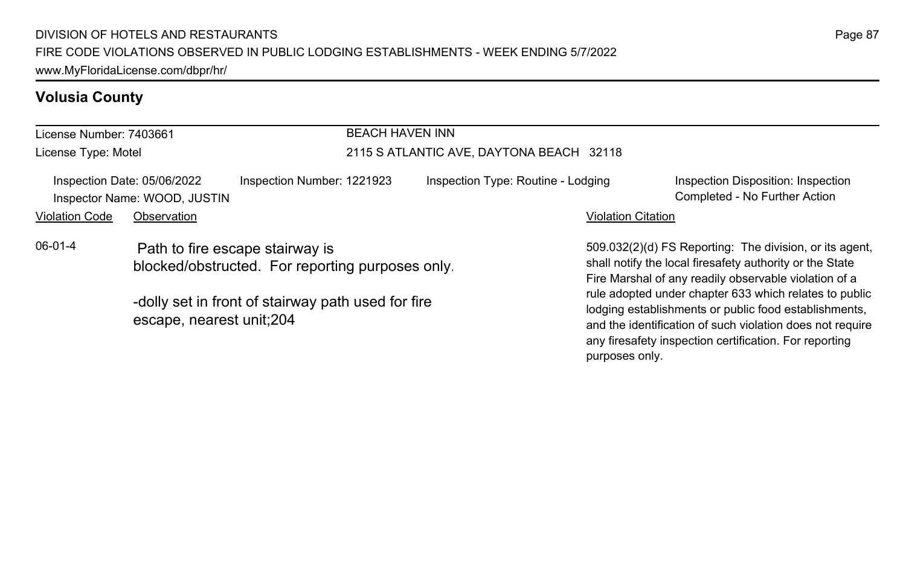## Volusia County

License Number: 7403661
License Type: Motel

BEACH HAVEN INN
2115 S ATLANTIC AVE, DAYTONA BEACH 32118

Inspection Date: 05/06/2022
Inspector Name: WOOD, JUSTIN
Inspection Number: 1221923
Inspection Type: Routine - Lodging
Inspection Disposition: Inspection Completed - No Further Action

| Violation Code | Observation | Violation Citation |
|---|---|---|
| 06-01-4 | Path to fire escape stairway is blocked/obstructed. For reporting purposes only.<br><br>-dolly set in front of stairway path used for fire escape, nearest unit;204 | 509.032(2)(d) FS Reporting: The division, or its agent, shall notify the local firesafety authority or the State Fire Marshal of any readily observable violation of a rule adopted under chapter 633 which relates to public lodging establishments or public food establishments, and the identification of such violation does not require any firesafety inspection certification. For reporting purposes only. |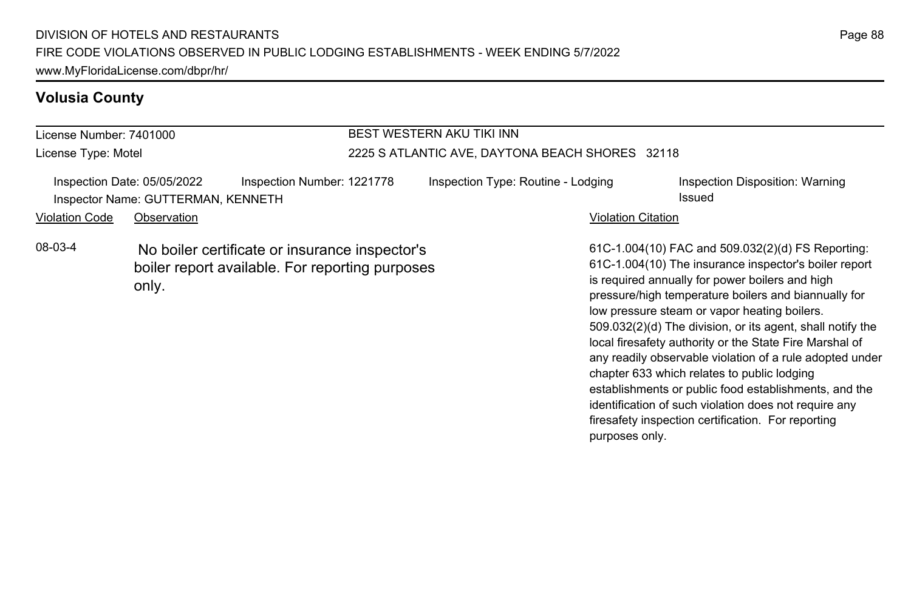## Volusia County

**License Number:** 7401000
**License Type:** Motel

**BEST WESTERN AKU TIKI INN**
2225 S ATLANTIC AVE, DAYTONA BEACH SHORES 32118

Inspection Date: 05/05/2022 | Inspection Number: 1221778 | Inspection Type: Routine - Lodging | Inspection Disposition: Warning Issued
Inspector Name: GUTTERMAN, KENNETH

| Violation Code | Observation | Violation Citation |
|---|---|---|
| 08-03-4 | No boiler certificate or insurance inspector's boiler report available. For reporting purposes only. | 61C-1.004(10) FAC and 509.032(2)(d) FS Reporting: 61C-1.004(10) The insurance inspector's boiler report is required annually for power boilers and high pressure/high temperature boilers and biannually for low pressure steam or vapor heating boilers. 509.032(2)(d) The division, or its agent, shall notify the local firesafety authority or the State Fire Marshal of any readily observable violation of a rule adopted under chapter 633 which relates to public lodging establishments or public food establishments, and the identification of such violation does not require any firesafety inspection certification. For reporting purposes only. |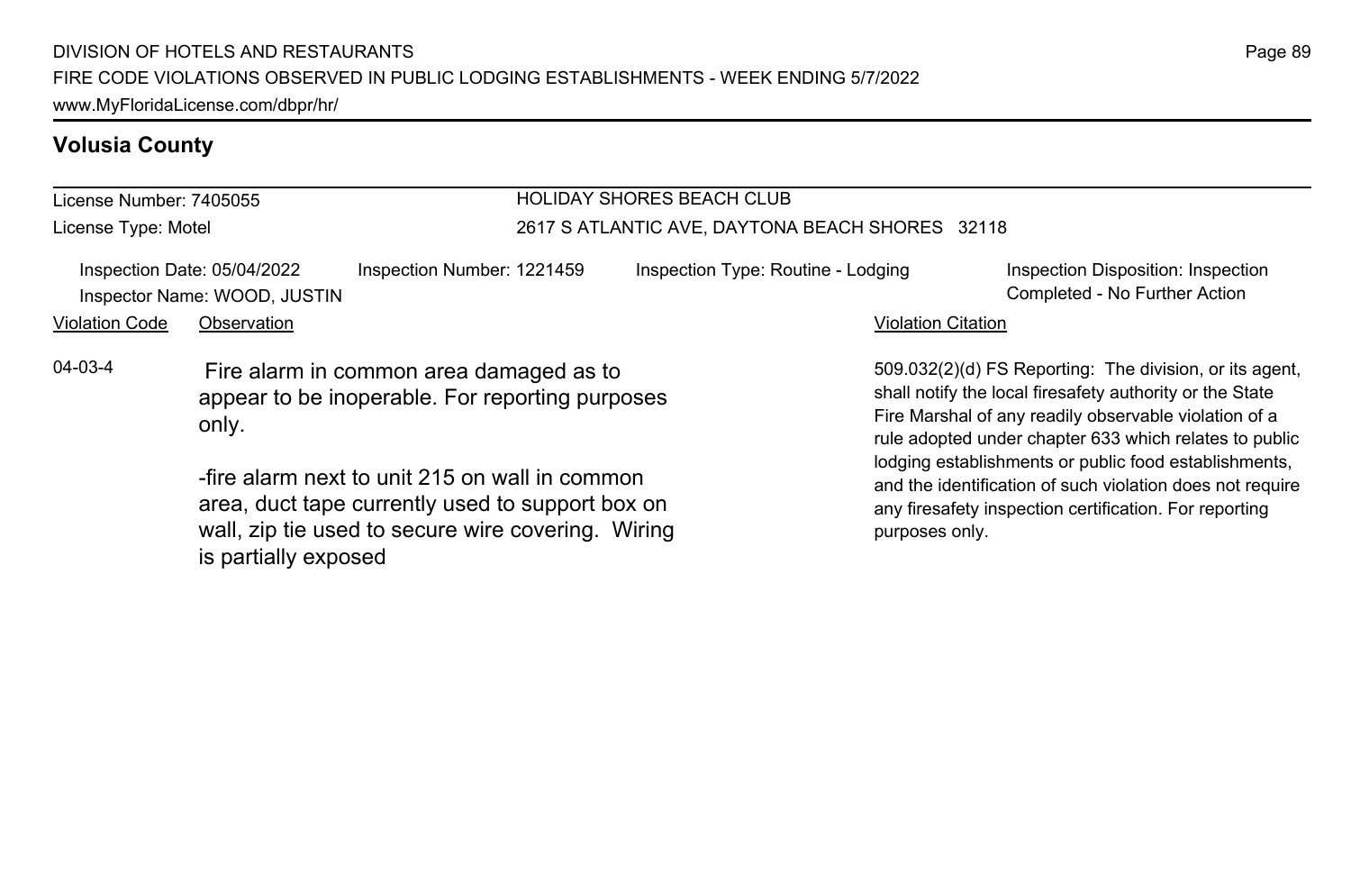## Volusia County

License Number: 7405055
License Type: Motel

HOLIDAY SHORES BEACH CLUB
2617 S ATLANTIC AVE, DAYTONA BEACH SHORES 32118

Inspection Date: 05/04/2022
Inspector Name: WOOD, JUSTIN
Inspection Number: 1221459
Inspection Type: Routine - Lodging
Inspection Disposition: Inspection Completed - No Further Action

| Violation Code | Observation | Violation Citation |
| --- | --- | --- |
| 04-03-4 | Fire alarm in common area damaged as to appear to be inoperable. For reporting purposes only.<br><br>-fire alarm next to unit 215 on wall in common area, duct tape currently used to support box on wall, zip tie used to secure wire covering. Wiring is partially exposed | 509.032(2)(d) FS Reporting: The division, or its agent, shall notify the local firesafety authority or the State Fire Marshal of any readily observable violation of a rule adopted under chapter 633 which relates to public lodging establishments or public food establishments, and the identification of such violation does not require any firesafety inspection certification. For reporting purposes only. |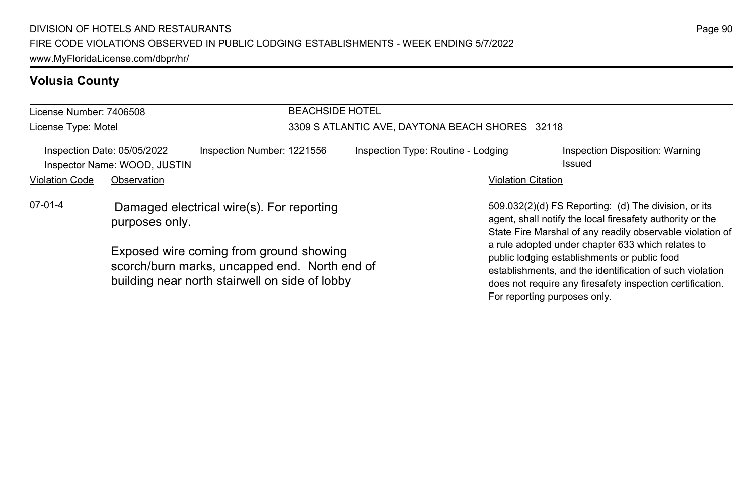## Volusia County

License Number: 7406508

License Type: Motel

BEACHSIDE HOTEL

3309 S ATLANTIC AVE, DAYTONA BEACH SHORES 32118

Inspection Date: 05/05/2022 Inspection Number: 1221556 Inspection Type: Routine - Lodging Inspection Disposition: Warning Issued

Inspector Name: WOOD, JUSTIN

| Violation Code | Observation | Violation Citation |
|---|---|---|
| 07-01-4 | Damaged electrical wire(s). For reporting purposes only.<br><br>Exposed wire coming from ground showing scorch/burn marks, uncapped end. North end of building near north stairwell on side of lobby | 509.032(2)(d) FS Reporting: (d) The division, or its agent, shall notify the local firesafety authority or the State Fire Marshal of any readily observable violation of a rule adopted under chapter 633 which relates to public lodging establishments or public food establishments, and the identification of such violation does not require any firesafety inspection certification. For reporting purposes only. |